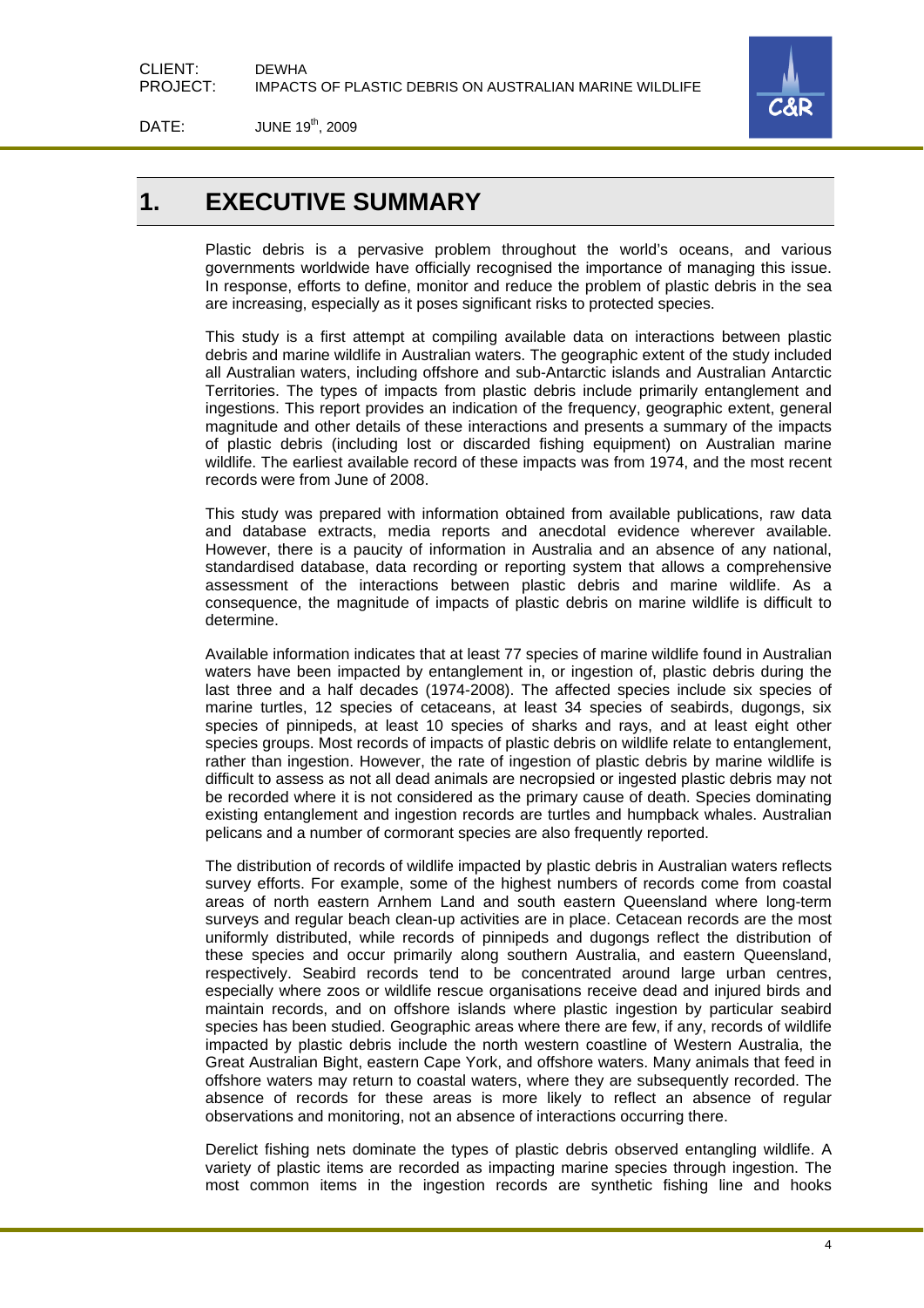# 1. EXECUTIVE SUMMARY

Plastic debris is a pervasive problem throughout the world's oceans, and various governments worldwide have officially recognised the importance of managing this issue. In response, efforts to define, monitor and reduce the problem of plastic debris in the sea are increasing, especially as it poses significant risks to protected species.

This study is a first attempt at compiling available data on interactions between plastic debris and marine wildlife in Australian waters. The geographic extent of the study included all Australian waters, including offshore and sub-Antarctic islands and Australian Antarctic Territories. The types of impacts from plastic debris include primarily entanglement and ingestions. This report provides an indication of the frequency, geographic extent, general magnitude and other details of these interactions and presents a summary of the impacts of plastic debris (including lost or discarded fishing equipment) on Australian marine wildlife. The earliest available record of these impacts was from 1974, and the most recent records were from June of 2008.

This study was prepared with information obtained from available publications, raw data and database extracts, media reports and anecdotal evidence wherever available. However, there is a paucity of information in Australia and an absence of any national, standardised database, data recording or reporting system that allows a comprehensive assessment of the interactions between plastic debris and marine wildlife. As a consequence, the magnitude of impacts of plastic debris on marine wildlife is difficult to determine.

Available information indicates that at least 77 species of marine wildlife found in Australian waters have been impacted by entanglement in, or ingestion of, plastic debris during the last three and a half decades (1974-2008). The affected species include six species of marine turtles, 12 species of cetaceans, at least 34 species of seabirds, dugongs, six species of pinnipeds, at least 10 species of sharks and rays, and at least eight other species groups. Most records of impacts of plastic debris on wildlife relate to entanglement, rather than ingestion. However, the rate of ingestion of plastic debris by marine wildlife is difficult to assess as not all dead animals are necropsied or ingested plastic debris may not be recorded where it is not considered as the primary cause of death. Species dominating existing entanglement and ingestion records are turtles and humpback whales. Australian pelicans and a number of cormorant species are also frequently reported.

The distribution of records of wildlife impacted by plastic debris in Australian waters reflects survey efforts. For example, some of the highest numbers of records come from coastal areas of north eastern Arnhem Land and south eastern Queensland where long-term surveys and regular beach clean-up activities are in place. Cetacean records are the most uniformly distributed, while records of pinnipeds and dugongs reflect the distribution of these species and occur primarily along southern Australia, and eastern Queensland, respectively. Seabird records tend to be concentrated around large urban centres, especially where zoos or wildlife rescue organisations receive dead and injured birds and maintain records, and on offshore islands where plastic ingestion by particular seabird species has been studied. Geographic areas where there are few, if any, records of wildlife impacted by plastic debris include the north western coastline of Western Australia, the Great Australian Bight, eastern Cape York, and offshore waters. Many animals that feed in offshore waters may return to coastal waters, where they are subsequently recorded. The absence of records for these areas is more likely to reflect an absence of regular observations and monitoring, not an absence of interactions occurring there.

Derelict fishing nets dominate the types of plastic debris observed entangling wildlife. A variety of plastic items are recorded as impacting marine species through ingestion. The most common items in the ingestion records are synthetic fishing line and hooks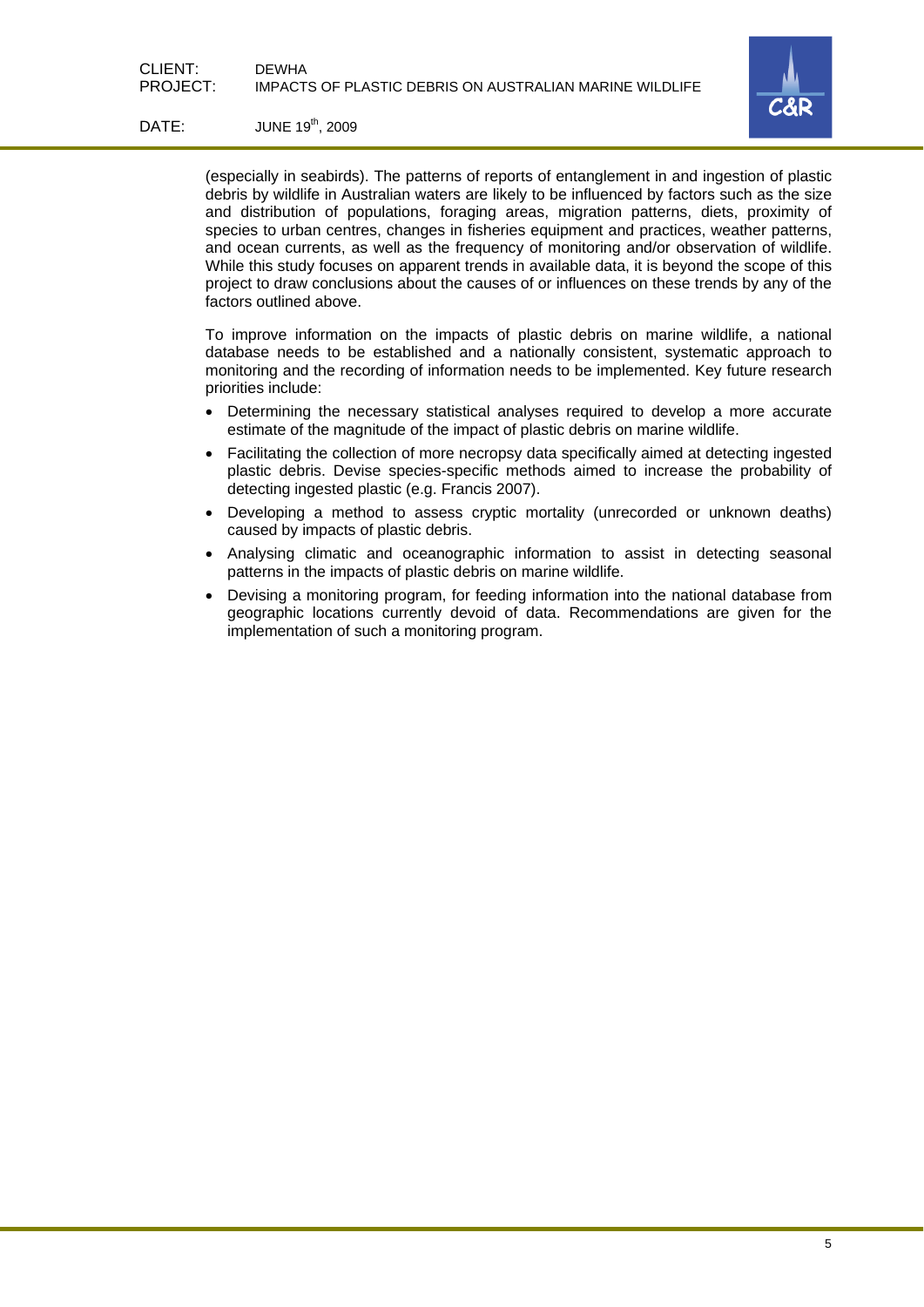(especially in seabirds). The patterns of reports of entanglement in and ingestion of plastic debris by wildlife in Australian waters are likely to be influenced by factors such as the size and distribution of populations, foraging areas, migration patterns, diets, proximity of species to urban centres, changes in fisheries equipment and practices, weather patterns, and ocean currents, as well as the frequency of monitoring and/or observation of wildlife. While this study focuses on apparent trends in available data, it is beyond the scope of this project to draw conclusions about the causes of or influences on these trends by any of the factors outlined above.

To improve information on the impacts of plastic debris on marine wildlife, a national database needs to be established and a nationally consistent, systematic approach to monitoring and the recording of information needs to be implemented. Key future research priorities include:

- Determining the necessary statistical analyses required to develop a more accurate estimate of the magnitude of the impact of plastic debris on marine wildlife.
- Facilitating the collection of more necropsy data specifically aimed at detecting ingested plastic debris. Devise species-specific methods aimed to increase the probability of detecting ingested plastic (e.g. Francis 2007).
- Developing a method to assess cryptic mortality (unrecorded or unknown deaths) caused by impacts of plastic debris.
- Analysing climatic and oceanographic information to assist in detecting seasonal patterns in the impacts of plastic debris on marine wildlife.
- Devising a monitoring program, for feeding information into the national database from geographic locations currently devoid of data. Recommendations are given for the implementation of such a monitoring program.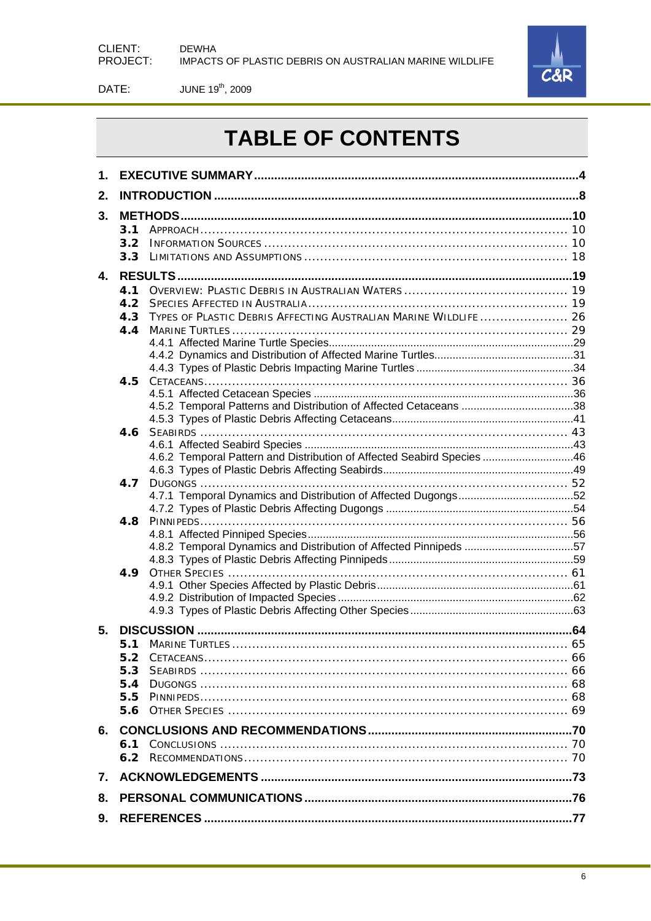# TABLE OF CONTENTS

1. EXECUTIVE SUMMARY ..... 4
2. INTRODUCTION ..... 8
3. METHODS ..... 10
   - 3.1 APPROACH ..... 10
   - 3.2 INFORMATION SOURCES ..... 10
   - 3.3 LIMITATIONS AND ASSUMPTIONS ..... 18
4. RESULTS ..... 19
   - 4.1 OVERVIEW: PLASTIC DEBRIS IN AUSTRALIAN WATERS ..... 19
   - 4.2 SPECIES AFFECTED IN AUSTRALIA ..... 19
   - 4.3 TYPES OF PLASTIC DEBRIS AFFECTING AUSTRALIAN MARINE WILDLIFE ..... 26
   - 4.4 MARINE TURTLES ..... 29
     - 4.4.1 Affected Marine Turtle Species ..... 29
     - 4.4.2 Dynamics and Distribution of Affected Marine Turtles ..... 31
     - 4.4.3 Types of Plastic Debris Impacting Marine Turtles ..... 34
   - 4.5 CETACEANS ..... 36
     - 4.5.1 Affected Cetacean Species ..... 36
     - 4.5.2 Temporal Patterns and Distribution of Affected Cetaceans ..... 38
     - 4.5.3 Types of Plastic Debris Affecting Cetaceans ..... 41
   - 4.6 SEABIRDS ..... 43
     - 4.6.1 Affected Seabird Species ..... 43
     - 4.6.2 Temporal Pattern and Distribution of Affected Seabird Species ..... 46
     - 4.6.3 Types of Plastic Debris Affecting Seabirds ..... 49
   - 4.7 DUGONGS ..... 52
     - 4.7.1 Temporal Dynamics and Distribution of Affected Dugongs ..... 52
     - 4.7.2 Types of Plastic Debris Affecting Dugongs ..... 54
   - 4.8 PINNIPEDS ..... 56
     - 4.8.1 Affected Pinniped Species ..... 56
     - 4.8.2 Temporal Dynamics and Distribution of Affected Pinnipeds ..... 57
     - 4.8.3 Types of Plastic Debris Affecting Pinnipeds ..... 59
   - 4.9 OTHER SPECIES ..... 61
     - 4.9.1 Other Species Affected by Plastic Debris ..... 61
     - 4.9.2 Distribution of Impacted Species ..... 62
     - 4.9.3 Types of Plastic Debris Affecting Other Species ..... 63
5. DISCUSSION ..... 64
   - 5.1 MARINE TURTLES ..... 65
   - 5.2 CETACEANS ..... 66
   - 5.3 SEABIRDS ..... 66
   - 5.4 DUGONGS ..... 68
   - 5.5 PINNIPEDS ..... 68
   - 5.6 OTHER SPECIES ..... 69
6. CONCLUSIONS AND RECOMMENDATIONS ..... 70
   - 6.1 CONCLUSIONS ..... 70
   - 6.2 RECOMMENDATIONS ..... 70
7. ACKNOWLEDGEMENTS ..... 73
8. PERSONAL COMMUNICATIONS ..... 76
9. REFERENCES ..... 77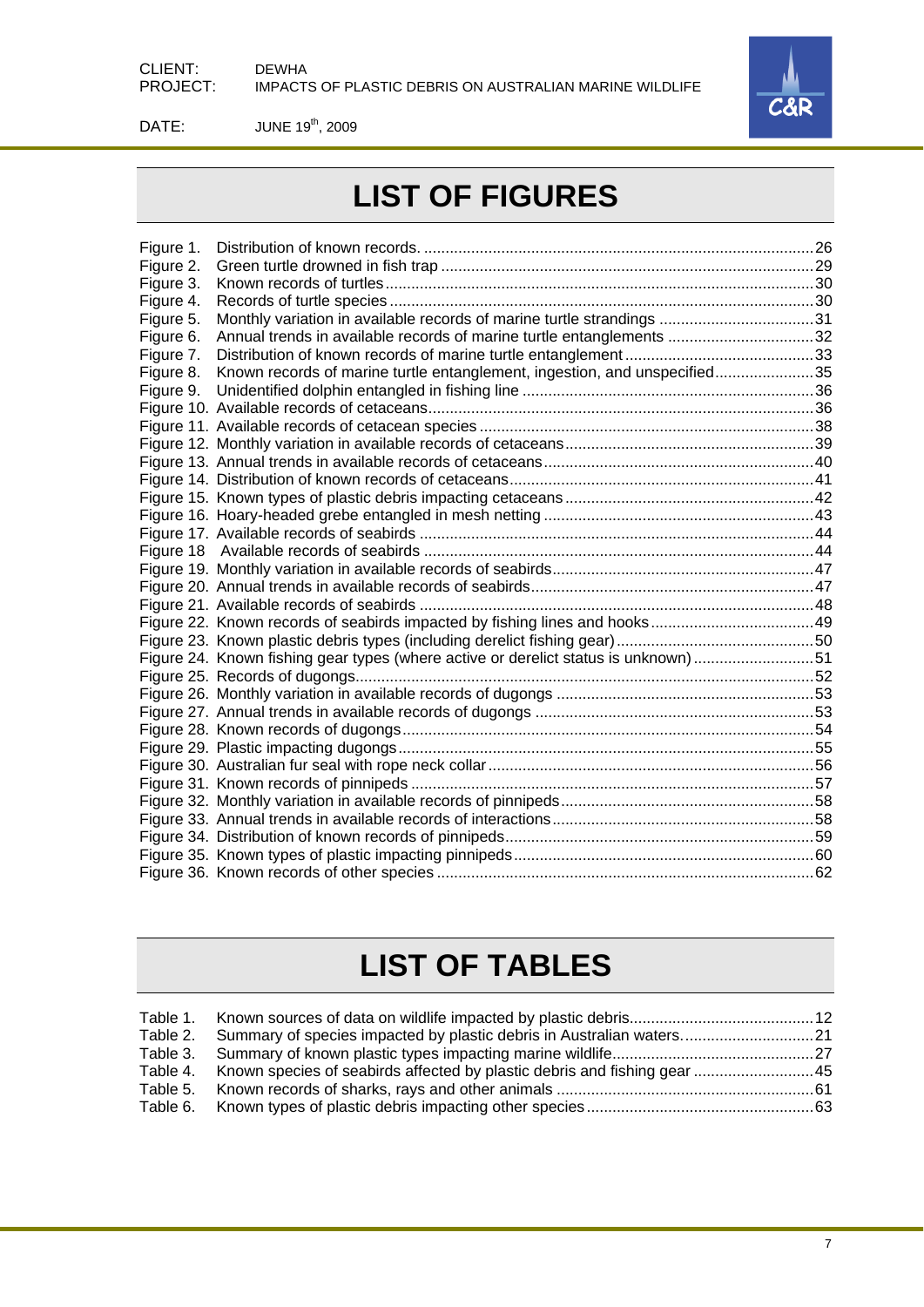# LIST OF FIGURES

Figure 1. Distribution of known records. ........................................................................................26
Figure 2. Green turtle drowned in fish trap ......................................................................................29
Figure 3. Known records of turtles ...................................................................................................30
Figure 4. Records of turtle species ..................................................................................................30
Figure 5. Monthly variation in available records of marine turtle strandings ....................................31
Figure 6. Annual trends in available records of marine turtle entanglements ..................................32
Figure 7. Distribution of known records of marine turtle entanglement ............................................33
Figure 8. Known records of marine turtle entanglement, ingestion, and unspecified.......................35
Figure 9. Unidentified dolphin entangled in fishing line ...................................................................36
Figure 10. Available records of cetaceans.........................................................................................36
Figure 11. Available records of cetacean species .............................................................................38
Figure 12. Monthly variation in available records of cetaceans..........................................................39
Figure 13. Annual trends in available records of cetaceans...............................................................40
Figure 14. Distribution of known records of cetaceans.......................................................................41
Figure 15. Known types of plastic debris impacting cetaceans ..........................................................42
Figure 16. Hoary-headed grebe entangled in mesh netting ...............................................................43
Figure 17. Available records of seabirds ...........................................................................................44
Figure 18 Available records of seabirds ..........................................................................................44
Figure 19. Monthly variation in available records of seabirds.............................................................47
Figure 20. Annual trends in available records of seabirds..................................................................47
Figure 21. Available records of seabirds ...........................................................................................48
Figure 22. Known records of seabirds impacted by fishing lines and hooks......................................49
Figure 23. Known plastic debris types (including derelict fishing gear) ..............................................50
Figure 24. Known fishing gear types (where active or derelict status is unknown) ............................51
Figure 25. Records of dugongs..........................................................................................................52
Figure 26. Monthly variation in available records of dugongs ...........................................................53
Figure 27. Annual trends in available records of dugongs .................................................................53
Figure 28. Known records of dugongs...............................................................................................54
Figure 29. Plastic impacting dugongs.................................................................................................55
Figure 30. Australian fur seal with rope neck collar............................................................................56
Figure 31. Known records of pinnipeds .............................................................................................57
Figure 32. Monthly variation in available records of pinnipeds...........................................................58
Figure 33. Annual trends in available records of interactions.............................................................58
Figure 34. Distribution of known records of pinnipeds........................................................................59
Figure 35. Known types of plastic impacting pinnipeds......................................................................60
Figure 36. Known records of other species .......................................................................................62

# LIST OF TABLES

Table 1. Known sources of data on wildlife impacted by plastic debris...........................................12
Table 2. Summary of species impacted by plastic debris in Australian waters...............................21
Table 3. Summary of known plastic types impacting marine wildlife...............................................27
Table 4. Known species of seabirds affected by plastic debris and fishing gear ............................45
Table 5. Known records of sharks, rays and other animals ............................................................61
Table 6. Known types of plastic debris impacting other species.....................................................63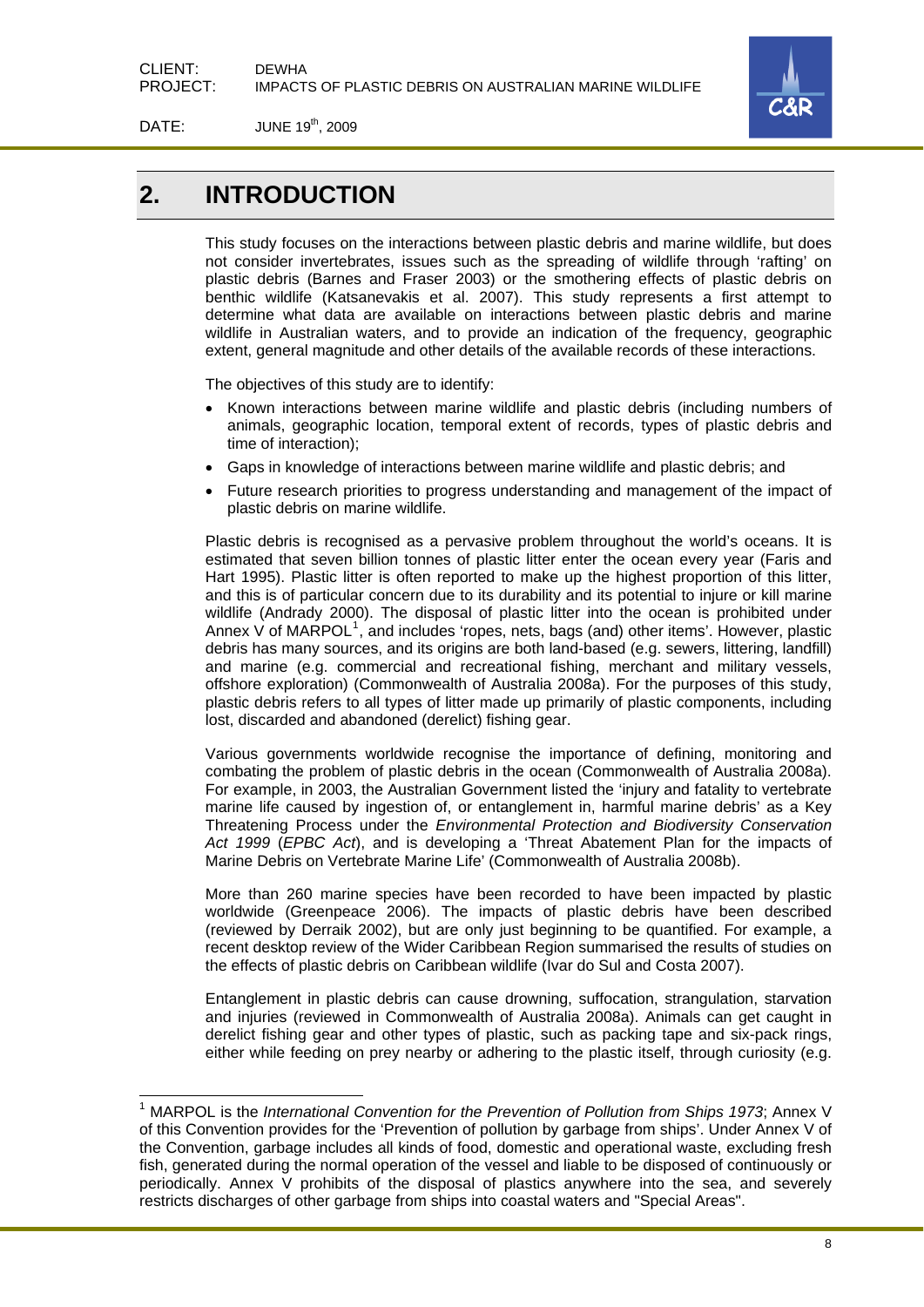# 2. INTRODUCTION

This study focuses on the interactions between plastic debris and marine wildlife, but does not consider invertebrates, issues such as the spreading of wildlife through 'rafting' on plastic debris (Barnes and Fraser 2003) or the smothering effects of plastic debris on benthic wildlife (Katsanevakis et al. 2007). This study represents a first attempt to determine what data are available on interactions between plastic debris and marine wildlife in Australian waters, and to provide an indication of the frequency, geographic extent, general magnitude and other details of the available records of these interactions.

The objectives of this study are to identify:

- Known interactions between marine wildlife and plastic debris (including numbers of animals, geographic location, temporal extent of records, types of plastic debris and time of interaction);
- Gaps in knowledge of interactions between marine wildlife and plastic debris; and
- Future research priorities to progress understanding and management of the impact of plastic debris on marine wildlife.

Plastic debris is recognised as a pervasive problem throughout the world's oceans. It is estimated that seven billion tonnes of plastic litter enter the ocean every year (Faris and Hart 1995). Plastic litter is often reported to make up the highest proportion of this litter, and this is of particular concern due to its durability and its potential to injure or kill marine wildlife (Andrady 2000). The disposal of plastic litter into the ocean is prohibited under Annex V of MARPOL[1], and includes 'ropes, nets, bags (and) other items'. However, plastic debris has many sources, and its origins are both land-based (e.g. sewers, littering, landfill) and marine (e.g. commercial and recreational fishing, merchant and military vessels, offshore exploration) (Commonwealth of Australia 2008a). For the purposes of this study, plastic debris refers to all types of litter made up primarily of plastic components, including lost, discarded and abandoned (derelict) fishing gear.

Various governments worldwide recognise the importance of defining, monitoring and combating the problem of plastic debris in the ocean (Commonwealth of Australia 2008a). For example, in 2003, the Australian Government listed the 'injury and fatality to vertebrate marine life caused by ingestion of, or entanglement in, harmful marine debris' as a Key Threatening Process under the *Environmental Protection and Biodiversity Conservation Act 1999* (*EPBC Act*), and is developing a 'Threat Abatement Plan for the impacts of Marine Debris on Vertebrate Marine Life' (Commonwealth of Australia 2008b).

More than 260 marine species have been recorded to have been impacted by plastic worldwide (Greenpeace 2006). The impacts of plastic debris have been described (reviewed by Derraik 2002), but are only just beginning to be quantified. For example, a recent desktop review of the Wider Caribbean Region summarised the results of studies on the effects of plastic debris on Caribbean wildlife (Ivar do Sul and Costa 2007).

Entanglement in plastic debris can cause drowning, suffocation, strangulation, starvation and injuries (reviewed in Commonwealth of Australia 2008a). Animals can get caught in derelict fishing gear and other types of plastic, such as packing tape and six-pack rings, either while feeding on prey nearby or adhering to the plastic itself, through curiosity (e.g.

---

[1] MARPOL is the *International Convention for the Prevention of Pollution from Ships 1973*; Annex V of this Convention provides for the 'Prevention of pollution by garbage from ships'. Under Annex V of the Convention, garbage includes all kinds of food, domestic and operational waste, excluding fresh fish, generated during the normal operation of the vessel and liable to be disposed of continuously or periodically. Annex V prohibits of the disposal of plastics anywhere into the sea, and severely restricts discharges of other garbage from ships into coastal waters and "Special Areas".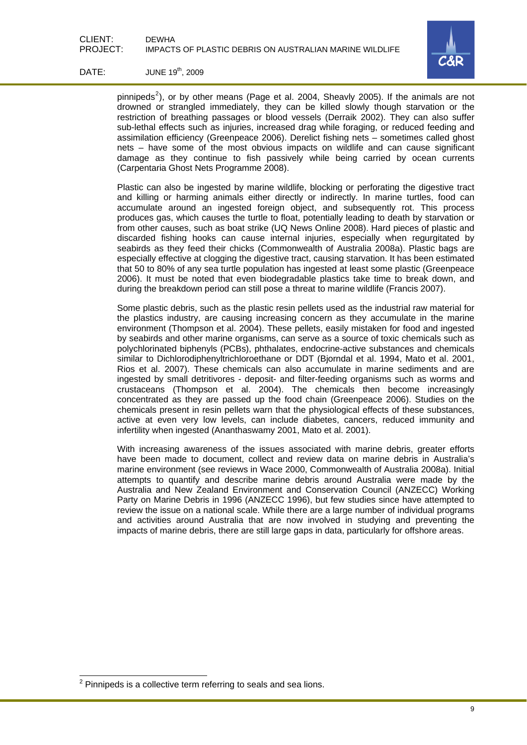pinnipeds[2]), or by other means (Page et al. 2004, Sheavly 2005). If the animals are not drowned or strangled immediately, they can be killed slowly though starvation or the restriction of breathing passages or blood vessels (Derraik 2002). They can also suffer sub-lethal effects such as injuries, increased drag while foraging, or reduced feeding and assimilation efficiency (Greenpeace 2006). Derelict fishing nets – sometimes called ghost nets – have some of the most obvious impacts on wildlife and can cause significant damage as they continue to fish passively while being carried by ocean currents (Carpentaria Ghost Nets Programme 2008).

Plastic can also be ingested by marine wildlife, blocking or perforating the digestive tract and killing or harming animals either directly or indirectly. In marine turtles, food can accumulate around an ingested foreign object, and subsequently rot. This process produces gas, which causes the turtle to float, potentially leading to death by starvation or from other causes, such as boat strike (UQ News Online 2008). Hard pieces of plastic and discarded fishing hooks can cause internal injuries, especially when regurgitated by seabirds as they feed their chicks (Commonwealth of Australia 2008a). Plastic bags are especially effective at clogging the digestive tract, causing starvation. It has been estimated that 50 to 80% of any sea turtle population has ingested at least some plastic (Greenpeace 2006). It must be noted that even biodegradable plastics take time to break down, and during the breakdown period can still pose a threat to marine wildlife (Francis 2007).

Some plastic debris, such as the plastic resin pellets used as the industrial raw material for the plastics industry, are causing increasing concern as they accumulate in the marine environment (Thompson et al. 2004). These pellets, easily mistaken for food and ingested by seabirds and other marine organisms, can serve as a source of toxic chemicals such as polychlorinated biphenyls (PCBs), phthalates, endocrine-active substances and chemicals similar to Dichlorodiphenyltrichloroethane or DDT (Bjorndal et al. 1994, Mato et al. 2001, Rios et al. 2007). These chemicals can also accumulate in marine sediments and are ingested by small detritivores - deposit- and filter-feeding organisms such as worms and crustaceans (Thompson et al. 2004). The chemicals then become increasingly concentrated as they are passed up the food chain (Greenpeace 2006). Studies on the chemicals present in resin pellets warn that the physiological effects of these substances, active at even very low levels, can include diabetes, cancers, reduced immunity and infertility when ingested (Ananthaswamy 2001, Mato et al. 2001).

With increasing awareness of the issues associated with marine debris, greater efforts have been made to document, collect and review data on marine debris in Australia's marine environment (see reviews in Wace 2000, Commonwealth of Australia 2008a). Initial attempts to quantify and describe marine debris around Australia were made by the Australia and New Zealand Environment and Conservation Council (ANZECC) Working Party on Marine Debris in 1996 (ANZECC 1996), but few studies since have attempted to review the issue on a national scale. While there are a large number of individual programs and activities around Australia that are now involved in studying and preventing the impacts of marine debris, there are still large gaps in data, particularly for offshore areas.

[2] Pinnipeds is a collective term referring to seals and sea lions.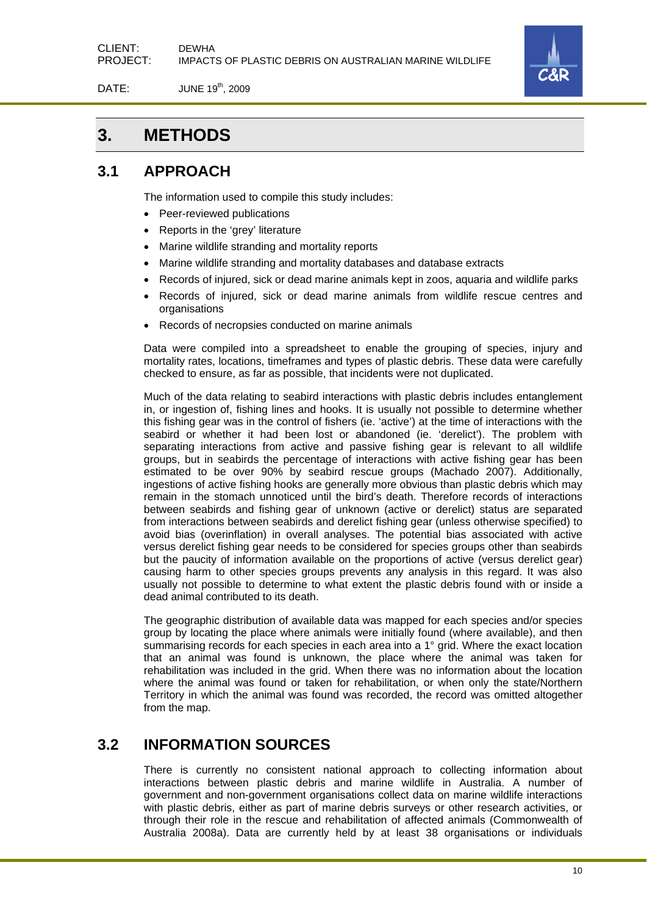# 3. METHODS

## 3.1 APPROACH

The information used to compile this study includes:

- Peer-reviewed publications
- Reports in the 'grey' literature
- Marine wildlife stranding and mortality reports
- Marine wildlife stranding and mortality databases and database extracts
- Records of injured, sick or dead marine animals kept in zoos, aquaria and wildlife parks
- Records of injured, sick or dead marine animals from wildlife rescue centres and organisations
- Records of necropsies conducted on marine animals

Data were compiled into a spreadsheet to enable the grouping of species, injury and mortality rates, locations, timeframes and types of plastic debris. These data were carefully checked to ensure, as far as possible, that incidents were not duplicated.

Much of the data relating to seabird interactions with plastic debris includes entanglement in, or ingestion of, fishing lines and hooks. It is usually not possible to determine whether this fishing gear was in the control of fishers (ie. 'active') at the time of interactions with the seabird or whether it had been lost or abandoned (ie. 'derelict'). The problem with separating interactions from active and passive fishing gear is relevant to all wildlife groups, but in seabirds the percentage of interactions with active fishing gear has been estimated to be over 90% by seabird rescue groups (Machado 2007). Additionally, ingestions of active fishing hooks are generally more obvious than plastic debris which may remain in the stomach unnoticed until the bird's death. Therefore records of interactions between seabirds and fishing gear of unknown (active or derelict) status are separated from interactions between seabirds and derelict fishing gear (unless otherwise specified) to avoid bias (overinflation) in overall analyses. The potential bias associated with active versus derelict fishing gear needs to be considered for species groups other than seabirds but the paucity of information available on the proportions of active (versus derelict gear) causing harm to other species groups prevents any analysis in this regard. It was also usually not possible to determine to what extent the plastic debris found with or inside a dead animal contributed to its death.

The geographic distribution of available data was mapped for each species and/or species group by locating the place where animals were initially found (where available), and then summarising records for each species in each area into a 1° grid. Where the exact location that an animal was found is unknown, the place where the animal was taken for rehabilitation was included in the grid. When there was no information about the location where the animal was found or taken for rehabilitation, or when only the state/Northern Territory in which the animal was found was recorded, the record was omitted altogether from the map.

## 3.2 INFORMATION SOURCES

There is currently no consistent national approach to collecting information about interactions between plastic debris and marine wildlife in Australia. A number of government and non-government organisations collect data on marine wildlife interactions with plastic debris, either as part of marine debris surveys or other research activities, or through their role in the rescue and rehabilitation of affected animals (Commonwealth of Australia 2008a). Data are currently held by at least 38 organisations or individuals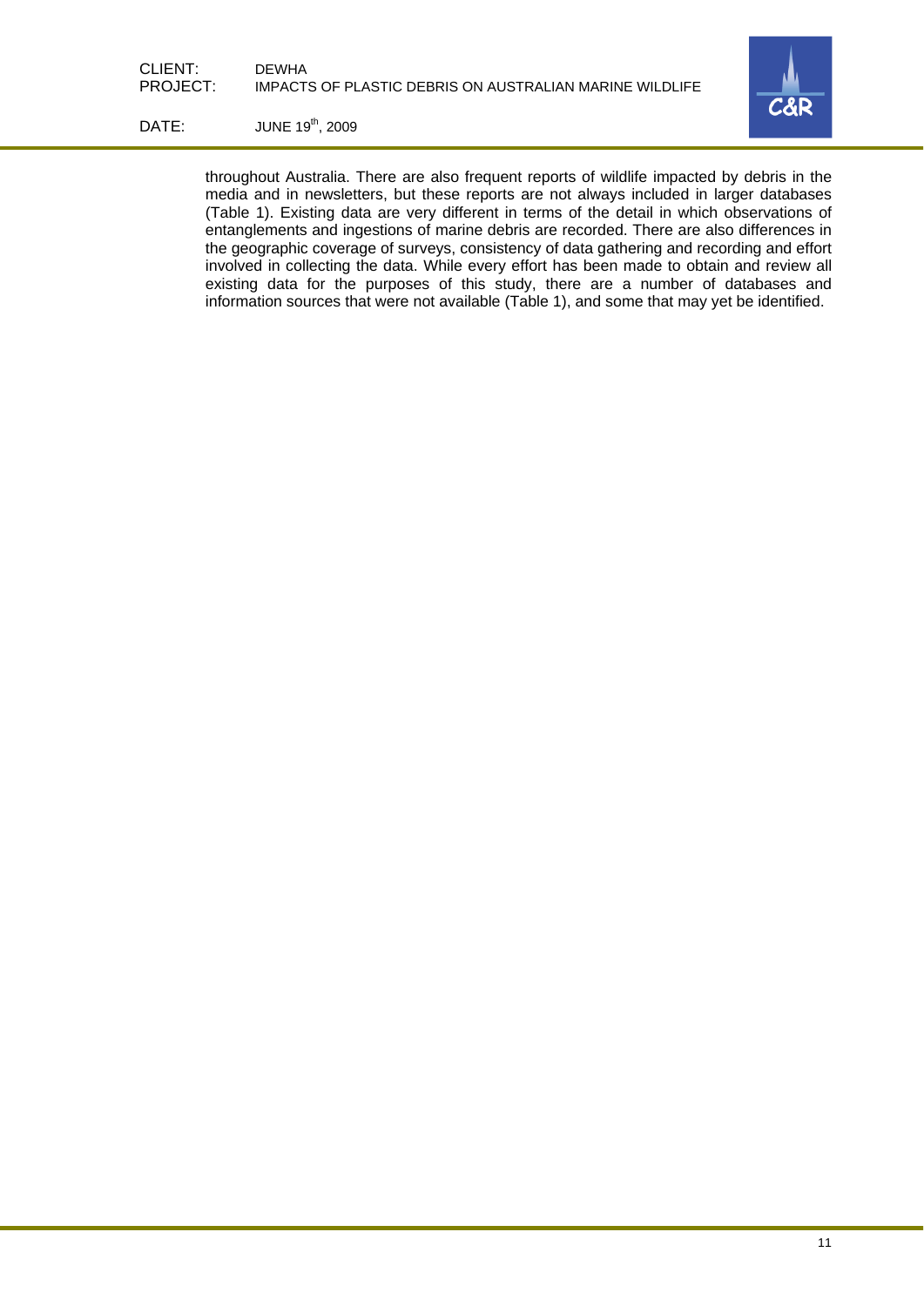throughout Australia. There are also frequent reports of wildlife impacted by debris in the media and in newsletters, but these reports are not always included in larger databases (Table 1). Existing data are very different in terms of the detail in which observations of entanglements and ingestions of marine debris are recorded. There are also differences in the geographic coverage of surveys, consistency of data gathering and recording and effort involved in collecting the data. While every effort has been made to obtain and review all existing data for the purposes of this study, there are a number of databases and information sources that were not available (Table 1), and some that may yet be identified.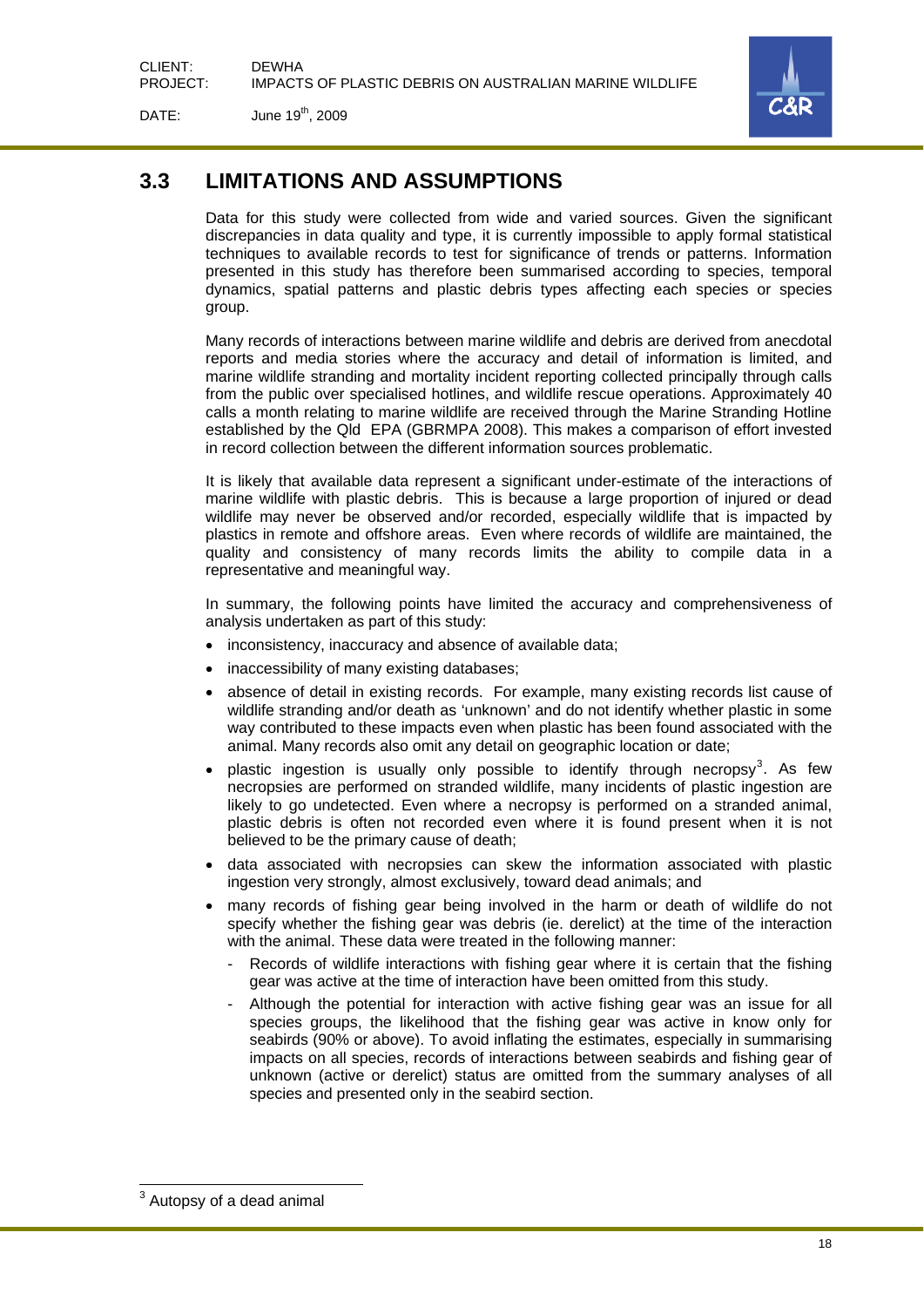## 3.3 LIMITATIONS AND ASSUMPTIONS

Data for this study were collected from wide and varied sources. Given the significant discrepancies in data quality and type, it is currently impossible to apply formal statistical techniques to available records to test for significance of trends or patterns. Information presented in this study has therefore been summarised according to species, temporal dynamics, spatial patterns and plastic debris types affecting each species or species group.

Many records of interactions between marine wildlife and debris are derived from anecdotal reports and media stories where the accuracy and detail of information is limited, and marine wildlife stranding and mortality incident reporting collected principally through calls from the public over specialised hotlines, and wildlife rescue operations. Approximately 40 calls a month relating to marine wildlife are received through the Marine Stranding Hotline established by the Qld EPA (GBRMPA 2008). This makes a comparison of effort invested in record collection between the different information sources problematic.

It is likely that available data represent a significant under-estimate of the interactions of marine wildlife with plastic debris. This is because a large proportion of injured or dead wildlife may never be observed and/or recorded, especially wildlife that is impacted by plastics in remote and offshore areas. Even where records of wildlife are maintained, the quality and consistency of many records limits the ability to compile data in a representative and meaningful way.

In summary, the following points have limited the accuracy and comprehensiveness of analysis undertaken as part of this study:

- inconsistency, inaccuracy and absence of available data;
- inaccessibility of many existing databases;
- absence of detail in existing records. For example, many existing records list cause of wildlife stranding and/or death as 'unknown' and do not identify whether plastic in some way contributed to these impacts even when plastic has been found associated with the animal. Many records also omit any detail on geographic location or date;
- plastic ingestion is usually only possible to identify through necropsy[3]. As few necropsies are performed on stranded wildlife, many incidents of plastic ingestion are likely to go undetected. Even where a necropsy is performed on a stranded animal, plastic debris is often not recorded even where it is found present when it is not believed to be the primary cause of death;
- data associated with necropsies can skew the information associated with plastic ingestion very strongly, almost exclusively, toward dead animals; and
- many records of fishing gear being involved in the harm or death of wildlife do not specify whether the fishing gear was debris (ie. derelict) at the time of the interaction with the animal. These data were treated in the following manner:
  - Records of wildlife interactions with fishing gear where it is certain that the fishing gear was active at the time of interaction have been omitted from this study.
  - Although the potential for interaction with active fishing gear was an issue for all species groups, the likelihood that the fishing gear was active in know only for seabirds (90% or above). To avoid inflating the estimates, especially in summarising impacts on all species, records of interactions between seabirds and fishing gear of unknown (active or derelict) status are omitted from the summary analyses of all species and presented only in the seabird section.

[3] Autopsy of a dead animal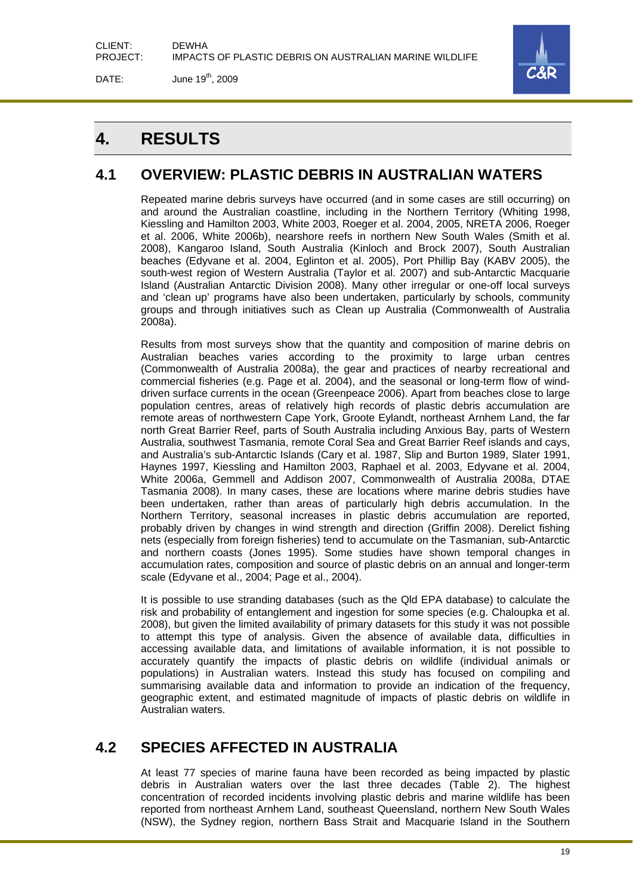# 4. RESULTS

## 4.1 OVERVIEW: PLASTIC DEBRIS IN AUSTRALIAN WATERS

Repeated marine debris surveys have occurred (and in some cases are still occurring) on and around the Australian coastline, including in the Northern Territory (Whiting 1998, Kiessling and Hamilton 2003, White 2003, Roeger et al. 2004, 2005, NRETA 2006, Roeger et al. 2006, White 2006b), nearshore reefs in northern New South Wales (Smith et al. 2008), Kangaroo Island, South Australia (Kinloch and Brock 2007), South Australian beaches (Edyvane et al. 2004, Eglinton et al. 2005), Port Phillip Bay (KABV 2005), the south-west region of Western Australia (Taylor et al. 2007) and sub-Antarctic Macquarie Island (Australian Antarctic Division 2008). Many other irregular or one-off local surveys and 'clean up' programs have also been undertaken, particularly by schools, community groups and through initiatives such as Clean up Australia (Commonwealth of Australia 2008a).

Results from most surveys show that the quantity and composition of marine debris on Australian beaches varies according to the proximity to large urban centres (Commonwealth of Australia 2008a), the gear and practices of nearby recreational and commercial fisheries (e.g. Page et al. 2004), and the seasonal or long-term flow of wind-driven surface currents in the ocean (Greenpeace 2006). Apart from beaches close to large population centres, areas of relatively high records of plastic debris accumulation are remote areas of northwestern Cape York, Groote Eylandt, northeast Arnhem Land, the far north Great Barrier Reef, parts of South Australia including Anxious Bay, parts of Western Australia, southwest Tasmania, remote Coral Sea and Great Barrier Reef islands and cays, and Australia's sub-Antarctic Islands (Cary et al. 1987, Slip and Burton 1989, Slater 1991, Haynes 1997, Kiessling and Hamilton 2003, Raphael et al. 2003, Edyvane et al. 2004, White 2006a, Gemmell and Addison 2007, Commonwealth of Australia 2008a, DTAE Tasmania 2008). In many cases, these are locations where marine debris studies have been undertaken, rather than areas of particularly high debris accumulation. In the Northern Territory, seasonal increases in plastic debris accumulation are reported, probably driven by changes in wind strength and direction (Griffin 2008). Derelict fishing nets (especially from foreign fisheries) tend to accumulate on the Tasmanian, sub-Antarctic and northern coasts (Jones 1995). Some studies have shown temporal changes in accumulation rates, composition and source of plastic debris on an annual and longer-term scale (Edyvane et al., 2004; Page et al., 2004).

It is possible to use stranding databases (such as the Qld EPA database) to calculate the risk and probability of entanglement and ingestion for some species (e.g. Chaloupka et al. 2008), but given the limited availability of primary datasets for this study it was not possible to attempt this type of analysis. Given the absence of available data, difficulties in accessing available data, and limitations of available information, it is not possible to accurately quantify the impacts of plastic debris on wildlife (individual animals or populations) in Australian waters. Instead this study has focused on compiling and summarising available data and information to provide an indication of the frequency, geographic extent, and estimated magnitude of impacts of plastic debris on wildlife in Australian waters.

## 4.2 SPECIES AFFECTED IN AUSTRALIA

At least 77 species of marine fauna have been recorded as being impacted by plastic debris in Australian waters over the last three decades (Table 2). The highest concentration of recorded incidents involving plastic debris and marine wildlife has been reported from northeast Arnhem Land, southeast Queensland, northern New South Wales (NSW), the Sydney region, northern Bass Strait and Macquarie Island in the Southern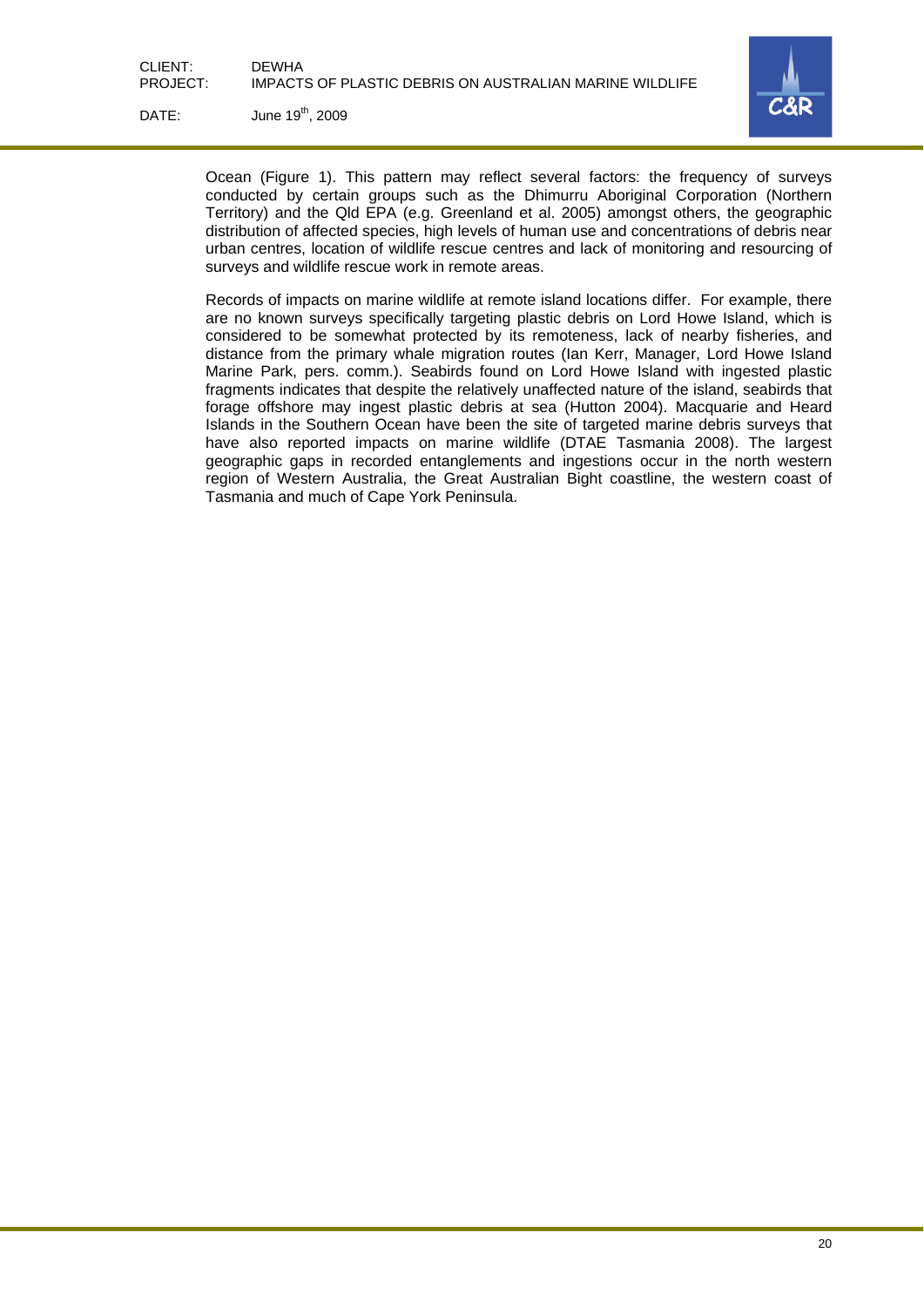Ocean (Figure 1). This pattern may reflect several factors: the frequency of surveys conducted by certain groups such as the Dhimurru Aboriginal Corporation (Northern Territory) and the Qld EPA (e.g. Greenland et al. 2005) amongst others, the geographic distribution of affected species, high levels of human use and concentrations of debris near urban centres, location of wildlife rescue centres and lack of monitoring and resourcing of surveys and wildlife rescue work in remote areas.

Records of impacts on marine wildlife at remote island locations differ. For example, there are no known surveys specifically targeting plastic debris on Lord Howe Island, which is considered to be somewhat protected by its remoteness, lack of nearby fisheries, and distance from the primary whale migration routes (Ian Kerr, Manager, Lord Howe Island Marine Park, pers. comm.). Seabirds found on Lord Howe Island with ingested plastic fragments indicates that despite the relatively unaffected nature of the island, seabirds that forage offshore may ingest plastic debris at sea (Hutton 2004). Macquarie and Heard Islands in the Southern Ocean have been the site of targeted marine debris surveys that have also reported impacts on marine wildlife (DTAE Tasmania 2008). The largest geographic gaps in recorded entanglements and ingestions occur in the north western region of Western Australia, the Great Australian Bight coastline, the western coast of Tasmania and much of Cape York Peninsula.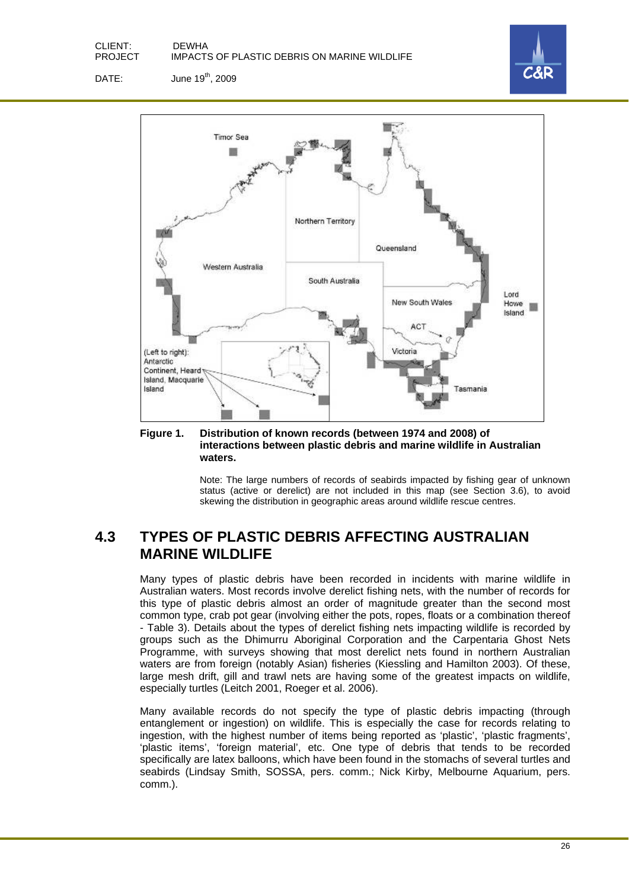**Figure 1. Distribution of known records (between 1974 and 2008) of interactions between plastic debris and marine wildlife in Australian waters.**

Note: The large numbers of records of seabirds impacted by fishing gear of unknown status (active or derelict) are not included in this map (see Section 3.6), to avoid skewing the distribution in geographic areas around wildlife rescue centres.

## 4.3 TYPES OF PLASTIC DEBRIS AFFECTING AUSTRALIAN MARINE WILDLIFE

Many types of plastic debris have been recorded in incidents with marine wildlife in Australian waters. Most records involve derelict fishing nets, with the number of records for this type of plastic debris almost an order of magnitude greater than the second most common type, crab pot gear (involving either the pots, ropes, floats or a combination thereof - Table 3). Details about the types of derelict fishing nets impacting wildlife is recorded by groups such as the Dhimurru Aboriginal Corporation and the Carpentaria Ghost Nets Programme, with surveys showing that most derelict nets found in northern Australian waters are from foreign (notably Asian) fisheries (Kiessling and Hamilton 2003). Of these, large mesh drift, gill and trawl nets are having some of the greatest impacts on wildlife, especially turtles (Leitch 2001, Roeger et al. 2006).

Many available records do not specify the type of plastic debris impacting (through entanglement or ingestion) on wildlife. This is especially the case for records relating to ingestion, with the highest number of items being reported as 'plastic', 'plastic fragments', 'plastic items', 'foreign material', etc. One type of debris that tends to be recorded specifically are latex balloons, which have been found in the stomachs of several turtles and seabirds (Lindsay Smith, SOSSA, pers. comm.; Nick Kirby, Melbourne Aquarium, pers. comm.).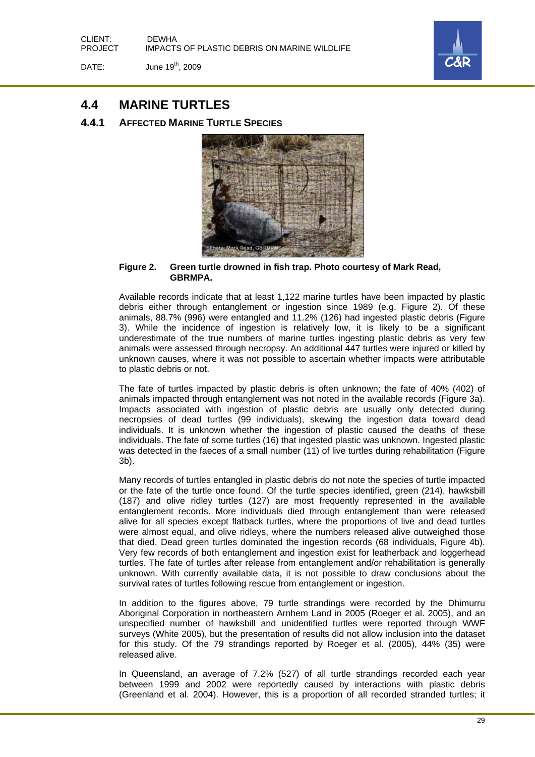## 4.4 MARINE TURTLES

### 4.4.1 AFFECTED MARINE TURTLE SPECIES

**Figure 2. Green turtle drowned in fish trap. Photo courtesy of Mark Read, GBRMPA.**

Available records indicate that at least 1,122 marine turtles have been impacted by plastic debris either through entanglement or ingestion since 1989 (e.g. Figure 2). Of these animals, 88.7% (996) were entangled and 11.2% (126) had ingested plastic debris (Figure 3). While the incidence of ingestion is relatively low, it is likely to be a significant underestimate of the true numbers of marine turtles ingesting plastic debris as very few animals were assessed through necropsy. An additional 447 turtles were injured or killed by unknown causes, where it was not possible to ascertain whether impacts were attributable to plastic debris or not.

The fate of turtles impacted by plastic debris is often unknown; the fate of 40% (402) of animals impacted through entanglement was not noted in the available records (Figure 3a). Impacts associated with ingestion of plastic debris are usually only detected during necropsies of dead turtles (99 individuals), skewing the ingestion data toward dead individuals. It is unknown whether the ingestion of plastic caused the deaths of these individuals. The fate of some turtles (16) that ingested plastic was unknown. Ingested plastic was detected in the faeces of a small number (11) of live turtles during rehabilitation (Figure 3b).

Many records of turtles entangled in plastic debris do not note the species of turtle impacted or the fate of the turtle once found. Of the turtle species identified, green (214), hawksbill (187) and olive ridley turtles (127) are most frequently represented in the available entanglement records. More individuals died through entanglement than were released alive for all species except flatback turtles, where the proportions of live and dead turtles were almost equal, and olive ridleys, where the numbers released alive outweighed those that died. Dead green turtles dominated the ingestion records (68 individuals, Figure 4b). Very few records of both entanglement and ingestion exist for leatherback and loggerhead turtles. The fate of turtles after release from entanglement and/or rehabilitation is generally unknown. With currently available data, it is not possible to draw conclusions about the survival rates of turtles following rescue from entanglement or ingestion.

In addition to the figures above, 79 turtle strandings were recorded by the Dhimurru Aboriginal Corporation in northeastern Arnhem Land in 2005 (Roeger et al. 2005), and an unspecified number of hawksbill and unidentified turtles were reported through WWF surveys (White 2005), but the presentation of results did not allow inclusion into the dataset for this study. Of the 79 strandings reported by Roeger et al. (2005), 44% (35) were released alive.

In Queensland, an average of 7.2% (527) of all turtle strandings recorded each year between 1999 and 2002 were reportedly caused by interactions with plastic debris (Greenland et al. 2004). However, this is a proportion of all recorded stranded turtles; it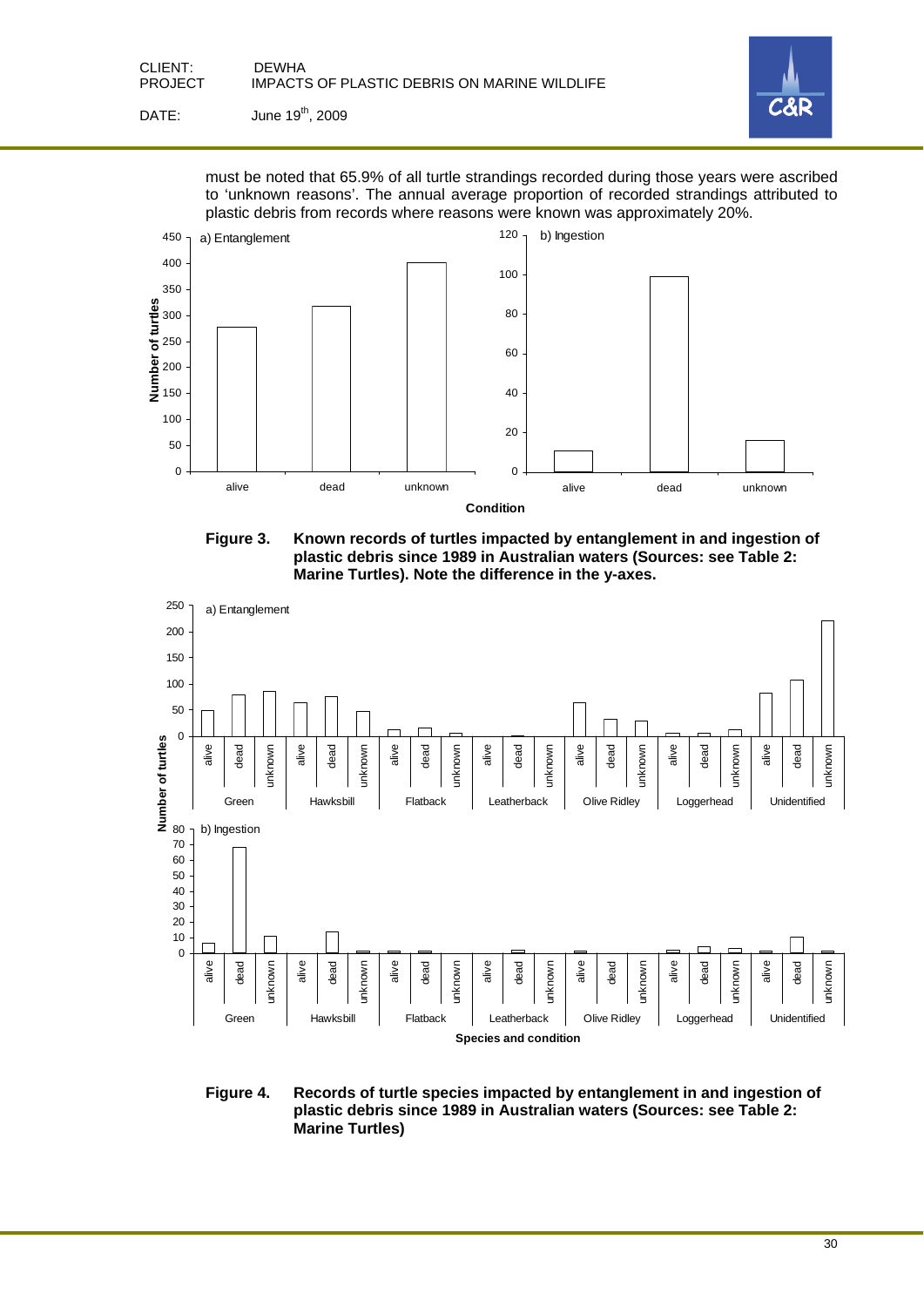must be noted that 65.9% of all turtle strandings recorded during those years were ascribed to 'unknown reasons'. The annual average proportion of recorded strandings attributed to plastic debris from records where reasons were known was approximately 20%.

**Figure 3.** **Known records of turtles impacted by entanglement in and ingestion of plastic debris since 1989 in Australian waters (Sources: see Table 2: Marine Turtles). Note the difference in the y-axes.**

**Figure 4.** **Records of turtle species impacted by entanglement in and ingestion of plastic debris since 1989 in Australian waters (Sources: see Table 2: Marine Turtles)**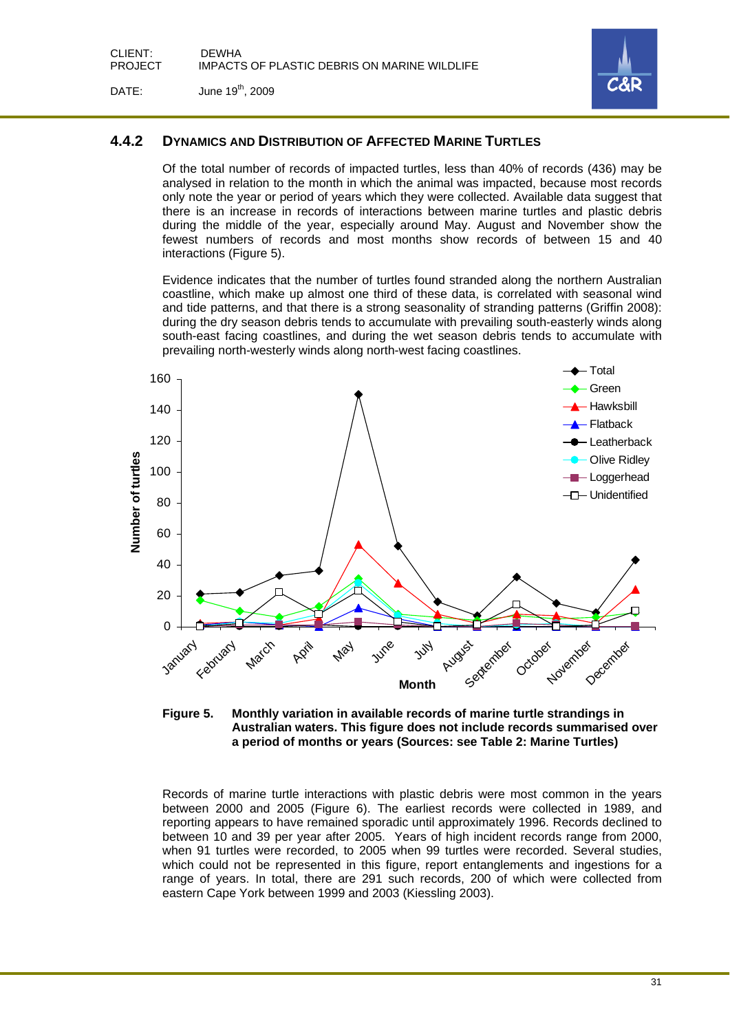### 4.4.2 Dynamics and Distribution of Affected Marine Turtles

Of the total number of records of impacted turtles, less than 40% of records (436) may be analysed in relation to the month in which the animal was impacted, because most records only note the year or period of years which they were collected. Available data suggest that there is an increase in records of interactions between marine turtles and plastic debris during the middle of the year, especially around May. August and November show the fewest numbers of records and most months show records of between 15 and 40 interactions (Figure 5).

Evidence indicates that the number of turtles found stranded along the northern Australian coastline, which make up almost one third of these data, is correlated with seasonal wind and tide patterns, and that there is a strong seasonality of stranding patterns (Griffin 2008): during the dry season debris tends to accumulate with prevailing south-easterly winds along south-east facing coastlines, and during the wet season debris tends to accumulate with prevailing north-westerly winds along north-west facing coastlines.

**Figure 5. Monthly variation in available records of marine turtle strandings in Australian waters. This figure does not include records summarised over a period of months or years (Sources: see Table 2: Marine Turtles)**

Records of marine turtle interactions with plastic debris were most common in the years between 2000 and 2005 (Figure 6). The earliest records were collected in 1989, and reporting appears to have remained sporadic until approximately 1996. Records declined to between 10 and 39 per year after 2005. Years of high incident records range from 2000, when 91 turtles were recorded, to 2005 when 99 turtles were recorded. Several studies, which could not be represented in this figure, report entanglements and ingestions for a range of years. In total, there are 291 such records, 200 of which were collected from eastern Cape York between 1999 and 2003 (Kiessling 2003).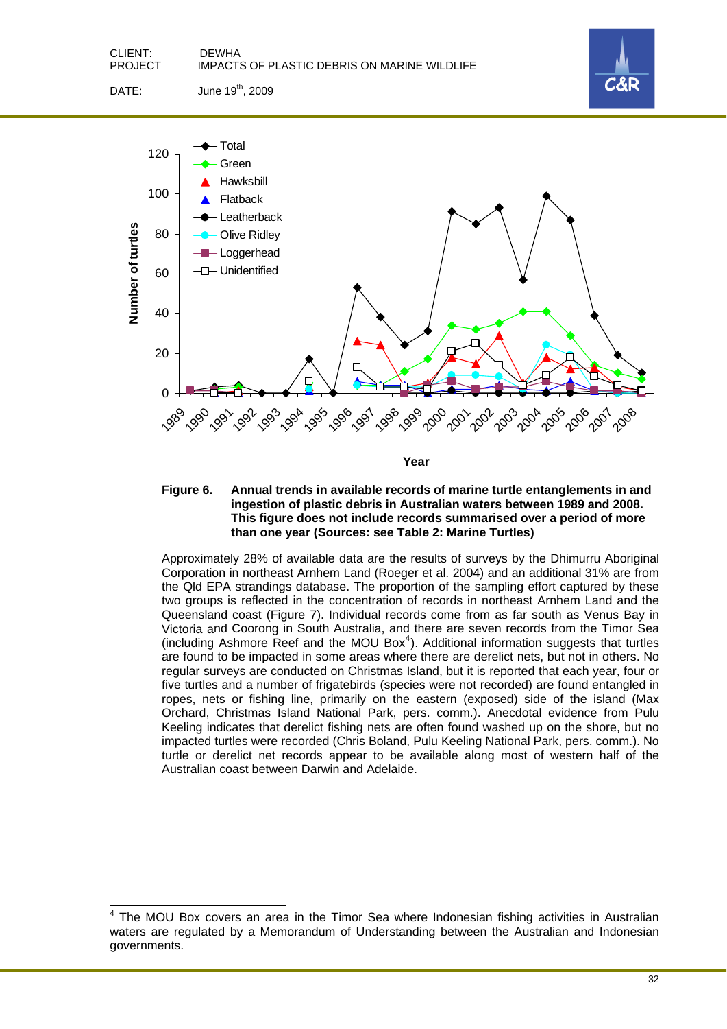**Figure 6. Annual trends in available records of marine turtle entanglements in and ingestion of plastic debris in Australian waters between 1989 and 2008. This figure does not include records summarised over a period of more than one year (Sources: see Table 2: Marine Turtles)**

Approximately 28% of available data are the results of surveys by the Dhimurru Aboriginal Corporation in northeast Arnhem Land (Roeger et al. 2004) and an additional 31% are from the Qld EPA strandings database. The proportion of the sampling effort captured by these two groups is reflected in the concentration of records in northeast Arnhem Land and the Queensland coast (Figure 7). Individual records come from as far south as Venus Bay in Victoria and Coorong in South Australia, and there are seven records from the Timor Sea (including Ashmore Reef and the MOU Box[4]). Additional information suggests that turtles are found to be impacted in some areas where there are derelict nets, but not in others. No regular surveys are conducted on Christmas Island, but it is reported that each year, four or five turtles and a number of frigatebirds (species were not recorded) are found entangled in ropes, nets or fishing line, primarily on the eastern (exposed) side of the island (Max Orchard, Christmas Island National Park, pers. comm.). Anecdotal evidence from Pulu Keeling indicates that derelict fishing nets are often found washed up on the shore, but no impacted turtles were recorded (Chris Boland, Pulu Keeling National Park, pers. comm.). No turtle or derelict net records appear to be available along most of western half of the Australian coast between Darwin and Adelaide.

[4] The MOU Box covers an area in the Timor Sea where Indonesian fishing activities in Australian waters are regulated by a Memorandum of Understanding between the Australian and Indonesian governments.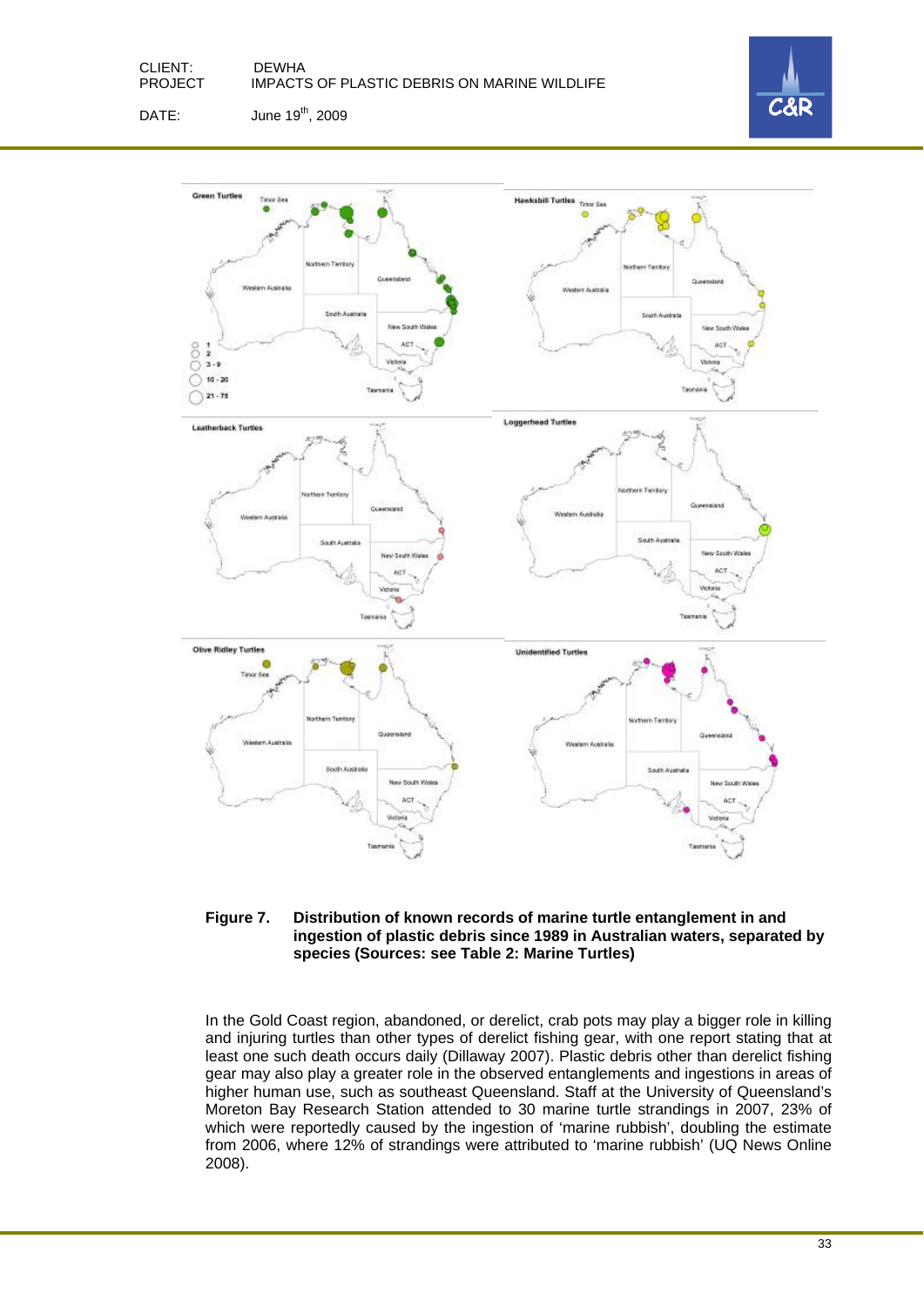**Figure 7. Distribution of known records of marine turtle entanglement in and ingestion of plastic debris since 1989 in Australian waters, separated by species (Sources: see Table 2: Marine Turtles)**

In the Gold Coast region, abandoned, or derelict, crab pots may play a bigger role in killing and injuring turtles than other types of derelict fishing gear, with one report stating that at least one such death occurs daily (Dillaway 2007). Plastic debris other than derelict fishing gear may also play a greater role in the observed entanglements and ingestions in areas of higher human use, such as southeast Queensland. Staff at the University of Queensland's Moreton Bay Research Station attended to 30 marine turtle strandings in 2007, 23% of which were reportedly caused by the ingestion of 'marine rubbish', doubling the estimate from 2006, where 12% of strandings were attributed to 'marine rubbish' (UQ News Online 2008).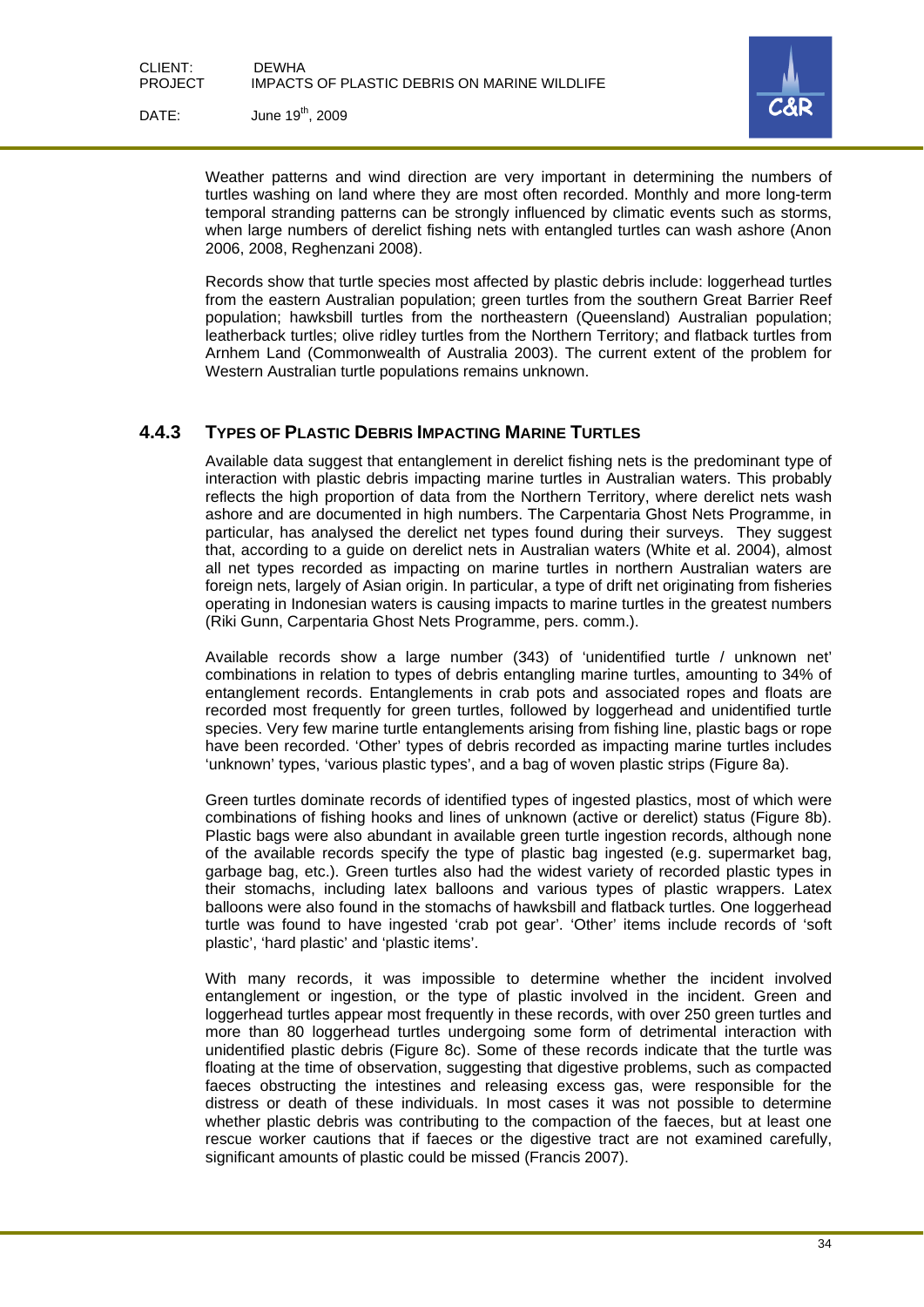Weather patterns and wind direction are very important in determining the numbers of turtles washing on land where they are most often recorded. Monthly and more long-term temporal stranding patterns can be strongly influenced by climatic events such as storms, when large numbers of derelict fishing nets with entangled turtles can wash ashore (Anon 2006, 2008, Reghenzani 2008).

Records show that turtle species most affected by plastic debris include: loggerhead turtles from the eastern Australian population; green turtles from the southern Great Barrier Reef population; hawksbill turtles from the northeastern (Queensland) Australian population; leatherback turtles; olive ridley turtles from the Northern Territory; and flatback turtles from Arnhem Land (Commonwealth of Australia 2003). The current extent of the problem for Western Australian turtle populations remains unknown.

### 4.4.3 Types of Plastic Debris Impacting Marine Turtles

Available data suggest that entanglement in derelict fishing nets is the predominant type of interaction with plastic debris impacting marine turtles in Australian waters. This probably reflects the high proportion of data from the Northern Territory, where derelict nets wash ashore and are documented in high numbers. The Carpentaria Ghost Nets Programme, in particular, has analysed the derelict net types found during their surveys. They suggest that, according to a guide on derelict nets in Australian waters (White et al. 2004), almost all net types recorded as impacting on marine turtles in northern Australian waters are foreign nets, largely of Asian origin. In particular, a type of drift net originating from fisheries operating in Indonesian waters is causing impacts to marine turtles in the greatest numbers (Riki Gunn, Carpentaria Ghost Nets Programme, pers. comm.).

Available records show a large number (343) of 'unidentified turtle / unknown net' combinations in relation to types of debris entangling marine turtles, amounting to 34% of entanglement records. Entanglements in crab pots and associated ropes and floats are recorded most frequently for green turtles, followed by loggerhead and unidentified turtle species. Very few marine turtle entanglements arising from fishing line, plastic bags or rope have been recorded. 'Other' types of debris recorded as impacting marine turtles includes 'unknown' types, 'various plastic types', and a bag of woven plastic strips (Figure 8a).

Green turtles dominate records of identified types of ingested plastics, most of which were combinations of fishing hooks and lines of unknown (active or derelict) status (Figure 8b). Plastic bags were also abundant in available green turtle ingestion records, although none of the available records specify the type of plastic bag ingested (e.g. supermarket bag, garbage bag, etc.). Green turtles also had the widest variety of recorded plastic types in their stomachs, including latex balloons and various types of plastic wrappers. Latex balloons were also found in the stomachs of hawksbill and flatback turtles. One loggerhead turtle was found to have ingested 'crab pot gear'. 'Other' items include records of 'soft plastic', 'hard plastic' and 'plastic items'.

With many records, it was impossible to determine whether the incident involved entanglement or ingestion, or the type of plastic involved in the incident. Green and loggerhead turtles appear most frequently in these records, with over 250 green turtles and more than 80 loggerhead turtles undergoing some form of detrimental interaction with unidentified plastic debris (Figure 8c). Some of these records indicate that the turtle was floating at the time of observation, suggesting that digestive problems, such as compacted faeces obstructing the intestines and releasing excess gas, were responsible for the distress or death of these individuals. In most cases it was not possible to determine whether plastic debris was contributing to the compaction of the faeces, but at least one rescue worker cautions that if faeces or the digestive tract are not examined carefully, significant amounts of plastic could be missed (Francis 2007).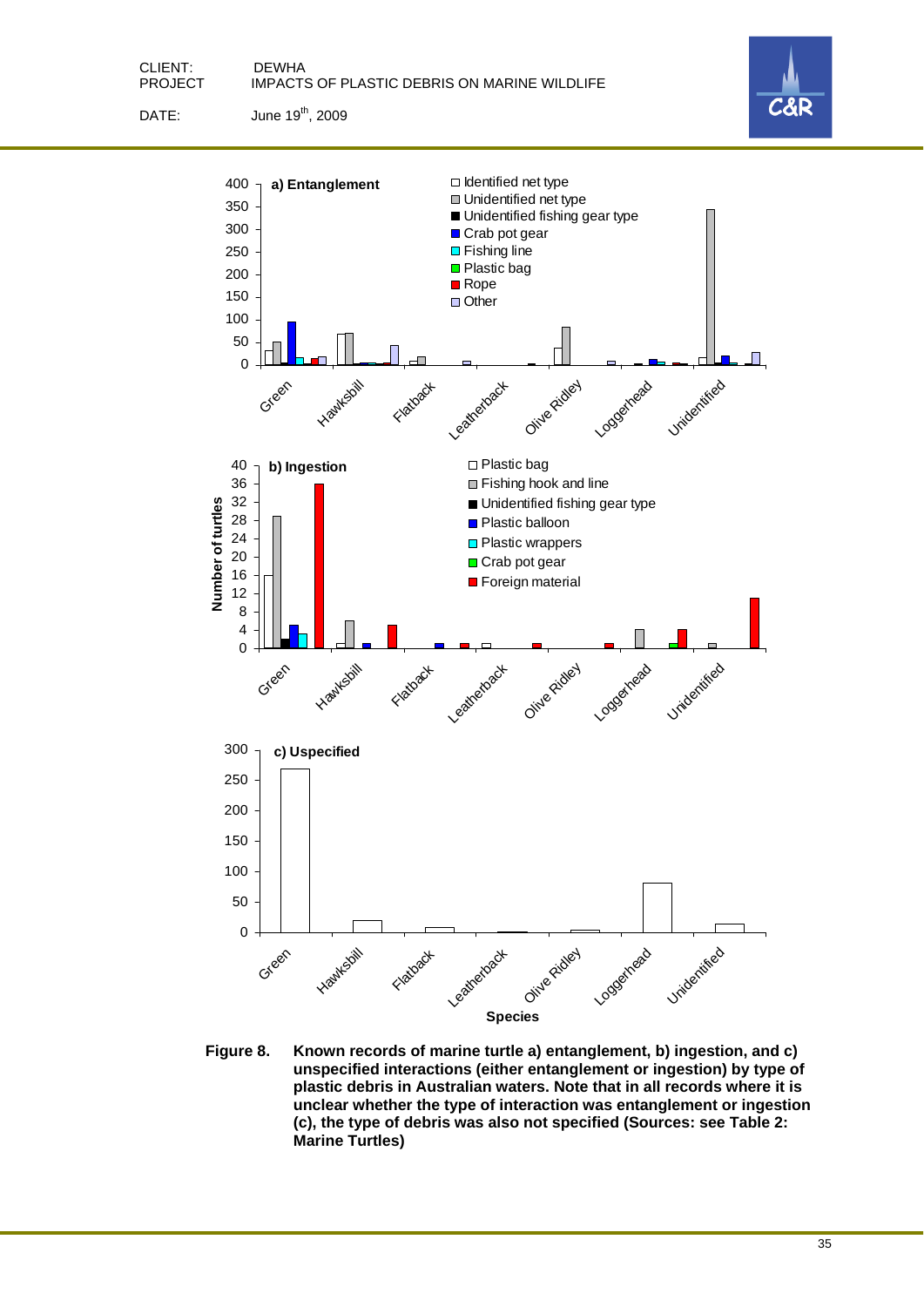**Figure 8.** **Known records of marine turtle a) entanglement, b) ingestion, and c) unspecified interactions (either entanglement or ingestion) by type of plastic debris in Australian waters. Note that in all records where it is unclear whether the type of interaction was entanglement or ingestion (c), the type of debris was also not specified (Sources: see Table 2: Marine Turtles)**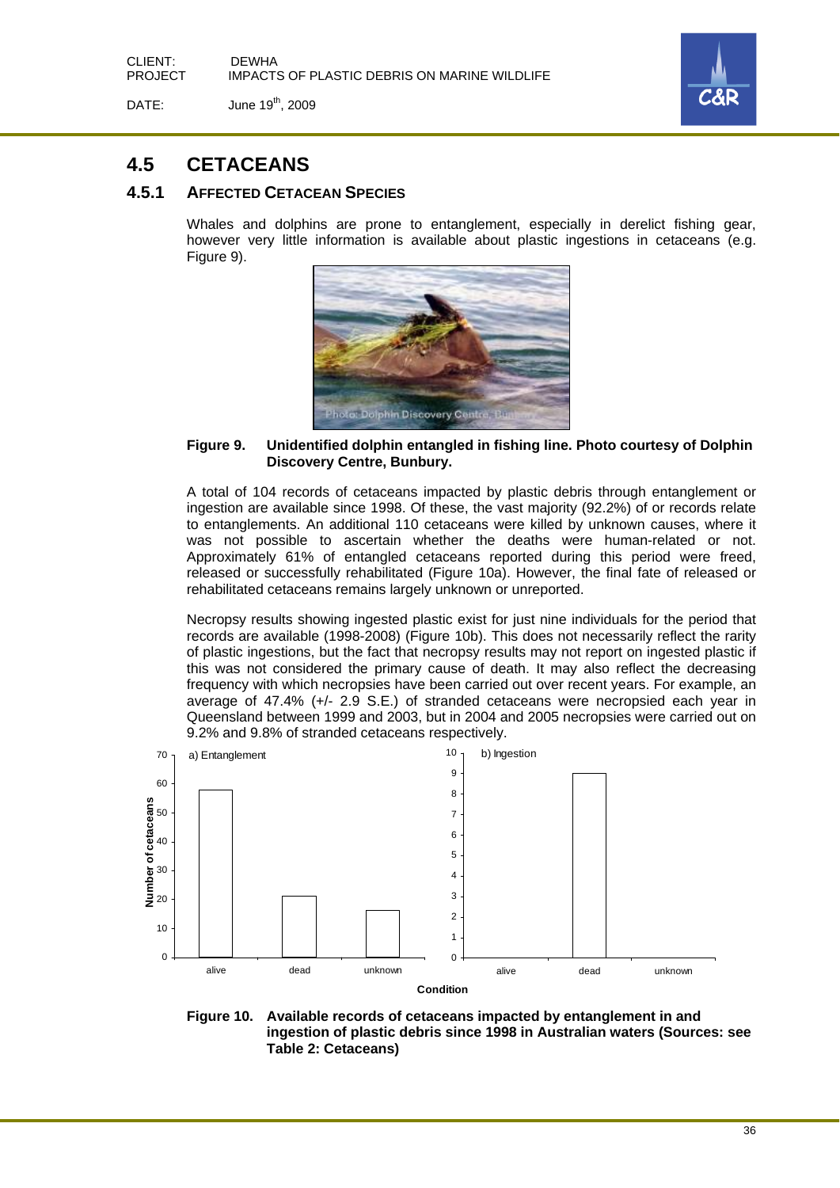## 4.5 CETACEANS

### 4.5.1 AFFECTED CETACEAN SPECIES

Whales and dolphins are prone to entanglement, especially in derelict fishing gear, however very little information is available about plastic ingestions in cetaceans (e.g. Figure 9).

**Figure 9. Unidentified dolphin entangled in fishing line. Photo courtesy of Dolphin Discovery Centre, Bunbury.**

A total of 104 records of cetaceans impacted by plastic debris through entanglement or ingestion are available since 1998. Of these, the vast majority (92.2%) of or records relate to entanglements. An additional 110 cetaceans were killed by unknown causes, where it was not possible to ascertain whether the deaths were human-related or not. Approximately 61% of entangled cetaceans reported during this period were freed, released or successfully rehabilitated (Figure 10a). However, the final fate of released or rehabilitated cetaceans remains largely unknown or unreported.

Necropsy results showing ingested plastic exist for just nine individuals for the period that records are available (1998-2008) (Figure 10b). This does not necessarily reflect the rarity of plastic ingestions, but the fact that necropsy results may not report on ingested plastic if this was not considered the primary cause of death. It may also reflect the decreasing frequency with which necropsies have been carried out over recent years. For example, an average of 47.4% (+/- 2.9 S.E.) of stranded cetaceans were necropsied each year in Queensland between 1999 and 2003, but in 2004 and 2005 necropsies were carried out on 9.2% and 9.8% of stranded cetaceans respectively.

**Figure 10. Available records of cetaceans impacted by entanglement in and ingestion of plastic debris since 1998 in Australian waters (Sources: see Table 2: Cetaceans)**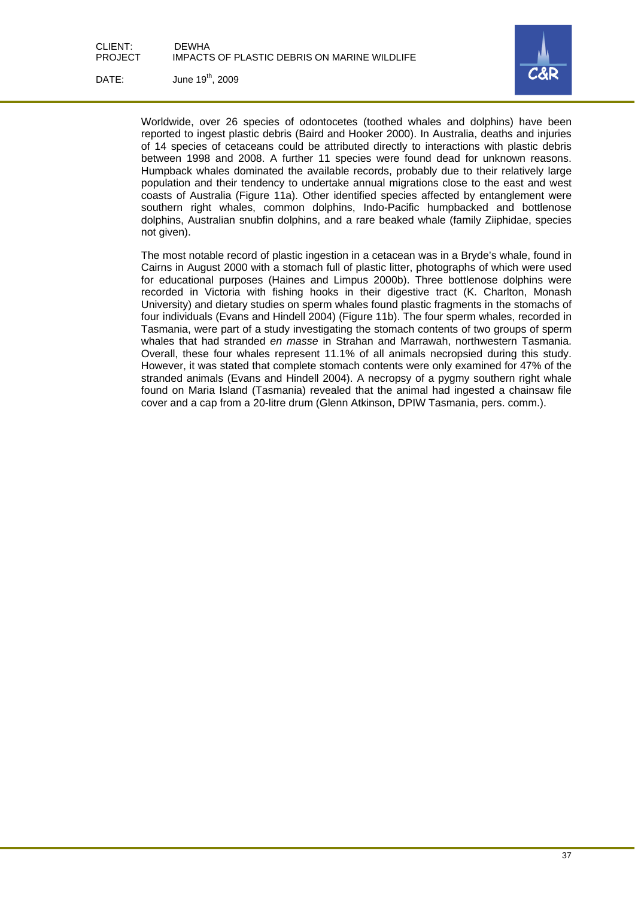Worldwide, over 26 species of odontocetes (toothed whales and dolphins) have been reported to ingest plastic debris (Baird and Hooker 2000). In Australia, deaths and injuries of 14 species of cetaceans could be attributed directly to interactions with plastic debris between 1998 and 2008. A further 11 species were found dead for unknown reasons. Humpback whales dominated the available records, probably due to their relatively large population and their tendency to undertake annual migrations close to the east and west coasts of Australia (Figure 11a). Other identified species affected by entanglement were southern right whales, common dolphins, Indo-Pacific humpbacked and bottlenose dolphins, Australian snubfin dolphins, and a rare beaked whale (family Ziiphidae, species not given).

The most notable record of plastic ingestion in a cetacean was in a Bryde's whale, found in Cairns in August 2000 with a stomach full of plastic litter, photographs of which were used for educational purposes (Haines and Limpus 2000b). Three bottlenose dolphins were recorded in Victoria with fishing hooks in their digestive tract (K. Charlton, Monash University) and dietary studies on sperm whales found plastic fragments in the stomachs of four individuals (Evans and Hindell 2004) (Figure 11b). The four sperm whales, recorded in Tasmania, were part of a study investigating the stomach contents of two groups of sperm whales that had stranded *en masse* in Strahan and Marrawah, northwestern Tasmania. Overall, these four whales represent 11.1% of all animals necropsied during this study. However, it was stated that complete stomach contents were only examined for 47% of the stranded animals (Evans and Hindell 2004). A necropsy of a pygmy southern right whale found on Maria Island (Tasmania) revealed that the animal had ingested a chainsaw file cover and a cap from a 20-litre drum (Glenn Atkinson, DPIW Tasmania, pers. comm.).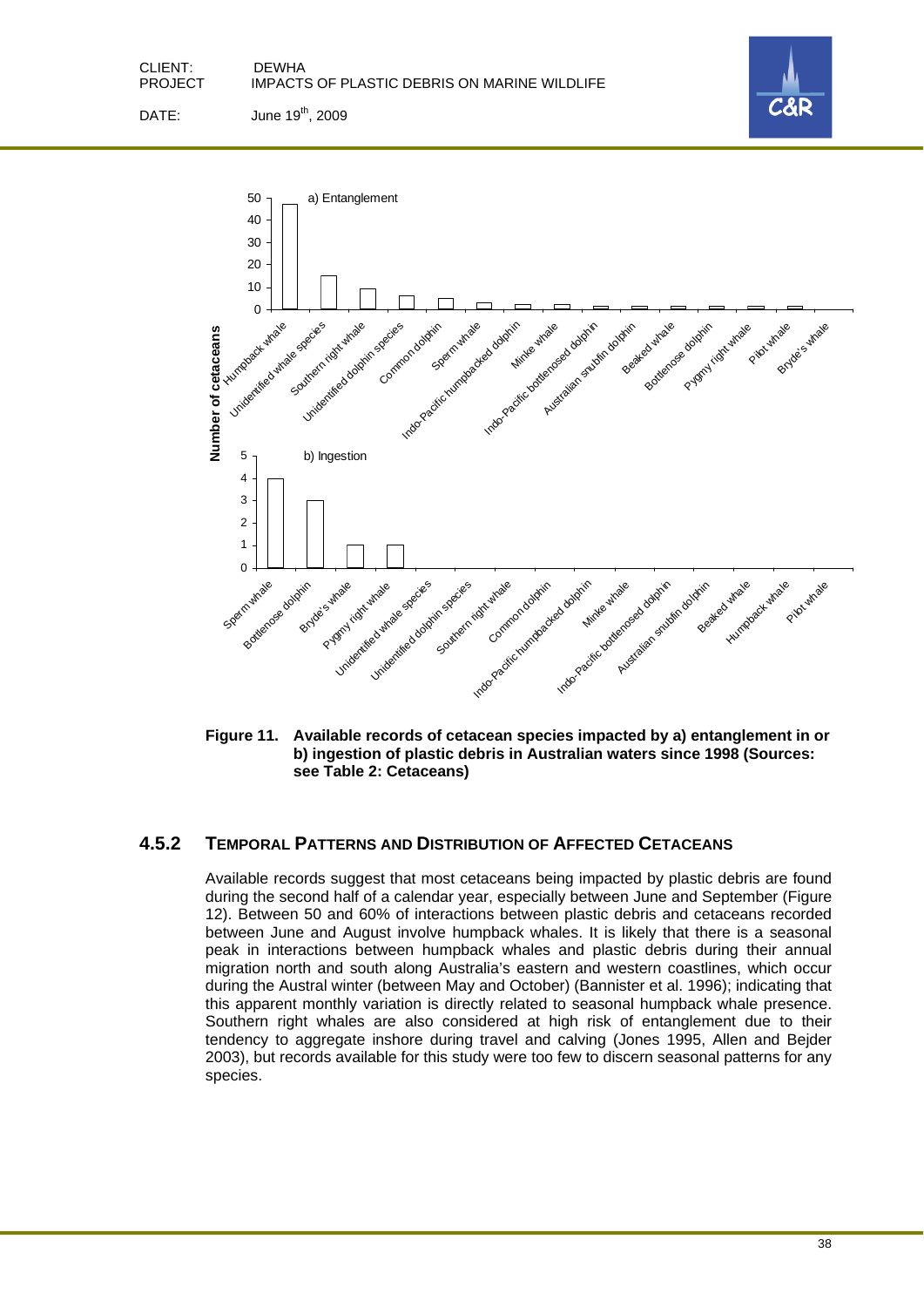**Figure 11. Available records of cetacean species impacted by a) entanglement in or b) ingestion of plastic debris in Australian waters since 1998 (Sources: see Table 2: Cetaceans)**

### 4.5.2 TEMPORAL PATTERNS AND DISTRIBUTION OF AFFECTED CETACEANS

Available records suggest that most cetaceans being impacted by plastic debris are found during the second half of a calendar year, especially between June and September (Figure 12). Between 50 and 60% of interactions between plastic debris and cetaceans recorded between June and August involve humpback whales. It is likely that there is a seasonal peak in interactions between humpback whales and plastic debris during their annual migration north and south along Australia's eastern and western coastlines, which occur during the Austral winter (between May and October) (Bannister et al. 1996); indicating that this apparent monthly variation is directly related to seasonal humpback whale presence. Southern right whales are also considered at high risk of entanglement due to their tendency to aggregate inshore during travel and calving (Jones 1995, Allen and Bejder 2003), but records available for this study were too few to discern seasonal patterns for any species.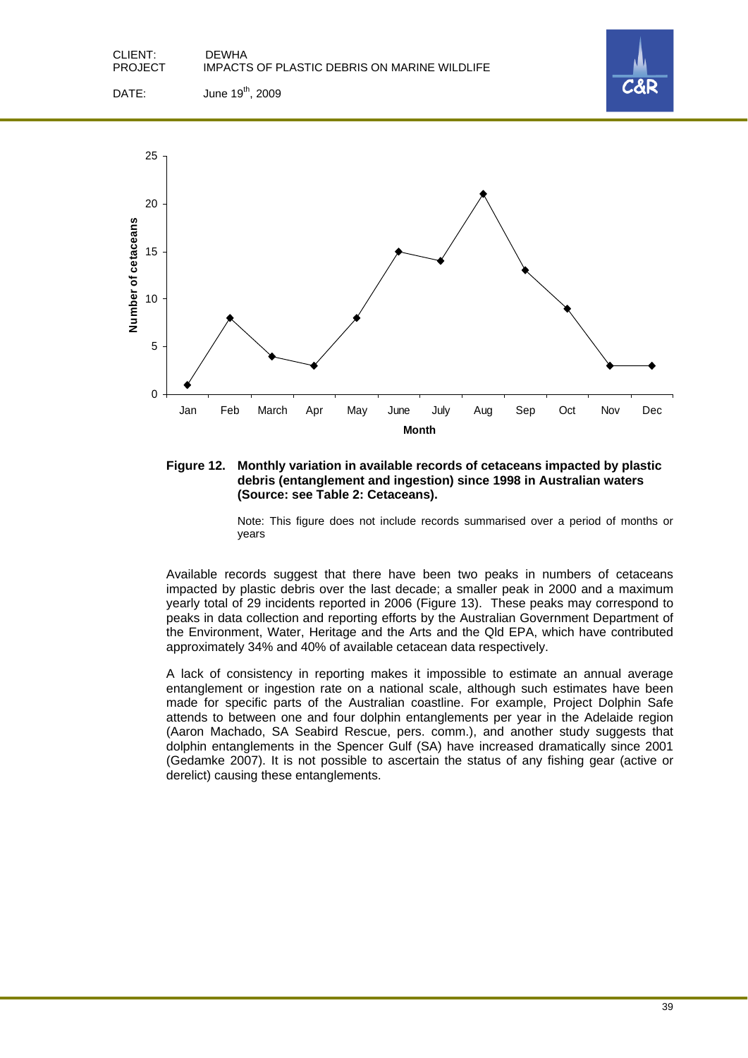**Figure 12. Monthly variation in available records of cetaceans impacted by plastic debris (entanglement and ingestion) since 1998 in Australian waters (Source: see Table 2: Cetaceans).**

Note: This figure does not include records summarised over a period of months or years

Available records suggest that there have been two peaks in numbers of cetaceans impacted by plastic debris over the last decade; a smaller peak in 2000 and a maximum yearly total of 29 incidents reported in 2006 (Figure 13). These peaks may correspond to peaks in data collection and reporting efforts by the Australian Government Department of the Environment, Water, Heritage and the Arts and the Qld EPA, which have contributed approximately 34% and 40% of available cetacean data respectively.

A lack of consistency in reporting makes it impossible to estimate an annual average entanglement or ingestion rate on a national scale, although such estimates have been made for specific parts of the Australian coastline. For example, Project Dolphin Safe attends to between one and four dolphin entanglements per year in the Adelaide region (Aaron Machado, SA Seabird Rescue, pers. comm.), and another study suggests that dolphin entanglements in the Spencer Gulf (SA) have increased dramatically since 2001 (Gedamke 2007). It is not possible to ascertain the status of any fishing gear (active or derelict) causing these entanglements.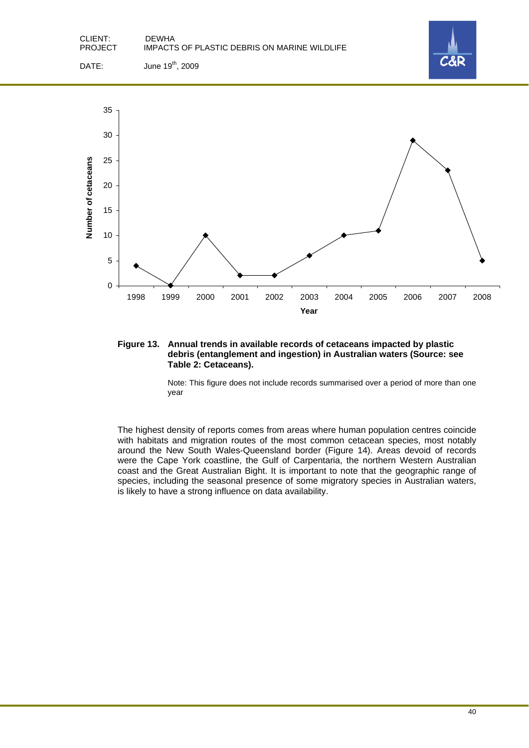**Figure 13. Annual trends in available records of cetaceans impacted by plastic debris (entanglement and ingestion) in Australian waters (Source: see Table 2: Cetaceans).**

Note: This figure does not include records summarised over a period of more than one year

The highest density of reports comes from areas where human population centres coincide with habitats and migration routes of the most common cetacean species, most notably around the New South Wales-Queensland border (Figure 14). Areas devoid of records were the Cape York coastline, the Gulf of Carpentaria, the northern Western Australian coast and the Great Australian Bight. It is important to note that the geographic range of species, including the seasonal presence of some migratory species in Australian waters, is likely to have a strong influence on data availability.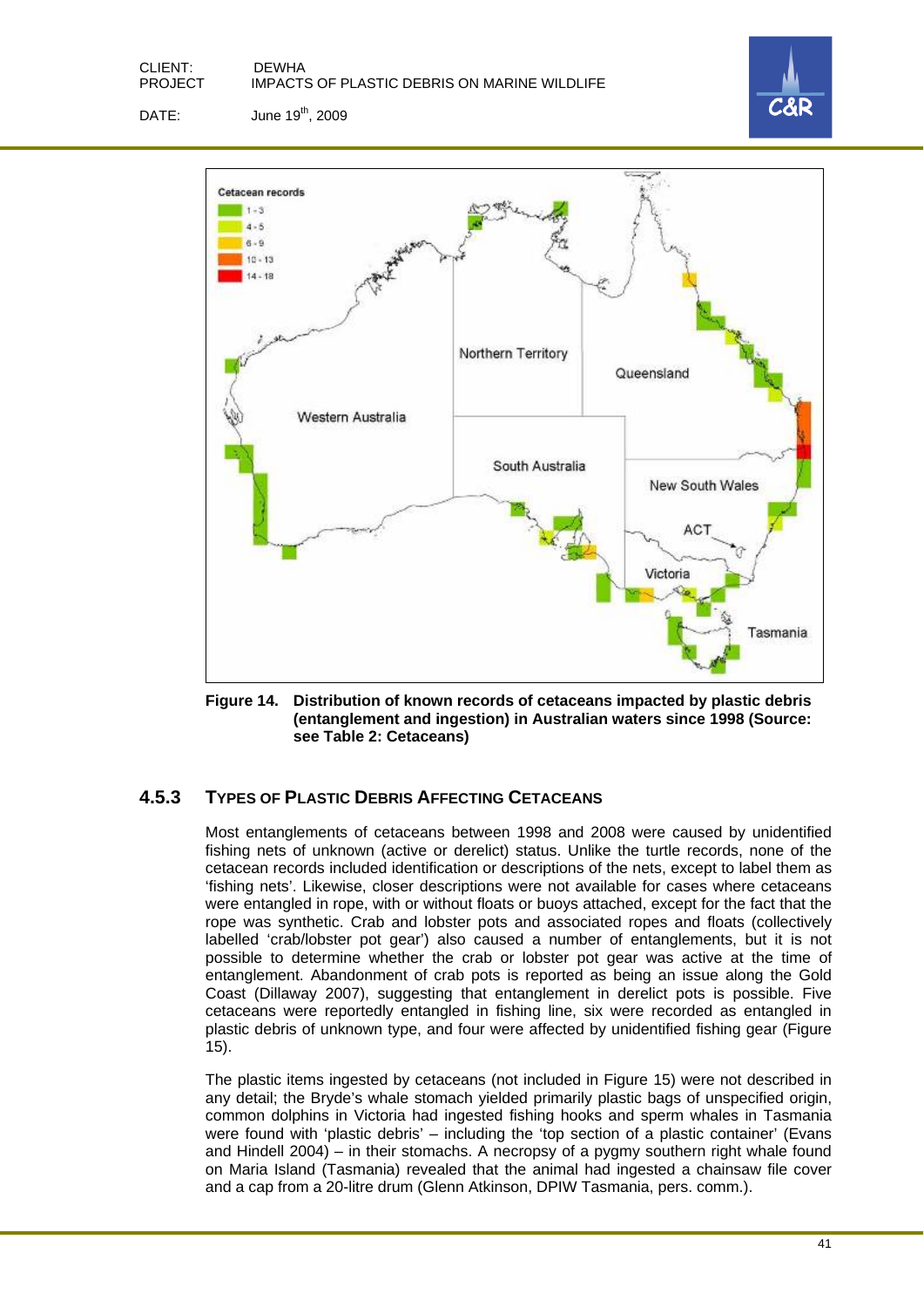**Figure 14. Distribution of known records of cetaceans impacted by plastic debris (entanglement and ingestion) in Australian waters since 1998 (Source: see Table 2: Cetaceans)**

### 4.5.3 TYPES OF PLASTIC DEBRIS AFFECTING CETACEANS

Most entanglements of cetaceans between 1998 and 2008 were caused by unidentified fishing nets of unknown (active or derelict) status. Unlike the turtle records, none of the cetacean records included identification or descriptions of the nets, except to label them as 'fishing nets'. Likewise, closer descriptions were not available for cases where cetaceans were entangled in rope, with or without floats or buoys attached, except for the fact that the rope was synthetic. Crab and lobster pots and associated ropes and floats (collectively labelled 'crab/lobster pot gear') also caused a number of entanglements, but it is not possible to determine whether the crab or lobster pot gear was active at the time of entanglement. Abandonment of crab pots is reported as being an issue along the Gold Coast (Dillaway 2007), suggesting that entanglement in derelict pots is possible. Five cetaceans were reportedly entangled in fishing line, six were recorded as entangled in plastic debris of unknown type, and four were affected by unidentified fishing gear (Figure 15).

The plastic items ingested by cetaceans (not included in Figure 15) were not described in any detail; the Bryde's whale stomach yielded primarily plastic bags of unspecified origin, common dolphins in Victoria had ingested fishing hooks and sperm whales in Tasmania were found with 'plastic debris' – including the 'top section of a plastic container' (Evans and Hindell 2004) – in their stomachs. A necropsy of a pygmy southern right whale found on Maria Island (Tasmania) revealed that the animal had ingested a chainsaw file cover and a cap from a 20-litre drum (Glenn Atkinson, DPIW Tasmania, pers. comm.).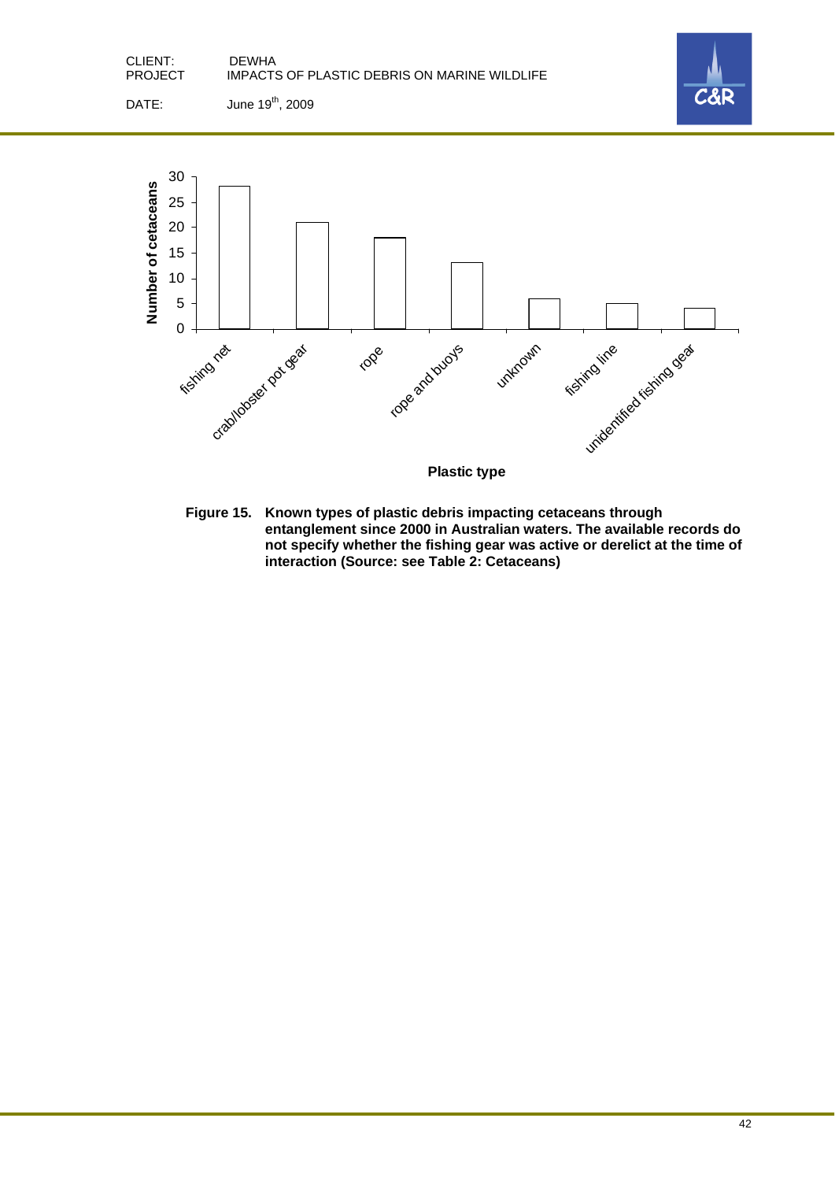**Figure 15. Known types of plastic debris impacting cetaceans through entanglement since 2000 in Australian waters. The available records do not specify whether the fishing gear was active or derelict at the time of interaction (Source: see Table 2: Cetaceans)**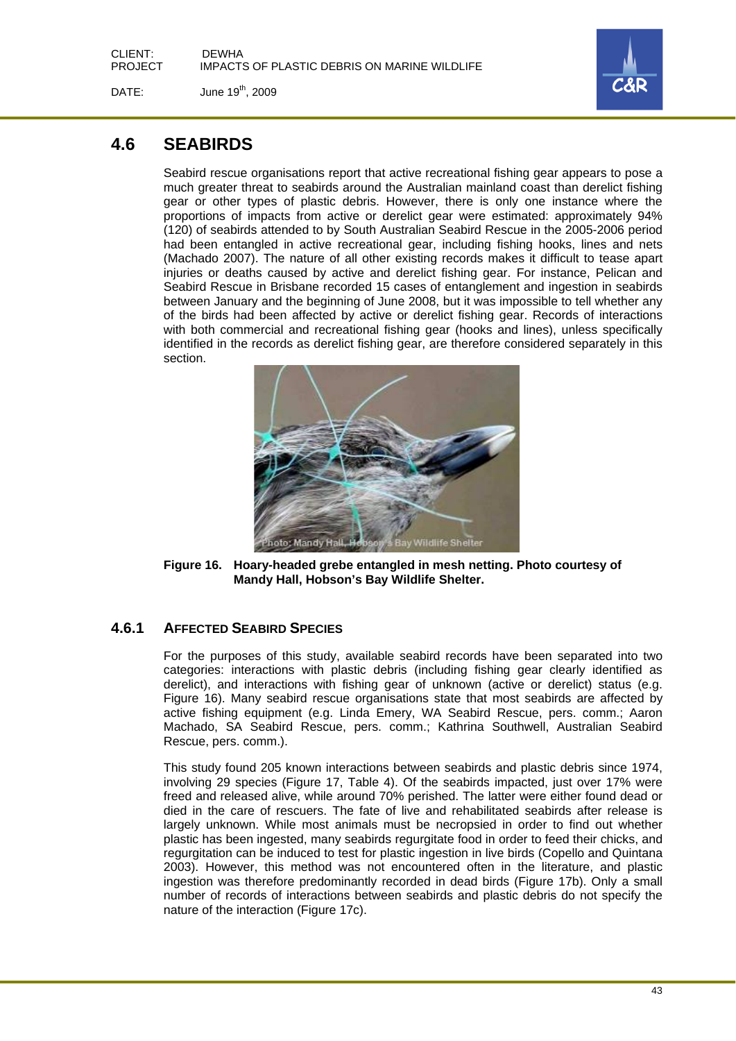## 4.6 SEABIRDS

Seabird rescue organisations report that active recreational fishing gear appears to pose a much greater threat to seabirds around the Australian mainland coast than derelict fishing gear or other types of plastic debris. However, there is only one instance where the proportions of impacts from active or derelict gear were estimated: approximately 94% (120) of seabirds attended to by South Australian Seabird Rescue in the 2005-2006 period had been entangled in active recreational gear, including fishing hooks, lines and nets (Machado 2007). The nature of all other existing records makes it difficult to tease apart injuries or deaths caused by active and derelict fishing gear. For instance, Pelican and Seabird Rescue in Brisbane recorded 15 cases of entanglement and ingestion in seabirds between January and the beginning of June 2008, but it was impossible to tell whether any of the birds had been affected by active or derelict fishing gear. Records of interactions with both commercial and recreational fishing gear (hooks and lines), unless specifically identified in the records as derelict fishing gear, are therefore considered separately in this section.

**Figure 16. Hoary-headed grebe entangled in mesh netting. Photo courtesy of Mandy Hall, Hobson's Bay Wildlife Shelter.**

### 4.6.1 AFFECTED SEABIRD SPECIES

For the purposes of this study, available seabird records have been separated into two categories: interactions with plastic debris (including fishing gear clearly identified as derelict), and interactions with fishing gear of unknown (active or derelict) status (e.g. Figure 16). Many seabird rescue organisations state that most seabirds are affected by active fishing equipment (e.g. Linda Emery, WA Seabird Rescue, pers. comm.; Aaron Machado, SA Seabird Rescue, pers. comm.; Kathrina Southwell, Australian Seabird Rescue, pers. comm.).

This study found 205 known interactions between seabirds and plastic debris since 1974, involving 29 species (Figure 17, Table 4). Of the seabirds impacted, just over 17% were freed and released alive, while around 70% perished. The latter were either found dead or died in the care of rescuers. The fate of live and rehabilitated seabirds after release is largely unknown. While most animals must be necropsied in order to find out whether plastic has been ingested, many seabirds regurgitate food in order to feed their chicks, and regurgitation can be induced to test for plastic ingestion in live birds (Copello and Quintana 2003). However, this method was not encountered often in the literature, and plastic ingestion was therefore predominantly recorded in dead birds (Figure 17b). Only a small number of records of interactions between seabirds and plastic debris do not specify the nature of the interaction (Figure 17c).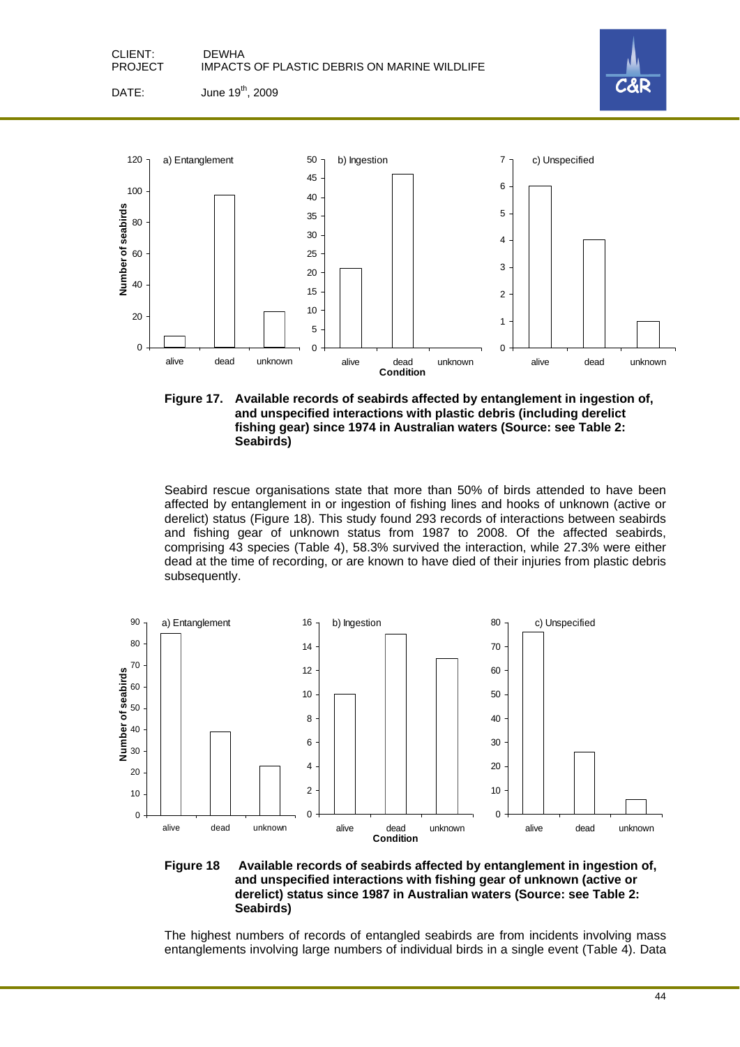**Figure 17. Available records of seabirds affected by entanglement in ingestion of, and unspecified interactions with plastic debris (including derelict fishing gear) since 1974 in Australian waters (Source: see Table 2: Seabirds)**

Seabird rescue organisations state that more than 50% of birds attended to have been affected by entanglement in or ingestion of fishing lines and hooks of unknown (active or derelict) status (Figure 18). This study found 293 records of interactions between seabirds and fishing gear of unknown status from 1987 to 2008. Of the affected seabirds, comprising 43 species (Table 4), 58.3% survived the interaction, while 27.3% were either dead at the time of recording, or are known to have died of their injuries from plastic debris subsequently.

**Figure 18 Available records of seabirds affected by entanglement in ingestion of, and unspecified interactions with fishing gear of unknown (active or derelict) status since 1987 in Australian waters (Source: see Table 2: Seabirds)**

The highest numbers of records of entangled seabirds are from incidents involving mass entanglements involving large numbers of individual birds in a single event (Table 4). Data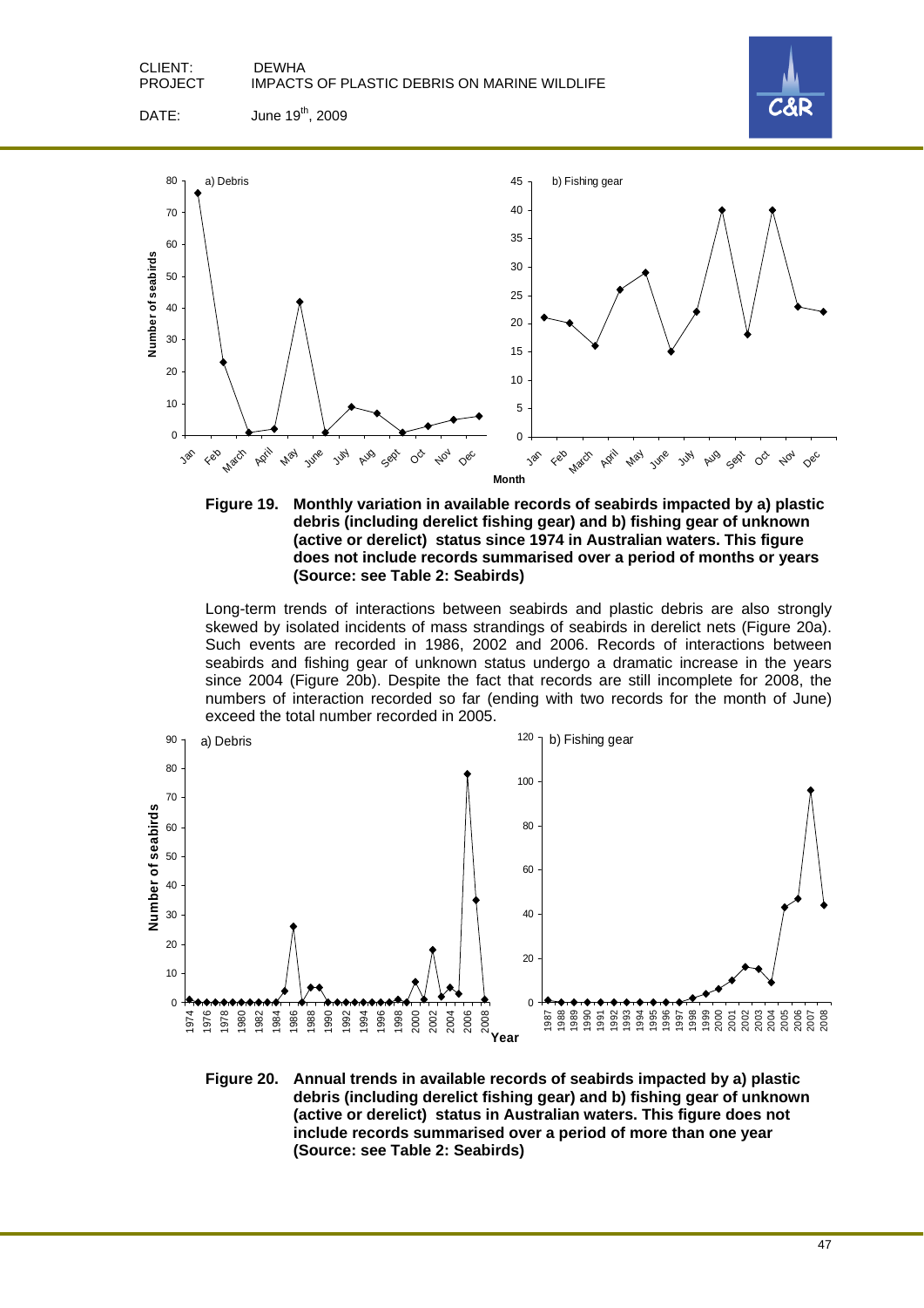**Figure 19. Monthly variation in available records of seabirds impacted by a) plastic debris (including derelict fishing gear) and b) fishing gear of unknown (active or derelict) status since 1974 in Australian waters. This figure does not include records summarised over a period of months or years (Source: see Table 2: Seabirds)**

Long-term trends of interactions between seabirds and plastic debris are also strongly skewed by isolated incidents of mass strandings of seabirds in derelict nets (Figure 20a). Such events are recorded in 1986, 2002 and 2006. Records of interactions between seabirds and fishing gear of unknown status undergo a dramatic increase in the years since 2004 (Figure 20b). Despite the fact that records are still incomplete for 2008, the numbers of interaction recorded so far (ending with two records for the month of June) exceed the total number recorded in 2005.

**Figure 20. Annual trends in available records of seabirds impacted by a) plastic debris (including derelict fishing gear) and b) fishing gear of unknown (active or derelict) status in Australian waters. This figure does not include records summarised over a period of more than one year (Source: see Table 2: Seabirds)**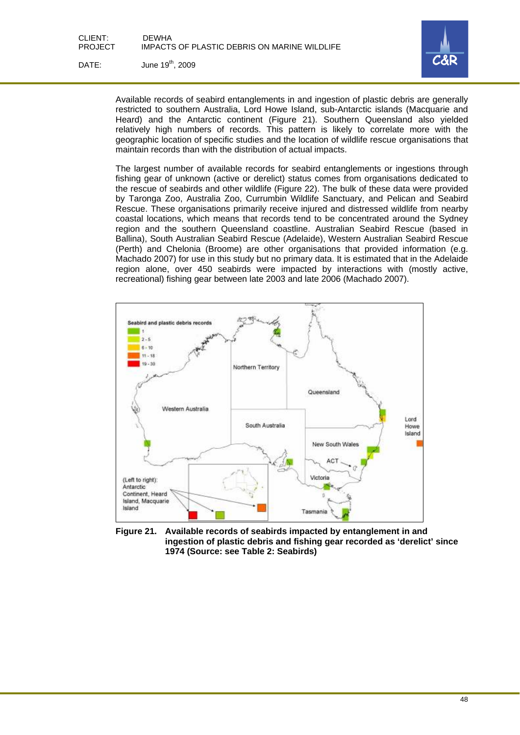Available records of seabird entanglements in and ingestion of plastic debris are generally restricted to southern Australia, Lord Howe Island, sub-Antarctic islands (Macquarie and Heard) and the Antarctic continent (Figure 21). Southern Queensland also yielded relatively high numbers of records. This pattern is likely to correlate more with the geographic location of specific studies and the location of wildlife rescue organisations that maintain records than with the distribution of actual impacts.

The largest number of available records for seabird entanglements or ingestions through fishing gear of unknown (active or derelict) status comes from organisations dedicated to the rescue of seabirds and other wildlife (Figure 22). The bulk of these data were provided by Taronga Zoo, Australia Zoo, Currumbin Wildlife Sanctuary, and Pelican and Seabird Rescue. These organisations primarily receive injured and distressed wildlife from nearby coastal locations, which means that records tend to be concentrated around the Sydney region and the southern Queensland coastline. Australian Seabird Rescue (based in Ballina), South Australian Seabird Rescue (Adelaide), Western Australian Seabird Rescue (Perth) and Chelonia (Broome) are other organisations that provided information (e.g. Machado 2007) for use in this study but no primary data. It is estimated that in the Adelaide region alone, over 450 seabirds were impacted by interactions with (mostly active, recreational) fishing gear between late 2003 and late 2006 (Machado 2007).

**Figure 21. Available records of seabirds impacted by entanglement in and ingestion of plastic debris and fishing gear recorded as 'derelict' since 1974 (Source: see Table 2: Seabirds)**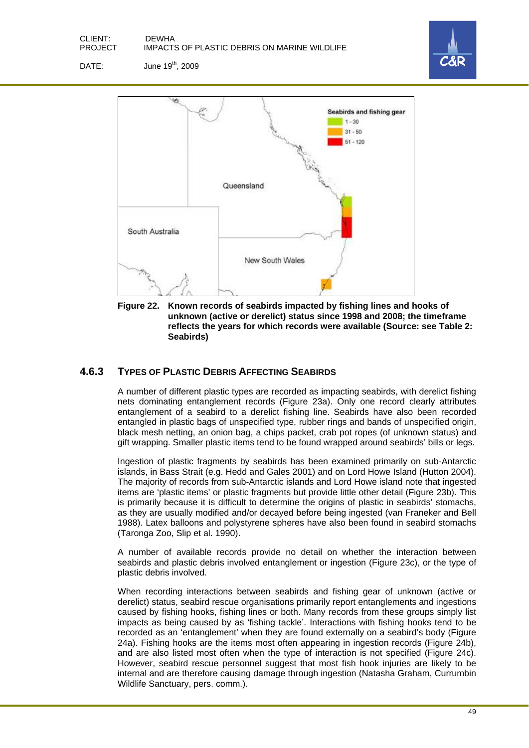**Figure 22. Known records of seabirds impacted by fishing lines and hooks of unknown (active or derelict) status since 1998 and 2008; the timeframe reflects the years for which records were available (Source: see Table 2: Seabirds)**

### 4.6.3 Types of Plastic Debris Affecting Seabirds

A number of different plastic types are recorded as impacting seabirds, with derelict fishing nets dominating entanglement records (Figure 23a). Only one record clearly attributes entanglement of a seabird to a derelict fishing line. Seabirds have also been recorded entangled in plastic bags of unspecified type, rubber rings and bands of unspecified origin, black mesh netting, an onion bag, a chips packet, crab pot ropes (of unknown status) and gift wrapping. Smaller plastic items tend to be found wrapped around seabirds' bills or legs.

Ingestion of plastic fragments by seabirds has been examined primarily on sub-Antarctic islands, in Bass Strait (e.g. Hedd and Gales 2001) and on Lord Howe Island (Hutton 2004). The majority of records from sub-Antarctic islands and Lord Howe island note that ingested items are 'plastic items' or plastic fragments but provide little other detail (Figure 23b). This is primarily because it is difficult to determine the origins of plastic in seabirds' stomachs, as they are usually modified and/or decayed before being ingested (van Franeker and Bell 1988). Latex balloons and polystyrene spheres have also been found in seabird stomachs (Taronga Zoo, Slip et al. 1990).

A number of available records provide no detail on whether the interaction between seabirds and plastic debris involved entanglement or ingestion (Figure 23c), or the type of plastic debris involved.

When recording interactions between seabirds and fishing gear of unknown (active or derelict) status, seabird rescue organisations primarily report entanglements and ingestions caused by fishing hooks, fishing lines or both. Many records from these groups simply list impacts as being caused by as 'fishing tackle'. Interactions with fishing hooks tend to be recorded as an 'entanglement' when they are found externally on a seabird's body (Figure 24a). Fishing hooks are the items most often appearing in ingestion records (Figure 24b), and are also listed most often when the type of interaction is not specified (Figure 24c). However, seabird rescue personnel suggest that most fish hook injuries are likely to be internal and are therefore causing damage through ingestion (Natasha Graham, Currumbin Wildlife Sanctuary, pers. comm.).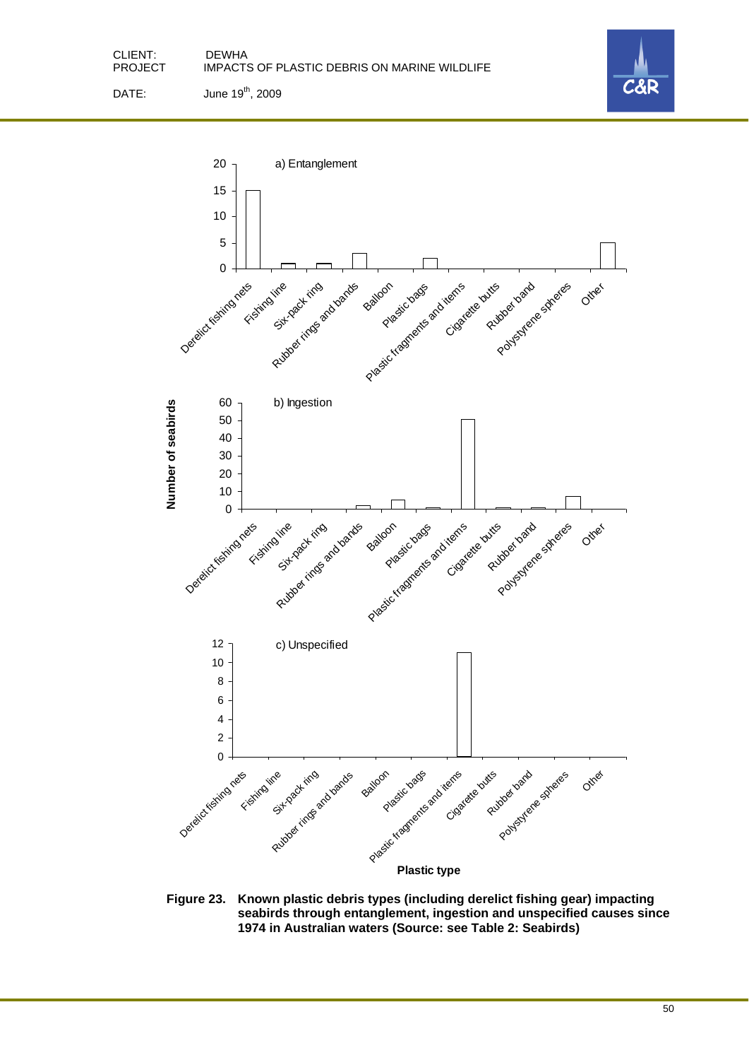**Figure 23. Known plastic debris types (including derelict fishing gear) impacting seabirds through entanglement, ingestion and unspecified causes since 1974 in Australian waters (Source: see Table 2: Seabirds)**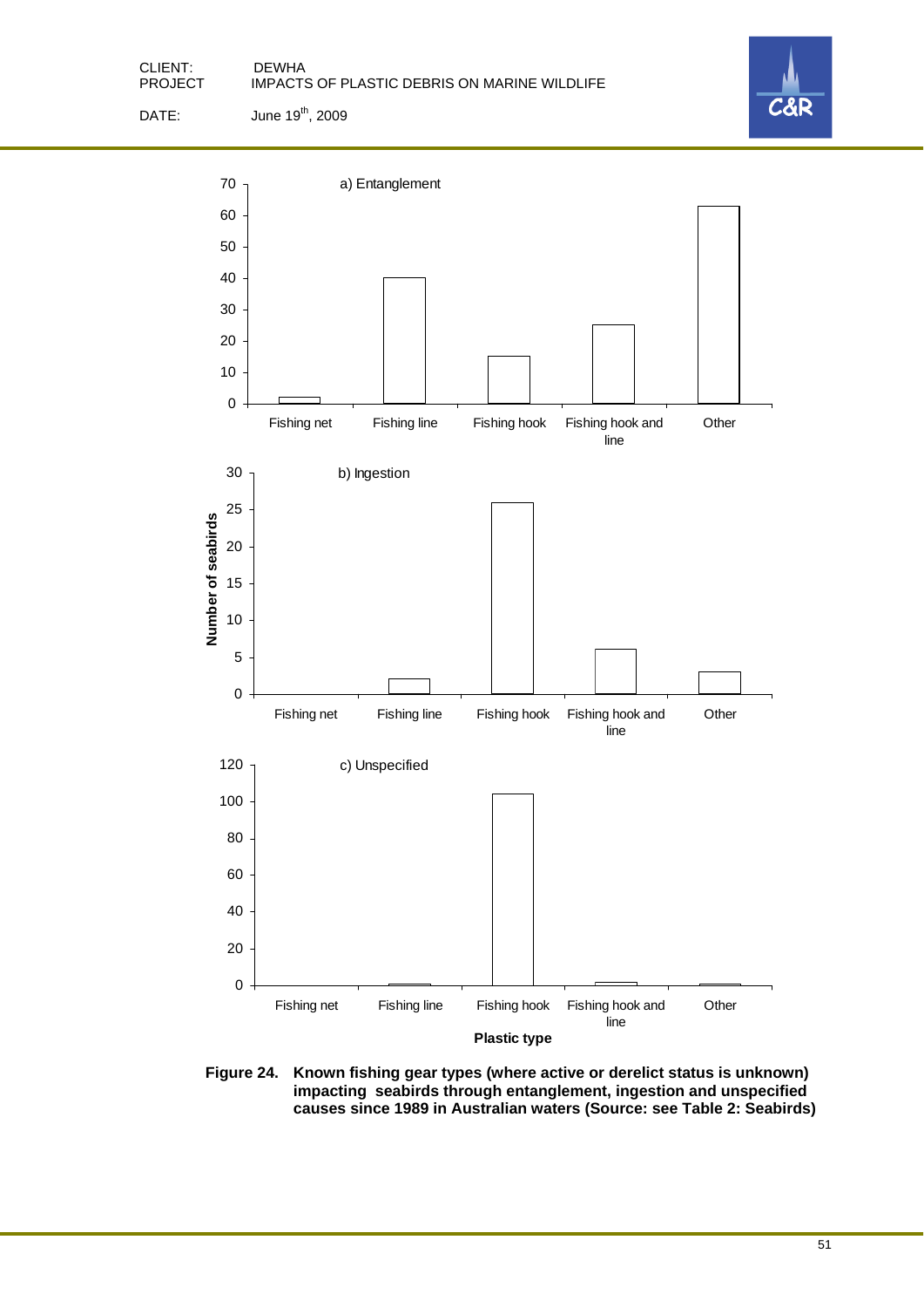**Figure 24. Known fishing gear types (where active or derelict status is unknown) impacting seabirds through entanglement, ingestion and unspecified causes since 1989 in Australian waters (Source: see Table 2: Seabirds)**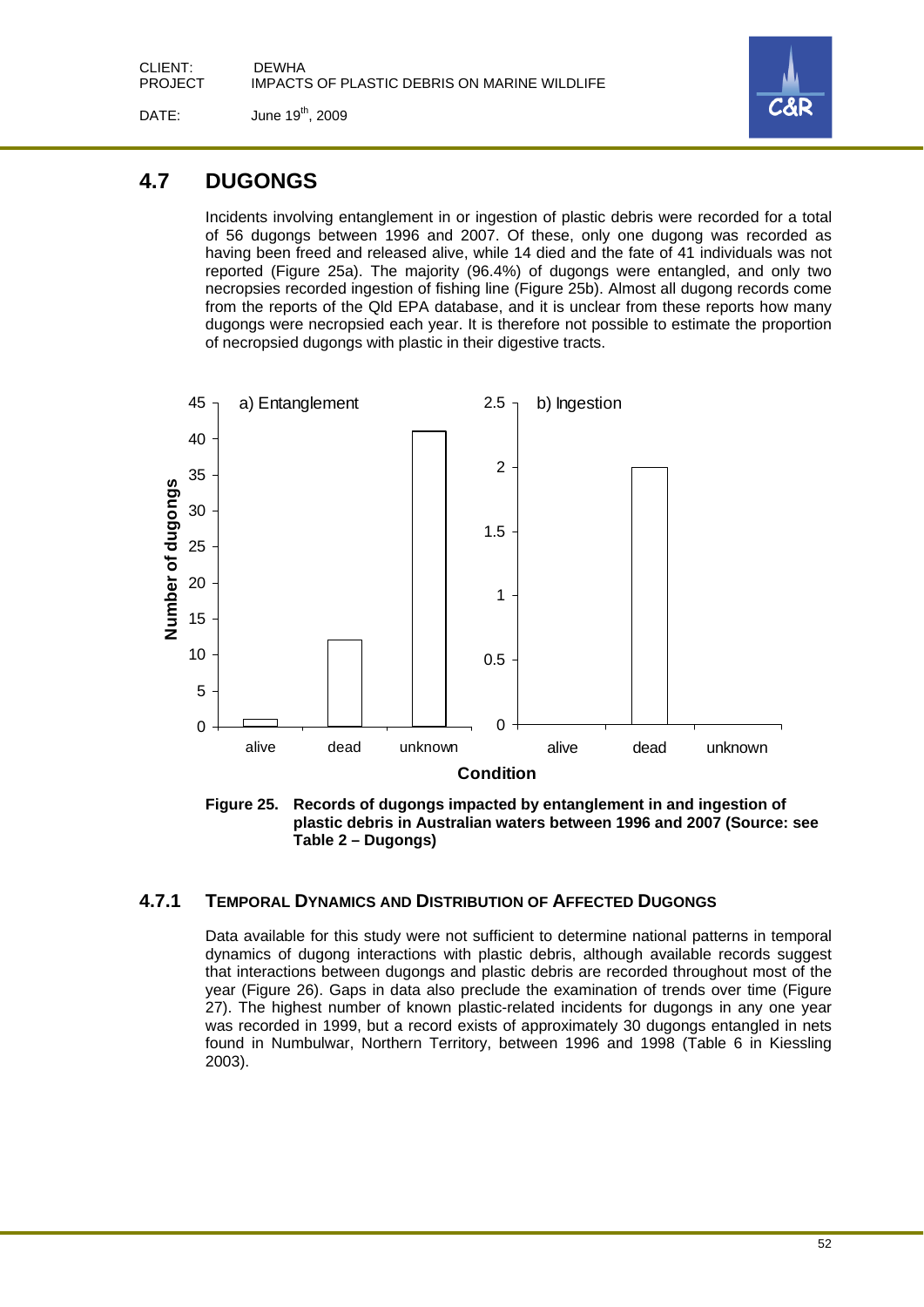## 4.7 DUGONGS

Incidents involving entanglement in or ingestion of plastic debris were recorded for a total of 56 dugongs between 1996 and 2007. Of these, only one dugong was recorded as having been freed and released alive, while 14 died and the fate of 41 individuals was not reported (Figure 25a). The majority (96.4%) of dugongs were entangled, and only two necropsies recorded ingestion of fishing line (Figure 25b). Almost all dugong records come from the reports of the Qld EPA database, and it is unclear from these reports how many dugongs were necropsied each year. It is therefore not possible to estimate the proportion of necropsied dugongs with plastic in their digestive tracts.

**Figure 25. Records of dugongs impacted by entanglement in and ingestion of plastic debris in Australian waters between 1996 and 2007 (Source: see Table 2 – Dugongs)**

### 4.7.1 TEMPORAL DYNAMICS AND DISTRIBUTION OF AFFECTED DUGONGS

Data available for this study were not sufficient to determine national patterns in temporal dynamics of dugong interactions with plastic debris, although available records suggest that interactions between dugongs and plastic debris are recorded throughout most of the year (Figure 26). Gaps in data also preclude the examination of trends over time (Figure 27). The highest number of known plastic-related incidents for dugongs in any one year was recorded in 1999, but a record exists of approximately 30 dugongs entangled in nets found in Numbulwar, Northern Territory, between 1996 and 1998 (Table 6 in Kiessling 2003).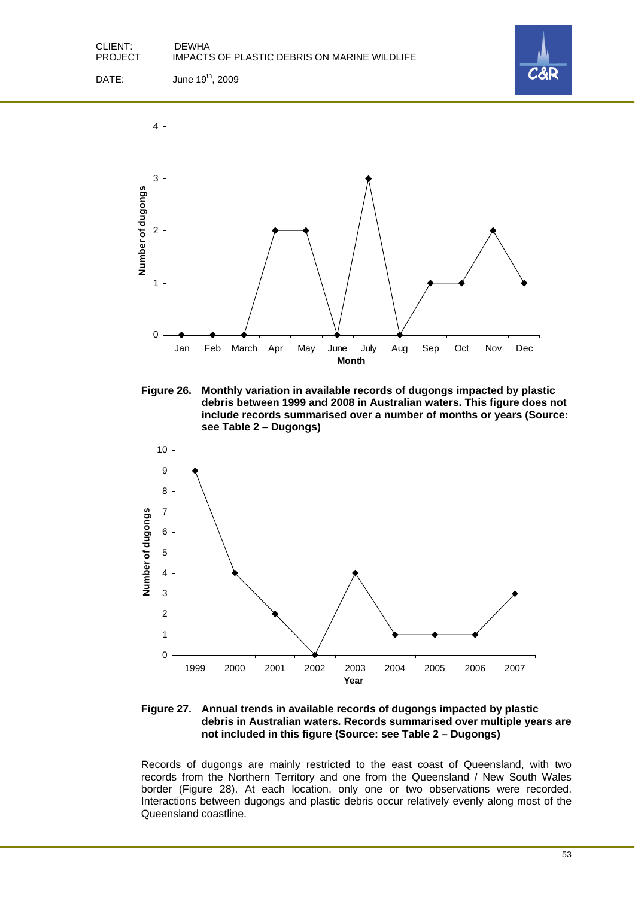**Figure 26. Monthly variation in available records of dugongs impacted by plastic debris between 1999 and 2008 in Australian waters. This figure does not include records summarised over a number of months or years (Source: see Table 2 – Dugongs)**

**Figure 27. Annual trends in available records of dugongs impacted by plastic debris in Australian waters. Records summarised over multiple years are not included in this figure (Source: see Table 2 – Dugongs)**

Records of dugongs are mainly restricted to the east coast of Queensland, with two records from the Northern Territory and one from the Queensland / New South Wales border (Figure 28). At each location, only one or two observations were recorded. Interactions between dugongs and plastic debris occur relatively evenly along most of the Queensland coastline.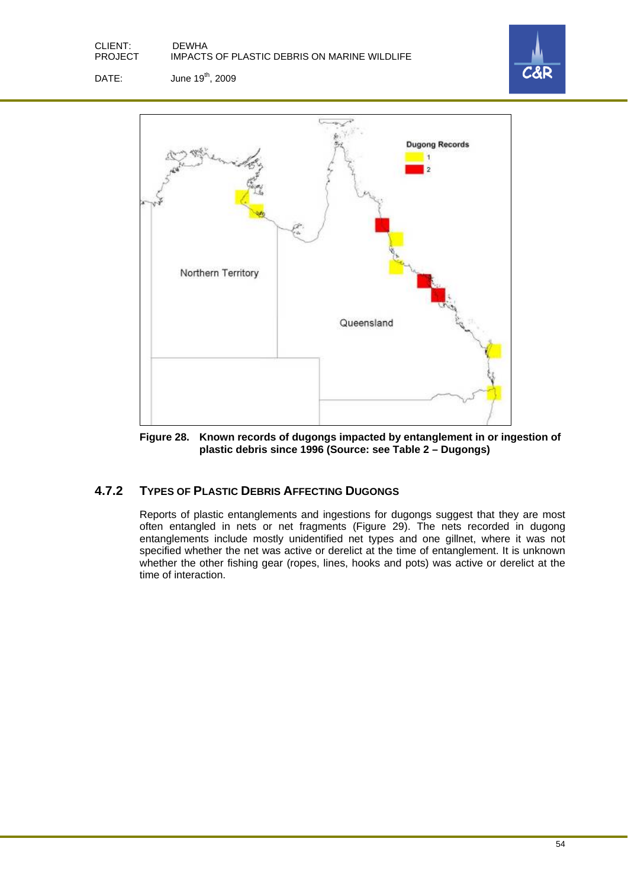**Figure 28. Known records of dugongs impacted by entanglement in or ingestion of plastic debris since 1996 (Source: see Table 2 – Dugongs)**

### 4.7.2 TYPES OF PLASTIC DEBRIS AFFECTING DUGONGS

Reports of plastic entanglements and ingestions for dugongs suggest that they are most often entangled in nets or net fragments (Figure 29). The nets recorded in dugong entanglements include mostly unidentified net types and one gillnet, where it was not specified whether the net was active or derelict at the time of entanglement. It is unknown whether the other fishing gear (ropes, lines, hooks and pots) was active or derelict at the time of interaction.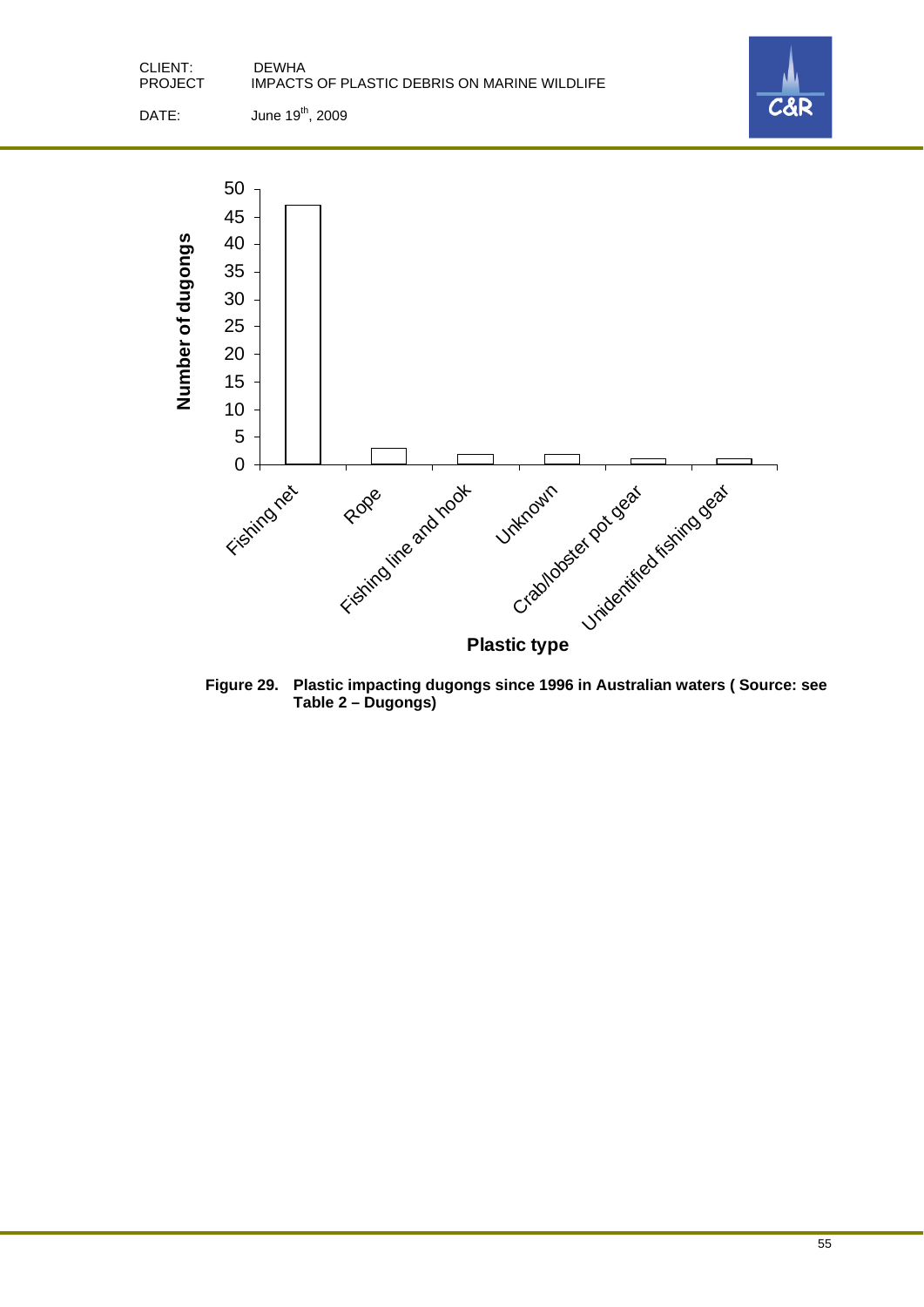Figure 29. Plastic impacting dugongs since 1996 in Australian waters ( Source: see Table 2 – Dugongs)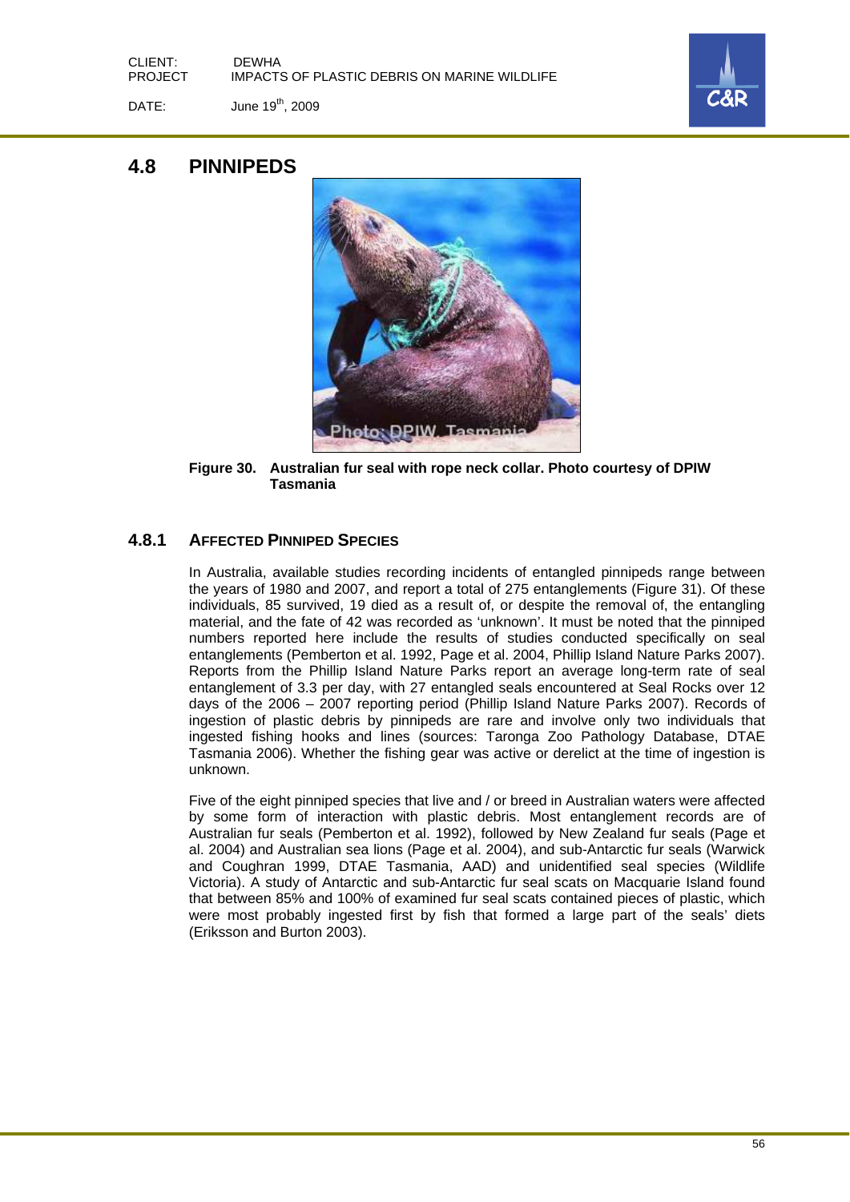## 4.8 PINNIPEDS

**Figure 30. Australian fur seal with rope neck collar. Photo courtesy of DPIW Tasmania**

### 4.8.1 AFFECTED PINNIPED SPECIES

In Australia, available studies recording incidents of entangled pinnipeds range between the years of 1980 and 2007, and report a total of 275 entanglements (Figure 31). Of these individuals, 85 survived, 19 died as a result of, or despite the removal of, the entangling material, and the fate of 42 was recorded as 'unknown'. It must be noted that the pinniped numbers reported here include the results of studies conducted specifically on seal entanglements (Pemberton et al. 1992, Page et al. 2004, Phillip Island Nature Parks 2007). Reports from the Phillip Island Nature Parks report an average long-term rate of seal entanglement of 3.3 per day, with 27 entangled seals encountered at Seal Rocks over 12 days of the 2006 – 2007 reporting period (Phillip Island Nature Parks 2007). Records of ingestion of plastic debris by pinnipeds are rare and involve only two individuals that ingested fishing hooks and lines (sources: Taronga Zoo Pathology Database, DTAE Tasmania 2006). Whether the fishing gear was active or derelict at the time of ingestion is unknown.

Five of the eight pinniped species that live and / or breed in Australian waters were affected by some form of interaction with plastic debris. Most entanglement records are of Australian fur seals (Pemberton et al. 1992), followed by New Zealand fur seals (Page et al. 2004) and Australian sea lions (Page et al. 2004), and sub-Antarctic fur seals (Warwick and Coughran 1999, DTAE Tasmania, AAD) and unidentified seal species (Wildlife Victoria). A study of Antarctic and sub-Antarctic fur seal scats on Macquarie Island found that between 85% and 100% of examined fur seal scats contained pieces of plastic, which were most probably ingested first by fish that formed a large part of the seals' diets (Eriksson and Burton 2003).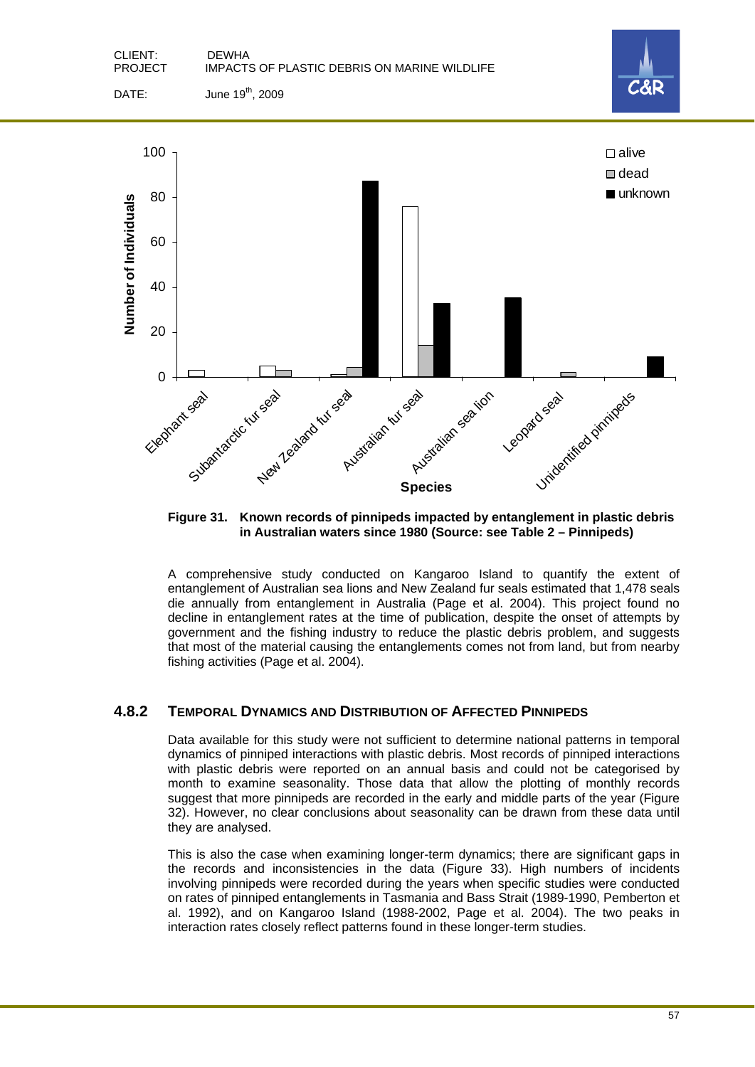**Figure 31. Known records of pinnipeds impacted by entanglement in plastic debris in Australian waters since 1980 (Source: see Table 2 – Pinnipeds)**

A comprehensive study conducted on Kangaroo Island to quantify the extent of entanglement of Australian sea lions and New Zealand fur seals estimated that 1,478 seals die annually from entanglement in Australia (Page et al. 2004). This project found no decline in entanglement rates at the time of publication, despite the onset of attempts by government and the fishing industry to reduce the plastic debris problem, and suggests that most of the material causing the entanglements comes not from land, but from nearby fishing activities (Page et al. 2004).

### 4.8.2 Temporal Dynamics and Distribution of Affected Pinnipeds

Data available for this study were not sufficient to determine national patterns in temporal dynamics of pinniped interactions with plastic debris. Most records of pinniped interactions with plastic debris were reported on an annual basis and could not be categorised by month to examine seasonality. Those data that allow the plotting of monthly records suggest that more pinnipeds are recorded in the early and middle parts of the year (Figure 32). However, no clear conclusions about seasonality can be drawn from these data until they are analysed.

This is also the case when examining longer-term dynamics; there are significant gaps in the records and inconsistencies in the data (Figure 33). High numbers of incidents involving pinnipeds were recorded during the years when specific studies were conducted on rates of pinniped entanglements in Tasmania and Bass Strait (1989-1990, Pemberton et al. 1992), and on Kangaroo Island (1988-2002, Page et al. 2004). The two peaks in interaction rates closely reflect patterns found in these longer-term studies.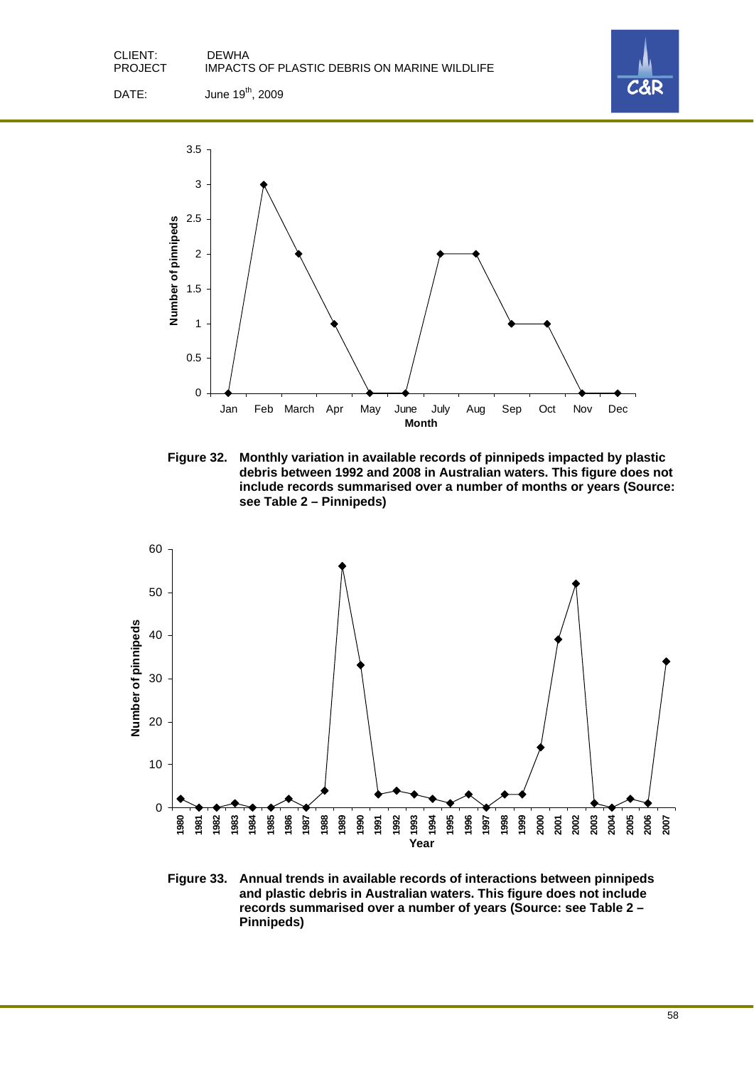**Figure 32. Monthly variation in available records of pinnipeds impacted by plastic debris between 1992 and 2008 in Australian waters. This figure does not include records summarised over a number of months or years (Source: see Table 2 – Pinnipeds)**

**Figure 33. Annual trends in available records of interactions between pinnipeds and plastic debris in Australian waters. This figure does not include records summarised over a number of years (Source: see Table 2 – Pinnipeds)**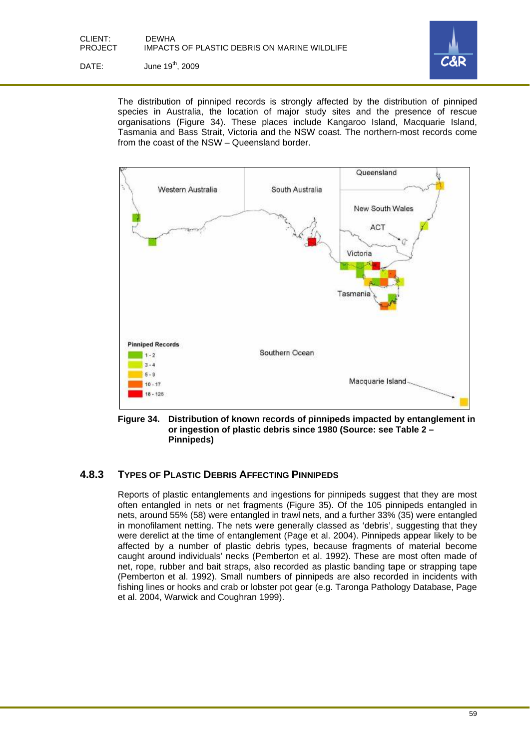The distribution of pinniped records is strongly affected by the distribution of pinniped species in Australia, the location of major study sites and the presence of rescue organisations (Figure 34). These places include Kangaroo Island, Macquarie Island, Tasmania and Bass Strait, Victoria and the NSW coast. The northern-most records come from the coast of the NSW – Queensland border.

**Figure 34. Distribution of known records of pinnipeds impacted by entanglement in or ingestion of plastic debris since 1980 (Source: see Table 2 – Pinnipeds)**

### 4.8.3 Types of Plastic Debris Affecting Pinnipeds

Reports of plastic entanglements and ingestions for pinnipeds suggest that they are most often entangled in nets or net fragments (Figure 35). Of the 105 pinnipeds entangled in nets, around 55% (58) were entangled in trawl nets, and a further 33% (35) were entangled in monofilament netting. The nets were generally classed as 'debris', suggesting that they were derelict at the time of entanglement (Page et al. 2004). Pinnipeds appear likely to be affected by a number of plastic debris types, because fragments of material become caught around individuals' necks (Pemberton et al. 1992). These are most often made of net, rope, rubber and bait straps, also recorded as plastic banding tape or strapping tape (Pemberton et al. 1992). Small numbers of pinnipeds are also recorded in incidents with fishing lines or hooks and crab or lobster pot gear (e.g. Taronga Pathology Database, Page et al. 2004, Warwick and Coughran 1999).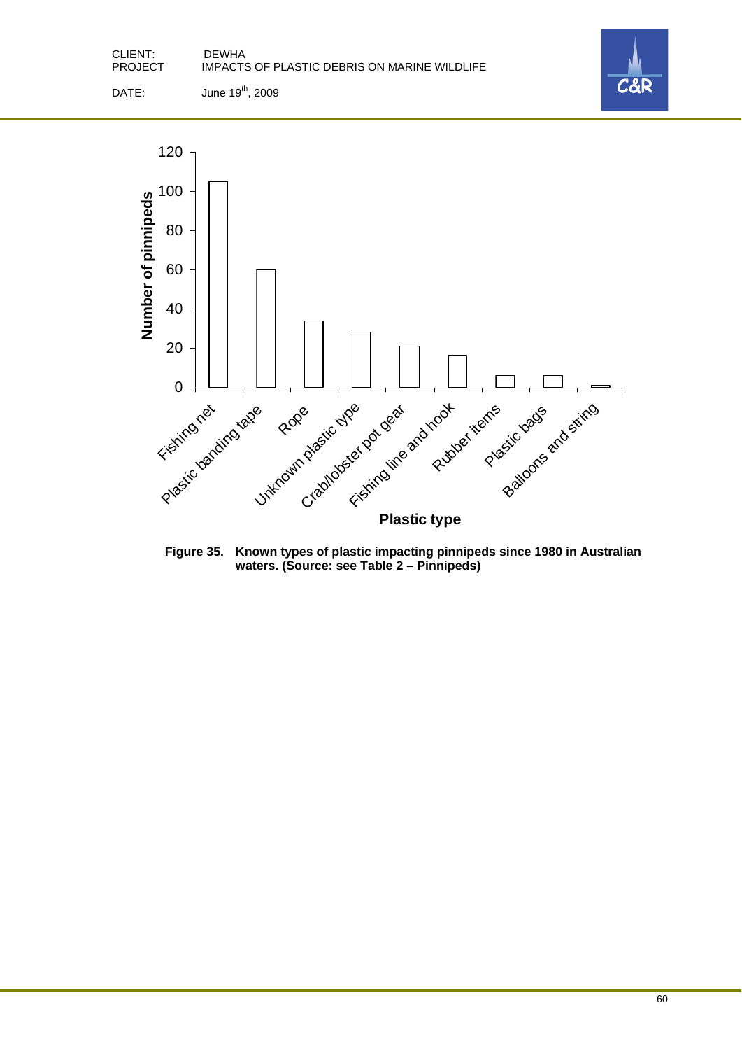**Figure 35. Known types of plastic impacting pinnipeds since 1980 in Australian waters. (Source: see Table 2 – Pinnipeds)**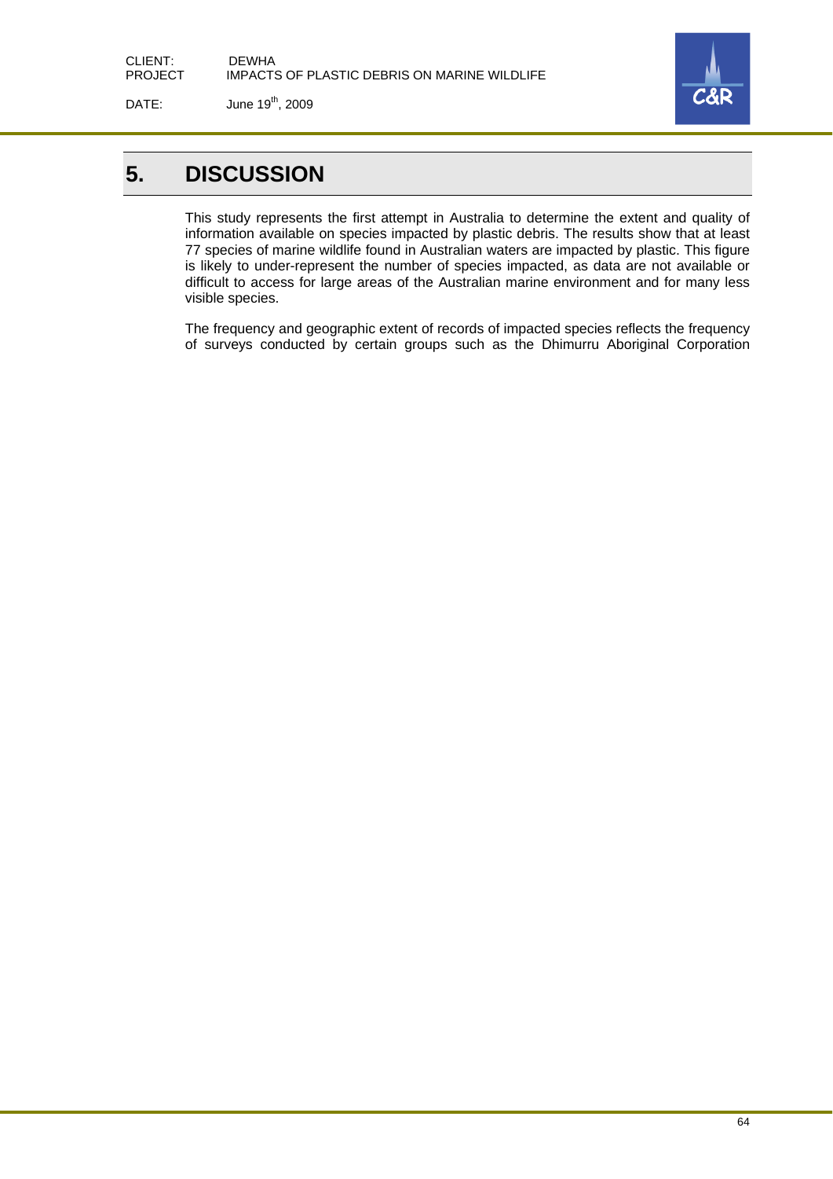# 5. DISCUSSION

This study represents the first attempt in Australia to determine the extent and quality of information available on species impacted by plastic debris. The results show that at least 77 species of marine wildlife found in Australian waters are impacted by plastic. This figure is likely to under-represent the number of species impacted, as data are not available or difficult to access for large areas of the Australian marine environment and for many less visible species.

The frequency and geographic extent of records of impacted species reflects the frequency of surveys conducted by certain groups such as the Dhimurru Aboriginal Corporation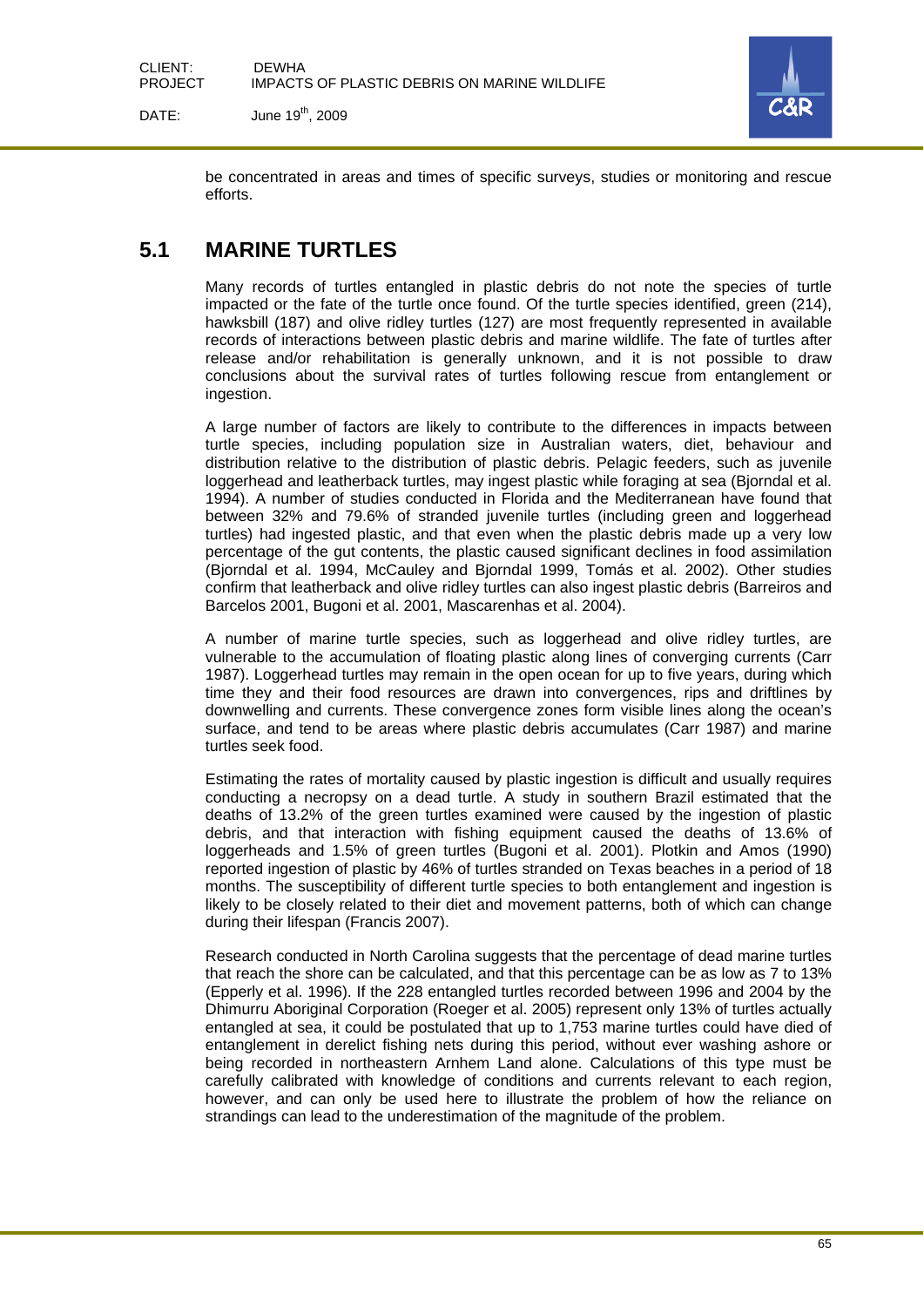be concentrated in areas and times of specific surveys, studies or monitoring and rescue efforts.

## 5.1 MARINE TURTLES

Many records of turtles entangled in plastic debris do not note the species of turtle impacted or the fate of the turtle once found. Of the turtle species identified, green (214), hawksbill (187) and olive ridley turtles (127) are most frequently represented in available records of interactions between plastic debris and marine wildlife. The fate of turtles after release and/or rehabilitation is generally unknown, and it is not possible to draw conclusions about the survival rates of turtles following rescue from entanglement or ingestion.

A large number of factors are likely to contribute to the differences in impacts between turtle species, including population size in Australian waters, diet, behaviour and distribution relative to the distribution of plastic debris. Pelagic feeders, such as juvenile loggerhead and leatherback turtles, may ingest plastic while foraging at sea (Bjorndal et al. 1994). A number of studies conducted in Florida and the Mediterranean have found that between 32% and 79.6% of stranded juvenile turtles (including green and loggerhead turtles) had ingested plastic, and that even when the plastic debris made up a very low percentage of the gut contents, the plastic caused significant declines in food assimilation (Bjorndal et al. 1994, McCauley and Bjorndal 1999, Tomás et al. 2002). Other studies confirm that leatherback and olive ridley turtles can also ingest plastic debris (Barreiros and Barcelos 2001, Bugoni et al. 2001, Mascarenhas et al. 2004).

A number of marine turtle species, such as loggerhead and olive ridley turtles, are vulnerable to the accumulation of floating plastic along lines of converging currents (Carr 1987). Loggerhead turtles may remain in the open ocean for up to five years, during which time they and their food resources are drawn into convergences, rips and driftlines by downwelling and currents. These convergence zones form visible lines along the ocean's surface, and tend to be areas where plastic debris accumulates (Carr 1987) and marine turtles seek food.

Estimating the rates of mortality caused by plastic ingestion is difficult and usually requires conducting a necropsy on a dead turtle. A study in southern Brazil estimated that the deaths of 13.2% of the green turtles examined were caused by the ingestion of plastic debris, and that interaction with fishing equipment caused the deaths of 13.6% of loggerheads and 1.5% of green turtles (Bugoni et al. 2001). Plotkin and Amos (1990) reported ingestion of plastic by 46% of turtles stranded on Texas beaches in a period of 18 months. The susceptibility of different turtle species to both entanglement and ingestion is likely to be closely related to their diet and movement patterns, both of which can change during their lifespan (Francis 2007).

Research conducted in North Carolina suggests that the percentage of dead marine turtles that reach the shore can be calculated, and that this percentage can be as low as 7 to 13% (Epperly et al. 1996). If the 228 entangled turtles recorded between 1996 and 2004 by the Dhimurru Aboriginal Corporation (Roeger et al. 2005) represent only 13% of turtles actually entangled at sea, it could be postulated that up to 1,753 marine turtles could have died of entanglement in derelict fishing nets during this period, without ever washing ashore or being recorded in northeastern Arnhem Land alone. Calculations of this type must be carefully calibrated with knowledge of conditions and currents relevant to each region, however, and can only be used here to illustrate the problem of how the reliance on strandings can lead to the underestimation of the magnitude of the problem.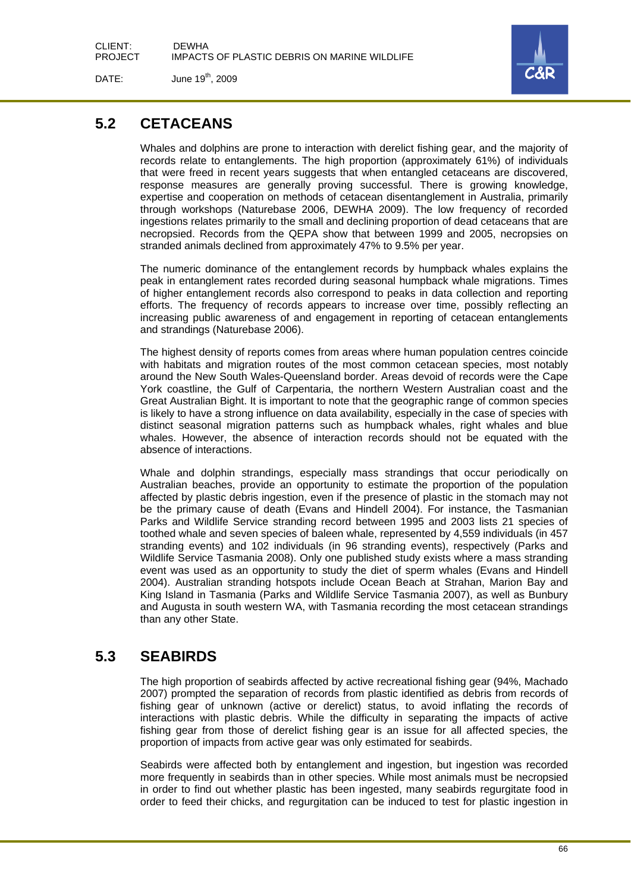## 5.2 CETACEANS

Whales and dolphins are prone to interaction with derelict fishing gear, and the majority of records relate to entanglements. The high proportion (approximately 61%) of individuals that were freed in recent years suggests that when entangled cetaceans are discovered, response measures are generally proving successful. There is growing knowledge, expertise and cooperation on methods of cetacean disentanglement in Australia, primarily through workshops (Naturebase 2006, DEWHA 2009). The low frequency of recorded ingestions relates primarily to the small and declining proportion of dead cetaceans that are necropsied. Records from the QEPA show that between 1999 and 2005, necropsies on stranded animals declined from approximately 47% to 9.5% per year.

The numeric dominance of the entanglement records by humpback whales explains the peak in entanglement rates recorded during seasonal humpback whale migrations. Times of higher entanglement records also correspond to peaks in data collection and reporting efforts. The frequency of records appears to increase over time, possibly reflecting an increasing public awareness of and engagement in reporting of cetacean entanglements and strandings (Naturebase 2006).

The highest density of reports comes from areas where human population centres coincide with habitats and migration routes of the most common cetacean species, most notably around the New South Wales-Queensland border. Areas devoid of records were the Cape York coastline, the Gulf of Carpentaria, the northern Western Australian coast and the Great Australian Bight. It is important to note that the geographic range of common species is likely to have a strong influence on data availability, especially in the case of species with distinct seasonal migration patterns such as humpback whales, right whales and blue whales. However, the absence of interaction records should not be equated with the absence of interactions.

Whale and dolphin strandings, especially mass strandings that occur periodically on Australian beaches, provide an opportunity to estimate the proportion of the population affected by plastic debris ingestion, even if the presence of plastic in the stomach may not be the primary cause of death (Evans and Hindell 2004). For instance, the Tasmanian Parks and Wildlife Service stranding record between 1995 and 2003 lists 21 species of toothed whale and seven species of baleen whale, represented by 4,559 individuals (in 457 stranding events) and 102 individuals (in 96 stranding events), respectively (Parks and Wildlife Service Tasmania 2008). Only one published study exists where a mass stranding event was used as an opportunity to study the diet of sperm whales (Evans and Hindell 2004). Australian stranding hotspots include Ocean Beach at Strahan, Marion Bay and King Island in Tasmania (Parks and Wildlife Service Tasmania 2007), as well as Bunbury and Augusta in south western WA, with Tasmania recording the most cetacean strandings than any other State.

## 5.3 SEABIRDS

The high proportion of seabirds affected by active recreational fishing gear (94%, Machado 2007) prompted the separation of records from plastic identified as debris from records of fishing gear of unknown (active or derelict) status, to avoid inflating the records of interactions with plastic debris. While the difficulty in separating the impacts of active fishing gear from those of derelict fishing gear is an issue for all affected species, the proportion of impacts from active gear was only estimated for seabirds.

Seabirds were affected both by entanglement and ingestion, but ingestion was recorded more frequently in seabirds than in other species. While most animals must be necropsied in order to find out whether plastic has been ingested, many seabirds regurgitate food in order to feed their chicks, and regurgitation can be induced to test for plastic ingestion in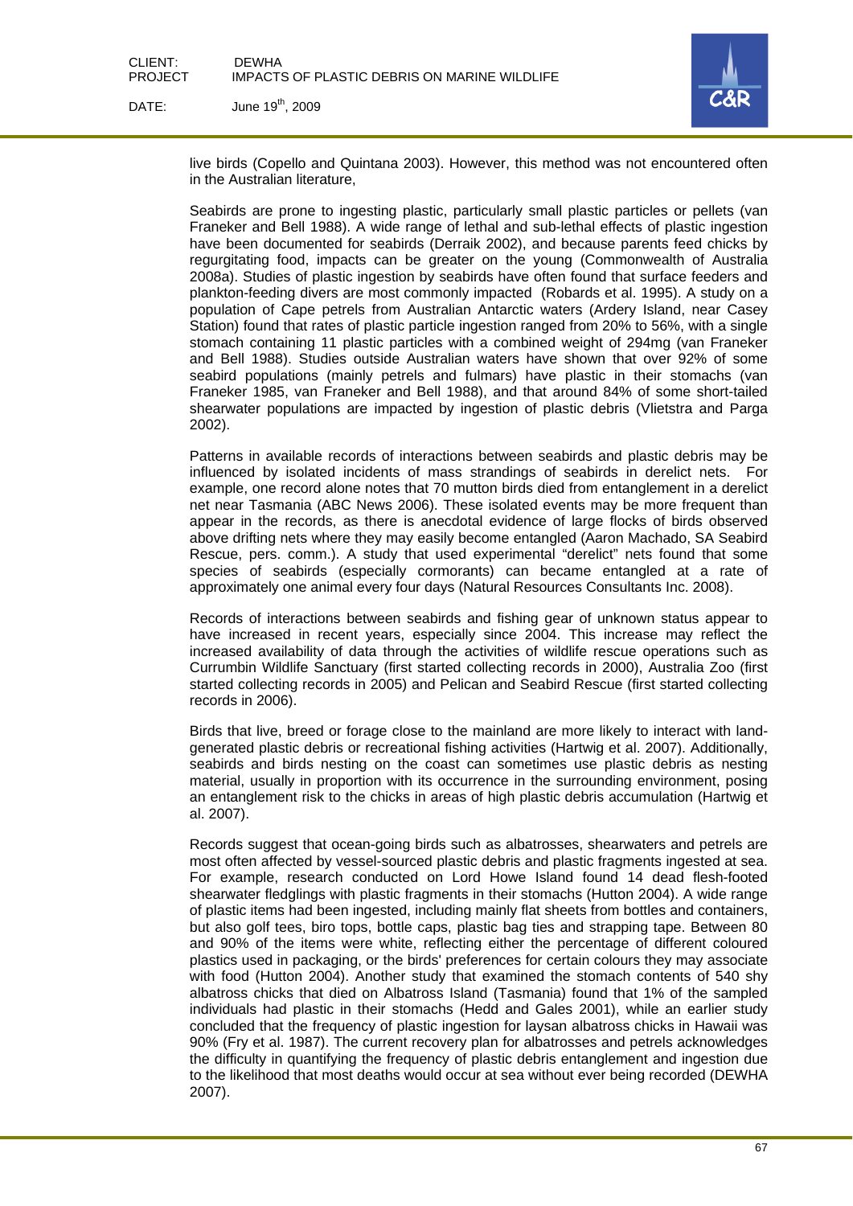live birds (Copello and Quintana 2003). However, this method was not encountered often in the Australian literature,

Seabirds are prone to ingesting plastic, particularly small plastic particles or pellets (van Franeker and Bell 1988). A wide range of lethal and sub-lethal effects of plastic ingestion have been documented for seabirds (Derraik 2002), and because parents feed chicks by regurgitating food, impacts can be greater on the young (Commonwealth of Australia 2008a). Studies of plastic ingestion by seabirds have often found that surface feeders and plankton-feeding divers are most commonly impacted (Robards et al. 1995). A study on a population of Cape petrels from Australian Antarctic waters (Ardery Island, near Casey Station) found that rates of plastic particle ingestion ranged from 20% to 56%, with a single stomach containing 11 plastic particles with a combined weight of 294mg (van Franeker and Bell 1988). Studies outside Australian waters have shown that over 92% of some seabird populations (mainly petrels and fulmars) have plastic in their stomachs (van Franeker 1985, van Franeker and Bell 1988), and that around 84% of some short-tailed shearwater populations are impacted by ingestion of plastic debris (Vlietstra and Parga 2002).

Patterns in available records of interactions between seabirds and plastic debris may be influenced by isolated incidents of mass strandings of seabirds in derelict nets. For example, one record alone notes that 70 mutton birds died from entanglement in a derelict net near Tasmania (ABC News 2006). These isolated events may be more frequent than appear in the records, as there is anecdotal evidence of large flocks of birds observed above drifting nets where they may easily become entangled (Aaron Machado, SA Seabird Rescue, pers. comm.). A study that used experimental "derelict" nets found that some species of seabirds (especially cormorants) can became entangled at a rate of approximately one animal every four days (Natural Resources Consultants Inc. 2008).

Records of interactions between seabirds and fishing gear of unknown status appear to have increased in recent years, especially since 2004. This increase may reflect the increased availability of data through the activities of wildlife rescue operations such as Currumbin Wildlife Sanctuary (first started collecting records in 2000), Australia Zoo (first started collecting records in 2005) and Pelican and Seabird Rescue (first started collecting records in 2006).

Birds that live, breed or forage close to the mainland are more likely to interact with land-generated plastic debris or recreational fishing activities (Hartwig et al. 2007). Additionally, seabirds and birds nesting on the coast can sometimes use plastic debris as nesting material, usually in proportion with its occurrence in the surrounding environment, posing an entanglement risk to the chicks in areas of high plastic debris accumulation (Hartwig et al. 2007).

Records suggest that ocean-going birds such as albatrosses, shearwaters and petrels are most often affected by vessel-sourced plastic debris and plastic fragments ingested at sea. For example, research conducted on Lord Howe Island found 14 dead flesh-footed shearwater fledglings with plastic fragments in their stomachs (Hutton 2004). A wide range of plastic items had been ingested, including mainly flat sheets from bottles and containers, but also golf tees, biro tops, bottle caps, plastic bag ties and strapping tape. Between 80 and 90% of the items were white, reflecting either the percentage of different coloured plastics used in packaging, or the birds' preferences for certain colours they may associate with food (Hutton 2004). Another study that examined the stomach contents of 540 shy albatross chicks that died on Albatross Island (Tasmania) found that 1% of the sampled individuals had plastic in their stomachs (Hedd and Gales 2001), while an earlier study concluded that the frequency of plastic ingestion for laysan albatross chicks in Hawaii was 90% (Fry et al. 1987). The current recovery plan for albatrosses and petrels acknowledges the difficulty in quantifying the frequency of plastic debris entanglement and ingestion due to the likelihood that most deaths would occur at sea without ever being recorded (DEWHA 2007).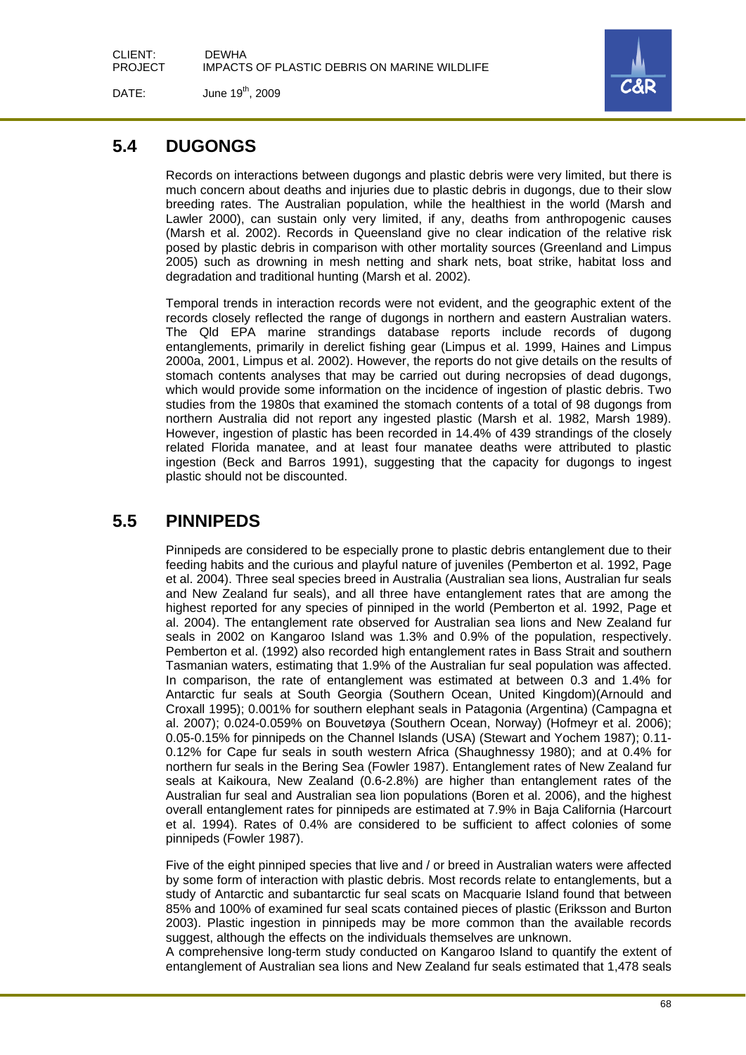## 5.4 DUGONGS

Records on interactions between dugongs and plastic debris were very limited, but there is much concern about deaths and injuries due to plastic debris in dugongs, due to their slow breeding rates. The Australian population, while the healthiest in the world (Marsh and Lawler 2000), can sustain only very limited, if any, deaths from anthropogenic causes (Marsh et al. 2002). Records in Queensland give no clear indication of the relative risk posed by plastic debris in comparison with other mortality sources (Greenland and Limpus 2005) such as drowning in mesh netting and shark nets, boat strike, habitat loss and degradation and traditional hunting (Marsh et al. 2002).

Temporal trends in interaction records were not evident, and the geographic extent of the records closely reflected the range of dugongs in northern and eastern Australian waters. The Qld EPA marine strandings database reports include records of dugong entanglements, primarily in derelict fishing gear (Limpus et al. 1999, Haines and Limpus 2000a, 2001, Limpus et al. 2002). However, the reports do not give details on the results of stomach contents analyses that may be carried out during necropsies of dead dugongs, which would provide some information on the incidence of ingestion of plastic debris. Two studies from the 1980s that examined the stomach contents of a total of 98 dugongs from northern Australia did not report any ingested plastic (Marsh et al. 1982, Marsh 1989). However, ingestion of plastic has been recorded in 14.4% of 439 strandings of the closely related Florida manatee, and at least four manatee deaths were attributed to plastic ingestion (Beck and Barros 1991), suggesting that the capacity for dugongs to ingest plastic should not be discounted.

## 5.5 PINNIPEDS

Pinnipeds are considered to be especially prone to plastic debris entanglement due to their feeding habits and the curious and playful nature of juveniles (Pemberton et al. 1992, Page et al. 2004). Three seal species breed in Australia (Australian sea lions, Australian fur seals and New Zealand fur seals), and all three have entanglement rates that are among the highest reported for any species of pinniped in the world (Pemberton et al. 1992, Page et al. 2004). The entanglement rate observed for Australian sea lions and New Zealand fur seals in 2002 on Kangaroo Island was 1.3% and 0.9% of the population, respectively. Pemberton et al. (1992) also recorded high entanglement rates in Bass Strait and southern Tasmanian waters, estimating that 1.9% of the Australian fur seal population was affected. In comparison, the rate of entanglement was estimated at between 0.3 and 1.4% for Antarctic fur seals at South Georgia (Southern Ocean, United Kingdom)(Arnould and Croxall 1995); 0.001% for southern elephant seals in Patagonia (Argentina) (Campagna et al. 2007); 0.024-0.059% on Bouvetøya (Southern Ocean, Norway) (Hofmeyr et al. 2006); 0.05-0.15% for pinnipeds on the Channel Islands (USA) (Stewart and Yochem 1987); 0.11-0.12% for Cape fur seals in south western Africa (Shaughnessy 1980); and at 0.4% for northern fur seals in the Bering Sea (Fowler 1987). Entanglement rates of New Zealand fur seals at Kaikoura, New Zealand (0.6-2.8%) are higher than entanglement rates of the Australian fur seal and Australian sea lion populations (Boren et al. 2006), and the highest overall entanglement rates for pinnipeds are estimated at 7.9% in Baja California (Harcourt et al. 1994). Rates of 0.4% are considered to be sufficient to affect colonies of some pinnipeds (Fowler 1987).

Five of the eight pinniped species that live and / or breed in Australian waters were affected by some form of interaction with plastic debris. Most records relate to entanglements, but a study of Antarctic and subantarctic fur seal scats on Macquarie Island found that between 85% and 100% of examined fur seal scats contained pieces of plastic (Eriksson and Burton 2003). Plastic ingestion in pinnipeds may be more common than the available records suggest, although the effects on the individuals themselves are unknown.

A comprehensive long-term study conducted on Kangaroo Island to quantify the extent of entanglement of Australian sea lions and New Zealand fur seals estimated that 1,478 seals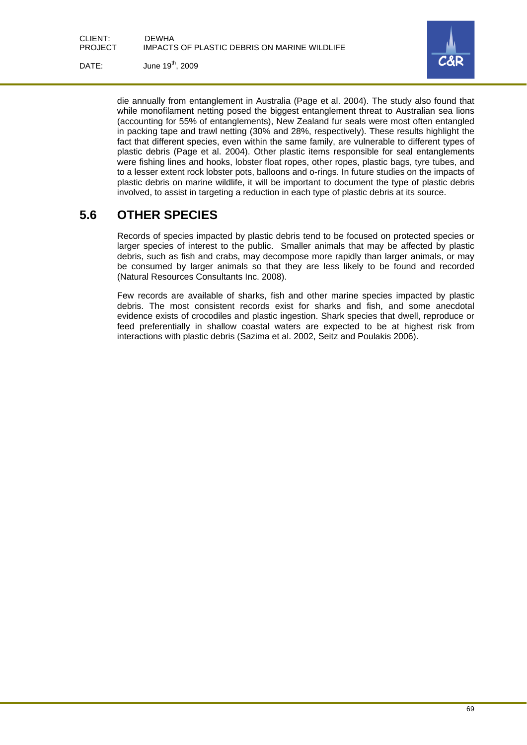die annually from entanglement in Australia (Page et al. 2004). The study also found that while monofilament netting posed the biggest entanglement threat to Australian sea lions (accounting for 55% of entanglements), New Zealand fur seals were most often entangled in packing tape and trawl netting (30% and 28%, respectively). These results highlight the fact that different species, even within the same family, are vulnerable to different types of plastic debris (Page et al. 2004). Other plastic items responsible for seal entanglements were fishing lines and hooks, lobster float ropes, other ropes, plastic bags, tyre tubes, and to a lesser extent rock lobster pots, balloons and o-rings. In future studies on the impacts of plastic debris on marine wildlife, it will be important to document the type of plastic debris involved, to assist in targeting a reduction in each type of plastic debris at its source.

## 5.6 OTHER SPECIES

Records of species impacted by plastic debris tend to be focused on protected species or larger species of interest to the public. Smaller animals that may be affected by plastic debris, such as fish and crabs, may decompose more rapidly than larger animals, or may be consumed by larger animals so that they are less likely to be found and recorded (Natural Resources Consultants Inc. 2008).

Few records are available of sharks, fish and other marine species impacted by plastic debris. The most consistent records exist for sharks and fish, and some anecdotal evidence exists of crocodiles and plastic ingestion. Shark species that dwell, reproduce or feed preferentially in shallow coastal waters are expected to be at highest risk from interactions with plastic debris (Sazima et al. 2002, Seitz and Poulakis 2006).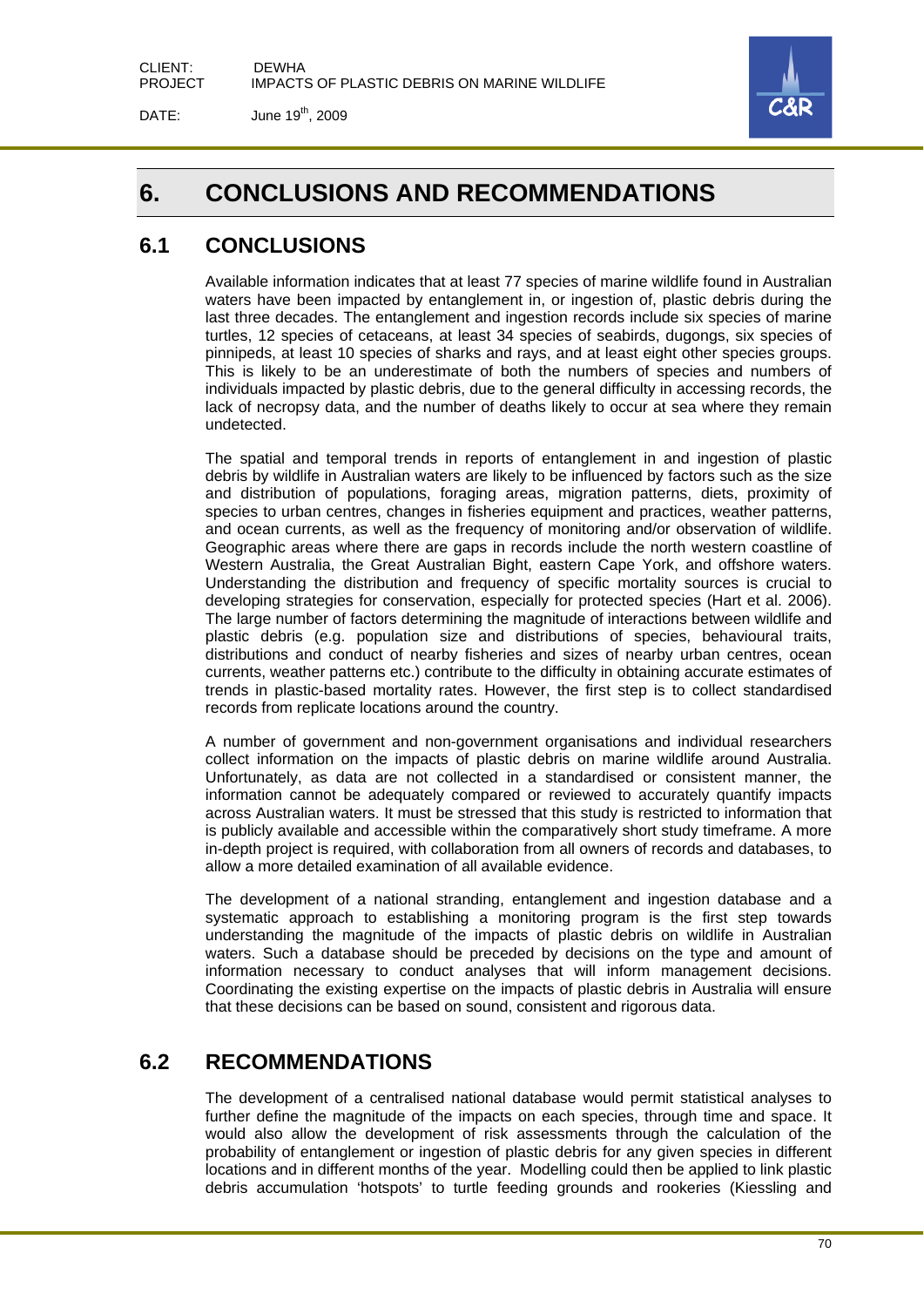# 6. CONCLUSIONS AND RECOMMENDATIONS

## 6.1 CONCLUSIONS

Available information indicates that at least 77 species of marine wildlife found in Australian waters have been impacted by entanglement in, or ingestion of, plastic debris during the last three decades. The entanglement and ingestion records include six species of marine turtles, 12 species of cetaceans, at least 34 species of seabirds, dugongs, six species of pinnipeds, at least 10 species of sharks and rays, and at least eight other species groups. This is likely to be an underestimate of both the numbers of species and numbers of individuals impacted by plastic debris, due to the general difficulty in accessing records, the lack of necropsy data, and the number of deaths likely to occur at sea where they remain undetected.

The spatial and temporal trends in reports of entanglement in and ingestion of plastic debris by wildlife in Australian waters are likely to be influenced by factors such as the size and distribution of populations, foraging areas, migration patterns, diets, proximity of species to urban centres, changes in fisheries equipment and practices, weather patterns, and ocean currents, as well as the frequency of monitoring and/or observation of wildlife. Geographic areas where there are gaps in records include the north western coastline of Western Australia, the Great Australian Bight, eastern Cape York, and offshore waters. Understanding the distribution and frequency of specific mortality sources is crucial to developing strategies for conservation, especially for protected species (Hart et al. 2006). The large number of factors determining the magnitude of interactions between wildlife and plastic debris (e.g. population size and distributions of species, behavioural traits, distributions and conduct of nearby fisheries and sizes of nearby urban centres, ocean currents, weather patterns etc.) contribute to the difficulty in obtaining accurate estimates of trends in plastic-based mortality rates. However, the first step is to collect standardised records from replicate locations around the country.

A number of government and non-government organisations and individual researchers collect information on the impacts of plastic debris on marine wildlife around Australia. Unfortunately, as data are not collected in a standardised or consistent manner, the information cannot be adequately compared or reviewed to accurately quantify impacts across Australian waters. It must be stressed that this study is restricted to information that is publicly available and accessible within the comparatively short study timeframe. A more in-depth project is required, with collaboration from all owners of records and databases, to allow a more detailed examination of all available evidence.

The development of a national stranding, entanglement and ingestion database and a systematic approach to establishing a monitoring program is the first step towards understanding the magnitude of the impacts of plastic debris on wildlife in Australian waters. Such a database should be preceded by decisions on the type and amount of information necessary to conduct analyses that will inform management decisions. Coordinating the existing expertise on the impacts of plastic debris in Australia will ensure that these decisions can be based on sound, consistent and rigorous data.

## 6.2 RECOMMENDATIONS

The development of a centralised national database would permit statistical analyses to further define the magnitude of the impacts on each species, through time and space. It would also allow the development of risk assessments through the calculation of the probability of entanglement or ingestion of plastic debris for any given species in different locations and in different months of the year. Modelling could then be applied to link plastic debris accumulation 'hotspots' to turtle feeding grounds and rookeries (Kiessling and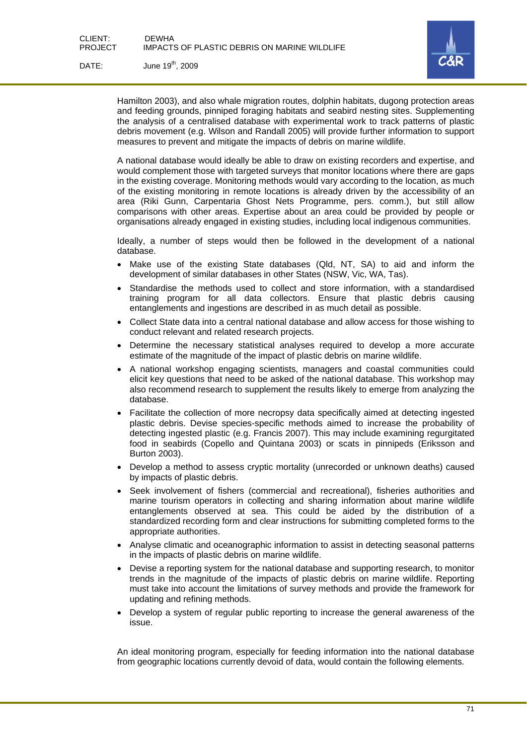Hamilton 2003), and also whale migration routes, dolphin habitats, dugong protection areas and feeding grounds, pinniped foraging habitats and seabird nesting sites. Supplementing the analysis of a centralised database with experimental work to track patterns of plastic debris movement (e.g. Wilson and Randall 2005) will provide further information to support measures to prevent and mitigate the impacts of debris on marine wildlife.

A national database would ideally be able to draw on existing recorders and expertise, and would complement those with targeted surveys that monitor locations where there are gaps in the existing coverage. Monitoring methods would vary according to the location, as much of the existing monitoring in remote locations is already driven by the accessibility of an area (Riki Gunn, Carpentaria Ghost Nets Programme, pers. comm.), but still allow comparisons with other areas. Expertise about an area could be provided by people or organisations already engaged in existing studies, including local indigenous communities.

Ideally, a number of steps would then be followed in the development of a national database.

- Make use of the existing State databases (Qld, NT, SA) to aid and inform the development of similar databases in other States (NSW, Vic, WA, Tas).
- Standardise the methods used to collect and store information, with a standardised training program for all data collectors. Ensure that plastic debris causing entanglements and ingestions are described in as much detail as possible.
- Collect State data into a central national database and allow access for those wishing to conduct relevant and related research projects.
- Determine the necessary statistical analyses required to develop a more accurate estimate of the magnitude of the impact of plastic debris on marine wildlife.
- A national workshop engaging scientists, managers and coastal communities could elicit key questions that need to be asked of the national database. This workshop may also recommend research to supplement the results likely to emerge from analyzing the database.
- Facilitate the collection of more necropsy data specifically aimed at detecting ingested plastic debris. Devise species-specific methods aimed to increase the probability of detecting ingested plastic (e.g. Francis 2007). This may include examining regurgitated food in seabirds (Copello and Quintana 2003) or scats in pinnipeds (Eriksson and Burton 2003).
- Develop a method to assess cryptic mortality (unrecorded or unknown deaths) caused by impacts of plastic debris.
- Seek involvement of fishers (commercial and recreational), fisheries authorities and marine tourism operators in collecting and sharing information about marine wildlife entanglements observed at sea. This could be aided by the distribution of a standardized recording form and clear instructions for submitting completed forms to the appropriate authorities.
- Analyse climatic and oceanographic information to assist in detecting seasonal patterns in the impacts of plastic debris on marine wildlife.
- Devise a reporting system for the national database and supporting research, to monitor trends in the magnitude of the impacts of plastic debris on marine wildlife. Reporting must take into account the limitations of survey methods and provide the framework for updating and refining methods.
- Develop a system of regular public reporting to increase the general awareness of the issue.

An ideal monitoring program, especially for feeding information into the national database from geographic locations currently devoid of data, would contain the following elements.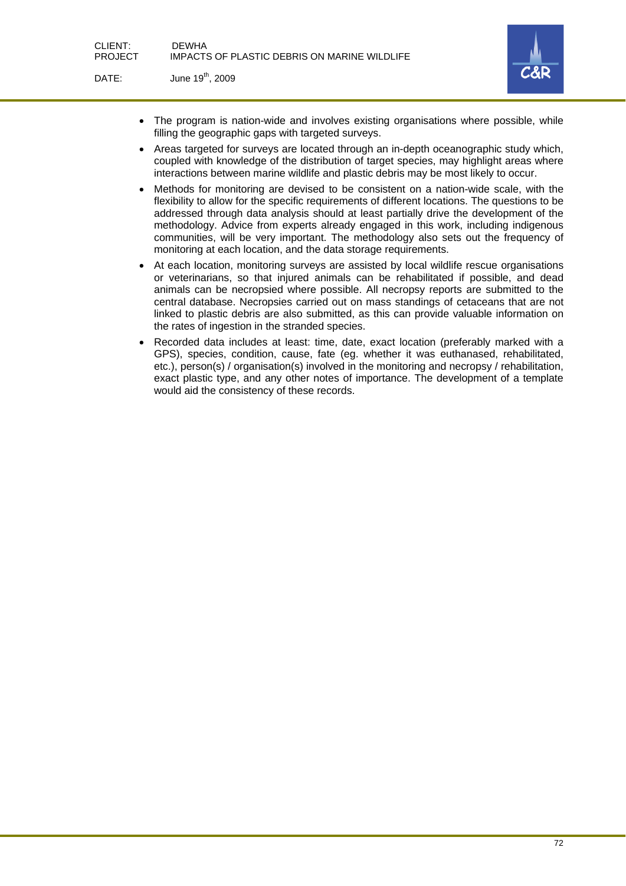- The program is nation-wide and involves existing organisations where possible, while filling the geographic gaps with targeted surveys.
- Areas targeted for surveys are located through an in-depth oceanographic study which, coupled with knowledge of the distribution of target species, may highlight areas where interactions between marine wildlife and plastic debris may be most likely to occur.
- Methods for monitoring are devised to be consistent on a nation-wide scale, with the flexibility to allow for the specific requirements of different locations. The questions to be addressed through data analysis should at least partially drive the development of the methodology. Advice from experts already engaged in this work, including indigenous communities, will be very important. The methodology also sets out the frequency of monitoring at each location, and the data storage requirements.
- At each location, monitoring surveys are assisted by local wildlife rescue organisations or veterinarians, so that injured animals can be rehabilitated if possible, and dead animals can be necropsied where possible. All necropsy reports are submitted to the central database. Necropsies carried out on mass standings of cetaceans that are not linked to plastic debris are also submitted, as this can provide valuable information on the rates of ingestion in the stranded species.
- Recorded data includes at least: time, date, exact location (preferably marked with a GPS), species, condition, cause, fate (eg. whether it was euthanased, rehabilitated, etc.), person(s) / organisation(s) involved in the monitoring and necropsy / rehabilitation, exact plastic type, and any other notes of importance. The development of a template would aid the consistency of these records.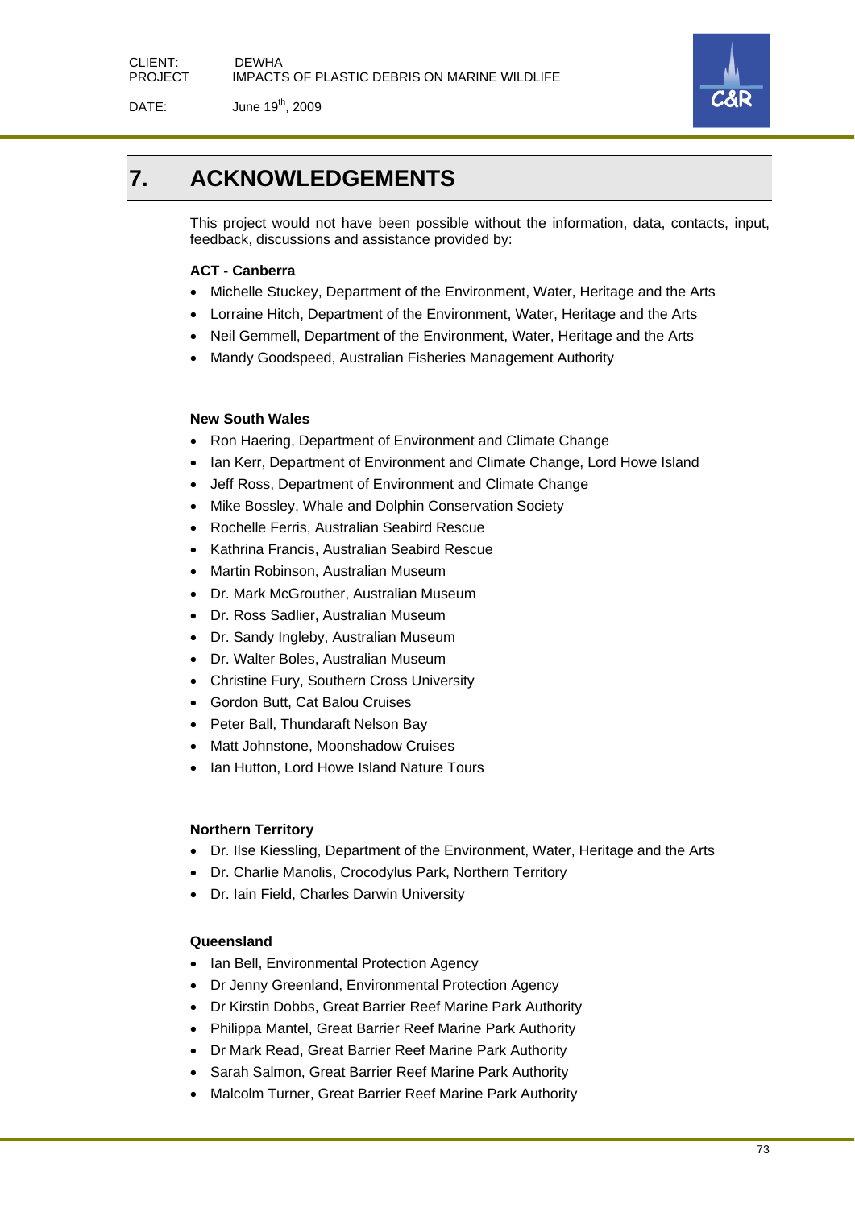# 7. ACKNOWLEDGEMENTS

This project would not have been possible without the information, data, contacts, input, feedback, discussions and assistance provided by:

**ACT - Canberra**

- Michelle Stuckey, Department of the Environment, Water, Heritage and the Arts
- Lorraine Hitch, Department of the Environment, Water, Heritage and the Arts
- Neil Gemmell, Department of the Environment, Water, Heritage and the Arts
- Mandy Goodspeed, Australian Fisheries Management Authority

**New South Wales**

- Ron Haering, Department of Environment and Climate Change
- Ian Kerr, Department of Environment and Climate Change, Lord Howe Island
- Jeff Ross, Department of Environment and Climate Change
- Mike Bossley, Whale and Dolphin Conservation Society
- Rochelle Ferris, Australian Seabird Rescue
- Kathrina Francis, Australian Seabird Rescue
- Martin Robinson, Australian Museum
- Dr. Mark McGrouther, Australian Museum
- Dr. Ross Sadlier, Australian Museum
- Dr. Sandy Ingleby, Australian Museum
- Dr. Walter Boles, Australian Museum
- Christine Fury, Southern Cross University
- Gordon Butt, Cat Balou Cruises
- Peter Ball, Thundaraft Nelson Bay
- Matt Johnstone, Moonshadow Cruises
- Ian Hutton, Lord Howe Island Nature Tours

**Northern Territory**

- Dr. Ilse Kiessling, Department of the Environment, Water, Heritage and the Arts
- Dr. Charlie Manolis, Crocodylus Park, Northern Territory
- Dr. Iain Field, Charles Darwin University

**Queensland**

- Ian Bell, Environmental Protection Agency
- Dr Jenny Greenland, Environmental Protection Agency
- Dr Kirstin Dobbs, Great Barrier Reef Marine Park Authority
- Philippa Mantel, Great Barrier Reef Marine Park Authority
- Dr Mark Read, Great Barrier Reef Marine Park Authority
- Sarah Salmon, Great Barrier Reef Marine Park Authority
- Malcolm Turner, Great Barrier Reef Marine Park Authority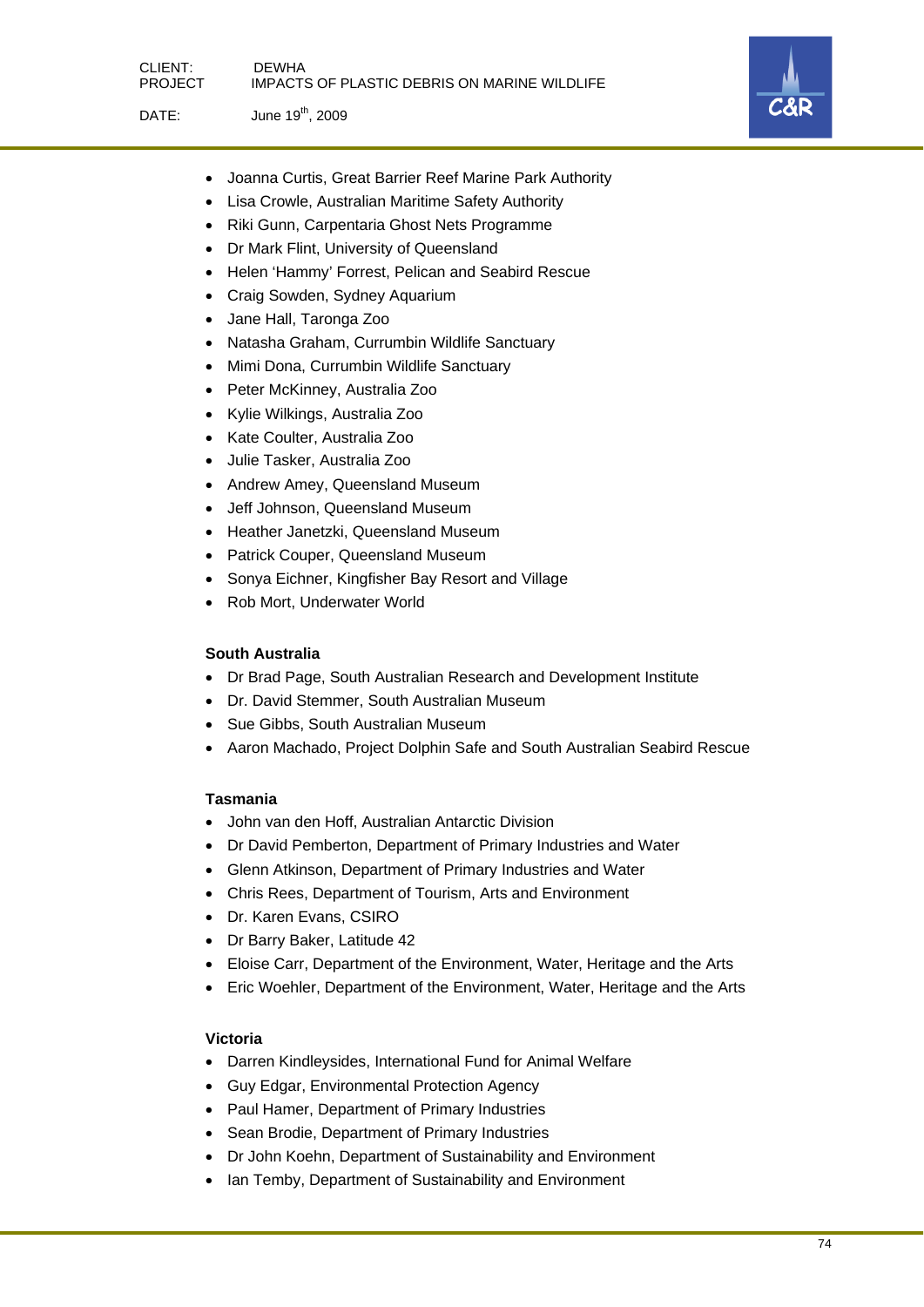- Joanna Curtis, Great Barrier Reef Marine Park Authority
- Lisa Crowle, Australian Maritime Safety Authority
- Riki Gunn, Carpentaria Ghost Nets Programme
- Dr Mark Flint, University of Queensland
- Helen 'Hammy' Forrest, Pelican and Seabird Rescue
- Craig Sowden, Sydney Aquarium
- Jane Hall, Taronga Zoo
- Natasha Graham, Currumbin Wildlife Sanctuary
- Mimi Dona, Currumbin Wildlife Sanctuary
- Peter McKinney, Australia Zoo
- Kylie Wilkings, Australia Zoo
- Kate Coulter, Australia Zoo
- Julie Tasker, Australia Zoo
- Andrew Amey, Queensland Museum
- Jeff Johnson, Queensland Museum
- Heather Janetzki, Queensland Museum
- Patrick Couper, Queensland Museum
- Sonya Eichner, Kingfisher Bay Resort and Village
- Rob Mort, Underwater World

**South Australia**

- Dr Brad Page, South Australian Research and Development Institute
- Dr. David Stemmer, South Australian Museum
- Sue Gibbs, South Australian Museum
- Aaron Machado, Project Dolphin Safe and South Australian Seabird Rescue

**Tasmania**

- John van den Hoff, Australian Antarctic Division
- Dr David Pemberton, Department of Primary Industries and Water
- Glenn Atkinson, Department of Primary Industries and Water
- Chris Rees, Department of Tourism, Arts and Environment
- Dr. Karen Evans, CSIRO
- Dr Barry Baker, Latitude 42
- Eloise Carr, Department of the Environment, Water, Heritage and the Arts
- Eric Woehler, Department of the Environment, Water, Heritage and the Arts

**Victoria**

- Darren Kindleysides, International Fund for Animal Welfare
- Guy Edgar, Environmental Protection Agency
- Paul Hamer, Department of Primary Industries
- Sean Brodie, Department of Primary Industries
- Dr John Koehn, Department of Sustainability and Environment
- Ian Temby, Department of Sustainability and Environment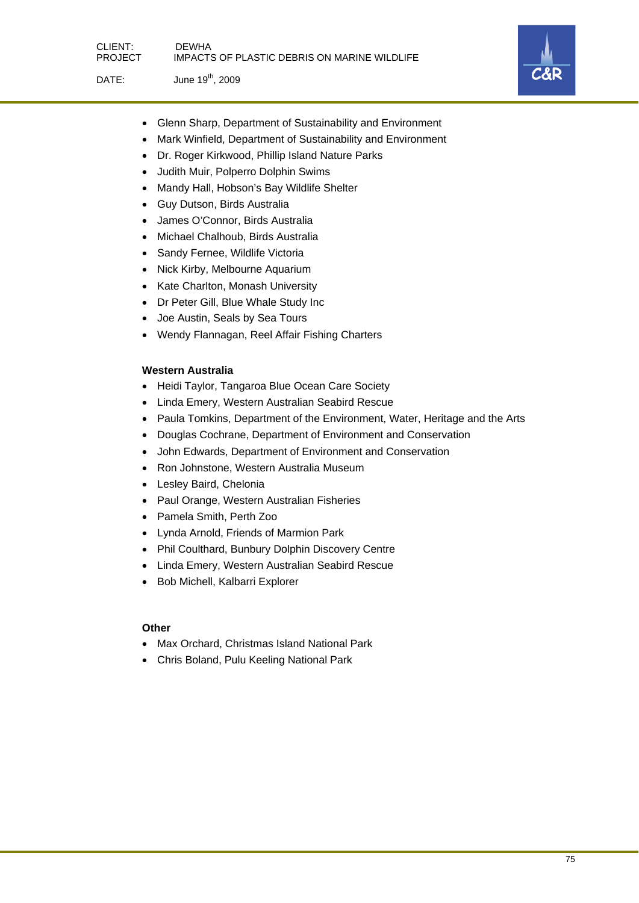- Glenn Sharp, Department of Sustainability and Environment
- Mark Winfield, Department of Sustainability and Environment
- Dr. Roger Kirkwood, Phillip Island Nature Parks
- Judith Muir, Polperro Dolphin Swims
- Mandy Hall, Hobson's Bay Wildlife Shelter
- Guy Dutson, Birds Australia
- James O'Connor, Birds Australia
- Michael Chalhoub, Birds Australia
- Sandy Fernee, Wildlife Victoria
- Nick Kirby, Melbourne Aquarium
- Kate Charlton, Monash University
- Dr Peter Gill, Blue Whale Study Inc
- Joe Austin, Seals by Sea Tours
- Wendy Flannagan, Reel Affair Fishing Charters

**Western Australia**

- Heidi Taylor, Tangaroa Blue Ocean Care Society
- Linda Emery, Western Australian Seabird Rescue
- Paula Tomkins, Department of the Environment, Water, Heritage and the Arts
- Douglas Cochrane, Department of Environment and Conservation
- John Edwards, Department of Environment and Conservation
- Ron Johnstone, Western Australia Museum
- Lesley Baird, Chelonia
- Paul Orange, Western Australian Fisheries
- Pamela Smith, Perth Zoo
- Lynda Arnold, Friends of Marmion Park
- Phil Coulthard, Bunbury Dolphin Discovery Centre
- Linda Emery, Western Australian Seabird Rescue
- Bob Michell, Kalbarri Explorer

**Other**

- Max Orchard, Christmas Island National Park
- Chris Boland, Pulu Keeling National Park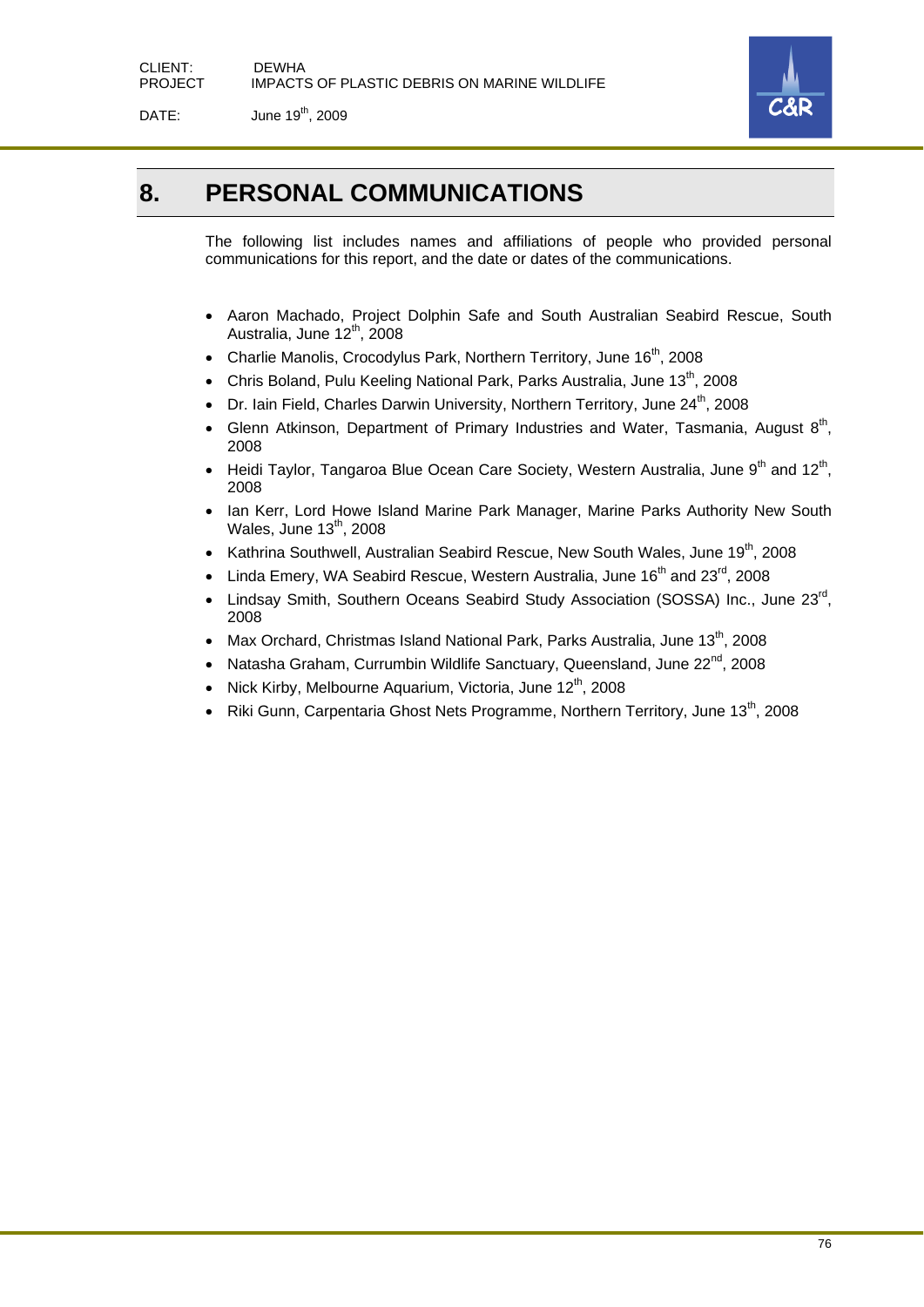# 8. PERSONAL COMMUNICATIONS

The following list includes names and affiliations of people who provided personal communications for this report, and the date or dates of the communications.

- Aaron Machado, Project Dolphin Safe and South Australian Seabird Rescue, South Australia, June 12th, 2008
- Charlie Manolis, Crocodylus Park, Northern Territory, June 16th, 2008
- Chris Boland, Pulu Keeling National Park, Parks Australia, June 13th, 2008
- Dr. Iain Field, Charles Darwin University, Northern Territory, June 24th, 2008
- Glenn Atkinson, Department of Primary Industries and Water, Tasmania, August 8th, 2008
- Heidi Taylor, Tangaroa Blue Ocean Care Society, Western Australia, June 9th and 12th, 2008
- Ian Kerr, Lord Howe Island Marine Park Manager, Marine Parks Authority New South Wales, June 13th, 2008
- Kathrina Southwell, Australian Seabird Rescue, New South Wales, June 19th, 2008
- Linda Emery, WA Seabird Rescue, Western Australia, June 16th and 23rd, 2008
- Lindsay Smith, Southern Oceans Seabird Study Association (SOSSA) Inc., June 23rd, 2008
- Max Orchard, Christmas Island National Park, Parks Australia, June 13th, 2008
- Natasha Graham, Currumbin Wildlife Sanctuary, Queensland, June 22nd, 2008
- Nick Kirby, Melbourne Aquarium, Victoria, June 12th, 2008
- Riki Gunn, Carpentaria Ghost Nets Programme, Northern Territory, June 13th, 2008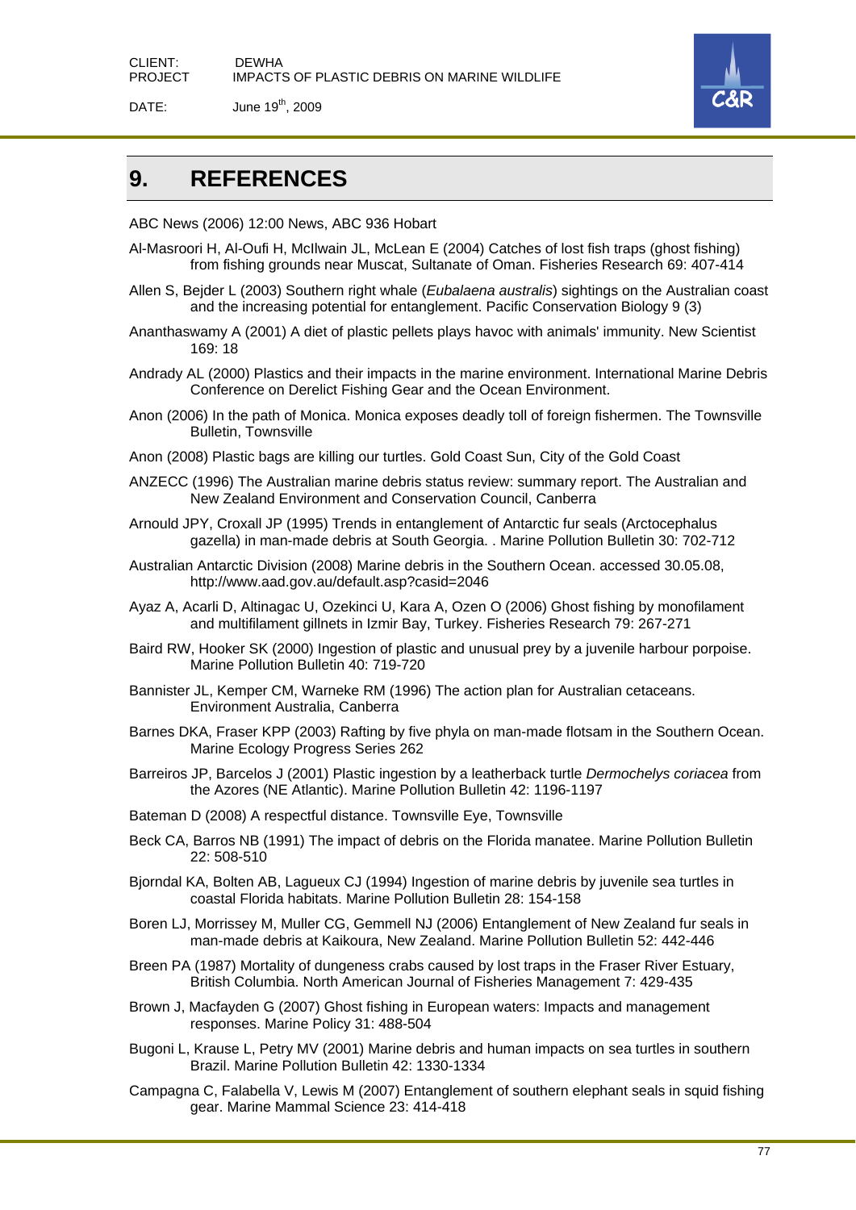# 9. REFERENCES

ABC News (2006) 12:00 News, ABC 936 Hobart

Al-Masroori H, Al-Oufi H, McIlwain JL, McLean E (2004) Catches of lost fish traps (ghost fishing) from fishing grounds near Muscat, Sultanate of Oman. Fisheries Research 69: 407-414

Allen S, Bejder L (2003) Southern right whale (*Eubalaena australis*) sightings on the Australian coast and the increasing potential for entanglement. Pacific Conservation Biology 9 (3)

Ananthaswamy A (2001) A diet of plastic pellets plays havoc with animals' immunity. New Scientist 169: 18

Andrady AL (2000) Plastics and their impacts in the marine environment. International Marine Debris Conference on Derelict Fishing Gear and the Ocean Environment.

Anon (2006) In the path of Monica. Monica exposes deadly toll of foreign fishermen. The Townsville Bulletin, Townsville

Anon (2008) Plastic bags are killing our turtles. Gold Coast Sun, City of the Gold Coast

ANZECC (1996) The Australian marine debris status review: summary report. The Australian and New Zealand Environment and Conservation Council, Canberra

Arnould JPY, Croxall JP (1995) Trends in entanglement of Antarctic fur seals (Arctocephalus gazella) in man-made debris at South Georgia. . Marine Pollution Bulletin 30: 702-712

Australian Antarctic Division (2008) Marine debris in the Southern Ocean. accessed 30.05.08, http://www.aad.gov.au/default.asp?casid=2046

Ayaz A, Acarli D, Altinagac U, Ozekinci U, Kara A, Ozen O (2006) Ghost fishing by monofilament and multifilament gillnets in Izmir Bay, Turkey. Fisheries Research 79: 267-271

Baird RW, Hooker SK (2000) Ingestion of plastic and unusual prey by a juvenile harbour porpoise. Marine Pollution Bulletin 40: 719-720

Bannister JL, Kemper CM, Warneke RM (1996) The action plan for Australian cetaceans. Environment Australia, Canberra

Barnes DKA, Fraser KPP (2003) Rafting by five phyla on man-made flotsam in the Southern Ocean. Marine Ecology Progress Series 262

Barreiros JP, Barcelos J (2001) Plastic ingestion by a leatherback turtle *Dermochelys coriacea* from the Azores (NE Atlantic). Marine Pollution Bulletin 42: 1196-1197

Bateman D (2008) A respectful distance. Townsville Eye, Townsville

Beck CA, Barros NB (1991) The impact of debris on the Florida manatee. Marine Pollution Bulletin 22: 508-510

Bjorndal KA, Bolten AB, Lagueux CJ (1994) Ingestion of marine debris by juvenile sea turtles in coastal Florida habitats. Marine Pollution Bulletin 28: 154-158

Boren LJ, Morrissey M, Muller CG, Gemmell NJ (2006) Entanglement of New Zealand fur seals in man-made debris at Kaikoura, New Zealand. Marine Pollution Bulletin 52: 442-446

Breen PA (1987) Mortality of dungeness crabs caused by lost traps in the Fraser River Estuary, British Columbia. North American Journal of Fisheries Management 7: 429-435

Brown J, Macfayden G (2007) Ghost fishing in European waters: Impacts and management responses. Marine Policy 31: 488-504

Bugoni L, Krause L, Petry MV (2001) Marine debris and human impacts on sea turtles in southern Brazil. Marine Pollution Bulletin 42: 1330-1334

Campagna C, Falabella V, Lewis M (2007) Entanglement of southern elephant seals in squid fishing gear. Marine Mammal Science 23: 414-418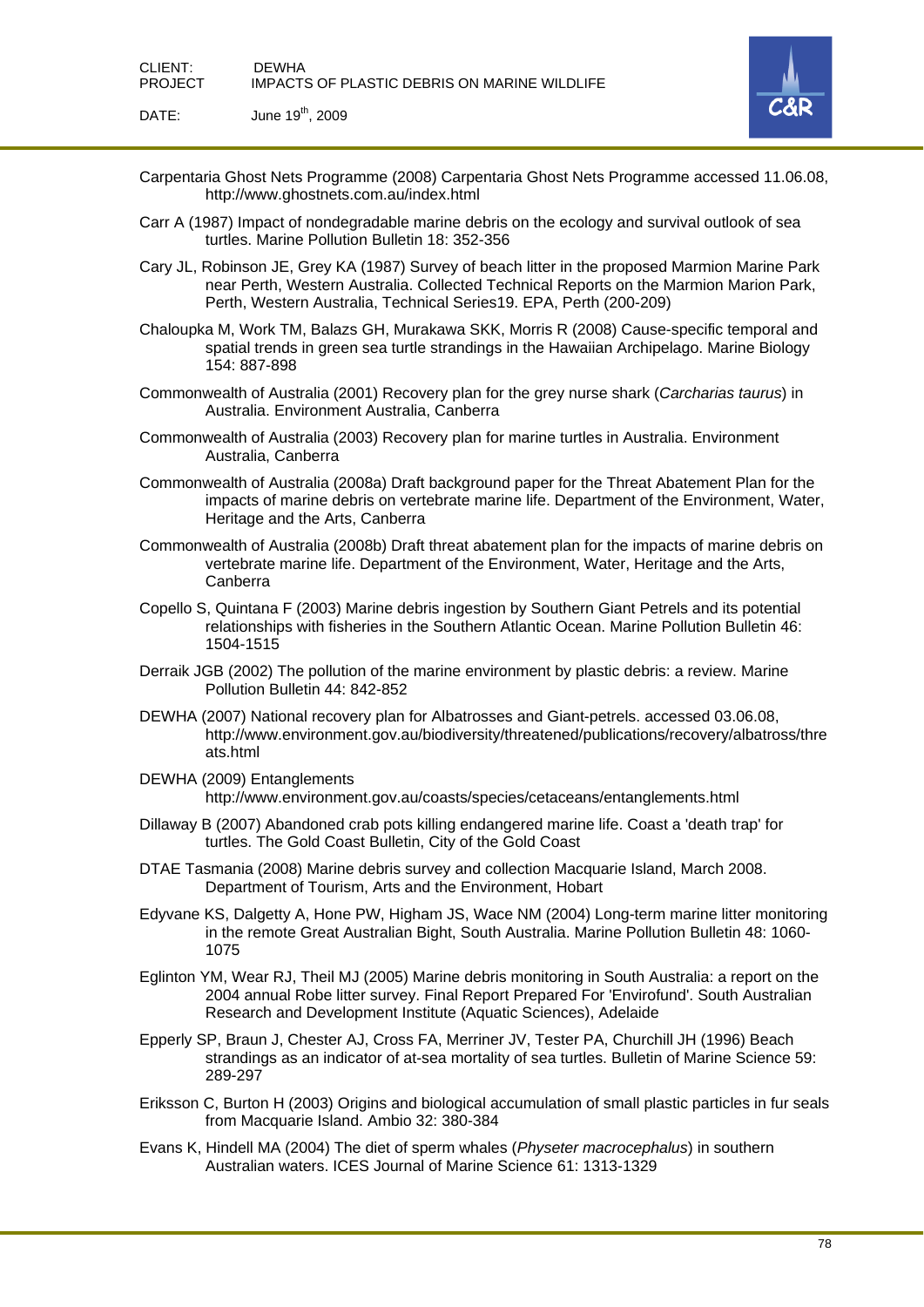Carpentaria Ghost Nets Programme (2008) Carpentaria Ghost Nets Programme accessed 11.06.08, http://www.ghostnets.com.au/index.html

Carr A (1987) Impact of nondegradable marine debris on the ecology and survival outlook of sea turtles. Marine Pollution Bulletin 18: 352-356

Cary JL, Robinson JE, Grey KA (1987) Survey of beach litter in the proposed Marmion Marine Park near Perth, Western Australia. Collected Technical Reports on the Marmion Marion Park, Perth, Western Australia, Technical Series19. EPA, Perth (200-209)

Chaloupka M, Work TM, Balazs GH, Murakawa SKK, Morris R (2008) Cause-specific temporal and spatial trends in green sea turtle strandings in the Hawaiian Archipelago. Marine Biology 154: 887-898

Commonwealth of Australia (2001) Recovery plan for the grey nurse shark (*Carcharias taurus*) in Australia. Environment Australia, Canberra

Commonwealth of Australia (2003) Recovery plan for marine turtles in Australia. Environment Australia, Canberra

Commonwealth of Australia (2008a) Draft background paper for the Threat Abatement Plan for the impacts of marine debris on vertebrate marine life. Department of the Environment, Water, Heritage and the Arts, Canberra

Commonwealth of Australia (2008b) Draft threat abatement plan for the impacts of marine debris on vertebrate marine life. Department of the Environment, Water, Heritage and the Arts, Canberra

Copello S, Quintana F (2003) Marine debris ingestion by Southern Giant Petrels and its potential relationships with fisheries in the Southern Atlantic Ocean. Marine Pollution Bulletin 46: 1504-1515

Derraik JGB (2002) The pollution of the marine environment by plastic debris: a review. Marine Pollution Bulletin 44: 842-852

DEWHA (2007) National recovery plan for Albatrosses and Giant-petrels. accessed 03.06.08, http://www.environment.gov.au/biodiversity/threatened/publications/recovery/albatross/threats.html

DEWHA (2009) Entanglements http://www.environment.gov.au/coasts/species/cetaceans/entanglements.html

Dillaway B (2007) Abandoned crab pots killing endangered marine life. Coast a 'death trap' for turtles. The Gold Coast Bulletin, City of the Gold Coast

DTAE Tasmania (2008) Marine debris survey and collection Macquarie Island, March 2008. Department of Tourism, Arts and the Environment, Hobart

Edyvane KS, Dalgetty A, Hone PW, Higham JS, Wace NM (2004) Long-term marine litter monitoring in the remote Great Australian Bight, South Australia. Marine Pollution Bulletin 48: 1060-1075

Eglinton YM, Wear RJ, Theil MJ (2005) Marine debris monitoring in South Australia: a report on the 2004 annual Robe litter survey. Final Report Prepared For 'Envirofund'. South Australian Research and Development Institute (Aquatic Sciences), Adelaide

Epperly SP, Braun J, Chester AJ, Cross FA, Merriner JV, Tester PA, Churchill JH (1996) Beach strandings as an indicator of at-sea mortality of sea turtles. Bulletin of Marine Science 59: 289-297

Eriksson C, Burton H (2003) Origins and biological accumulation of small plastic particles in fur seals from Macquarie Island. Ambio 32: 380-384

Evans K, Hindell MA (2004) The diet of sperm whales (*Physeter macrocephalus*) in southern Australian waters. ICES Journal of Marine Science 61: 1313-1329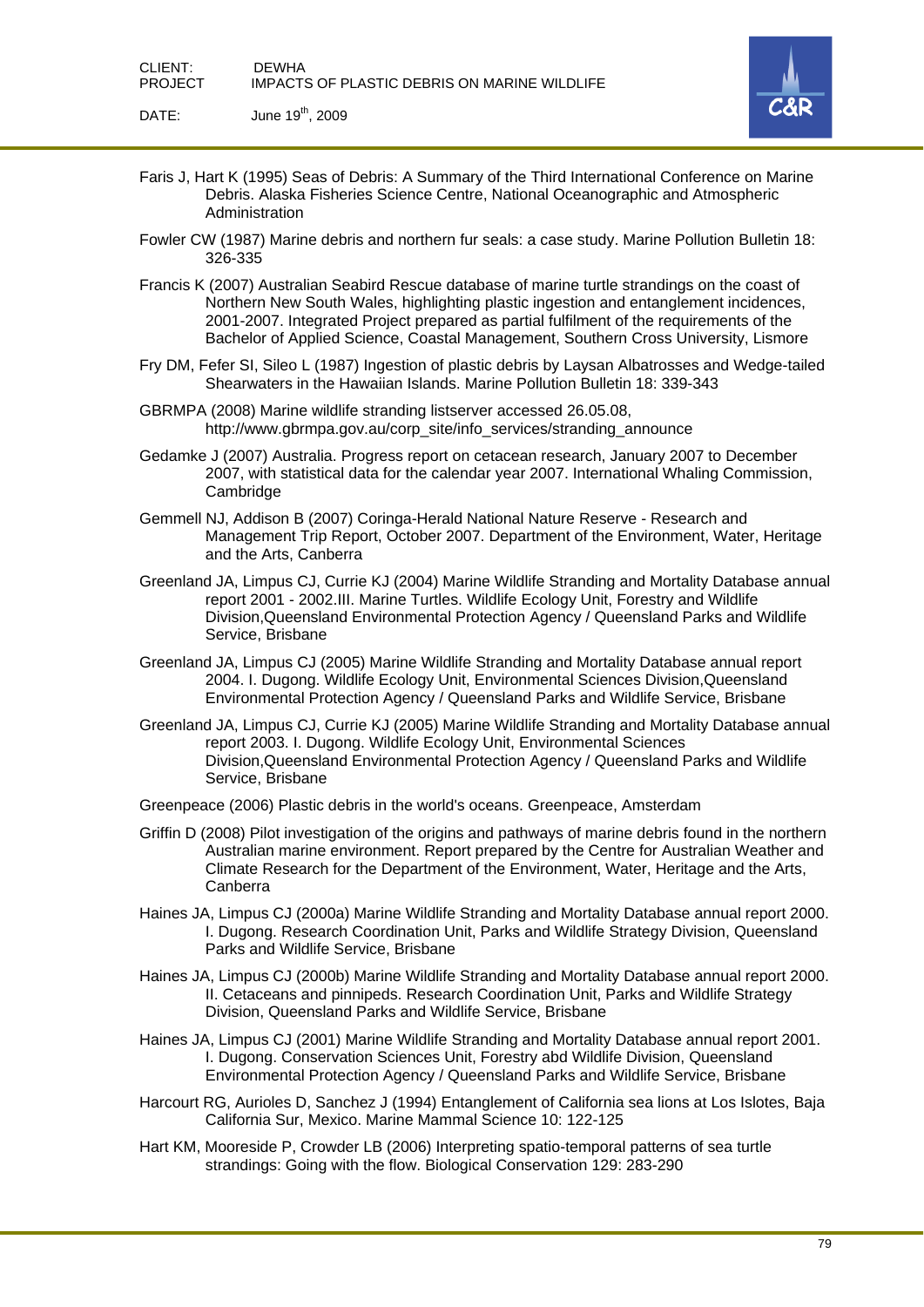Faris J, Hart K (1995) Seas of Debris: A Summary of the Third International Conference on Marine Debris. Alaska Fisheries Science Centre, National Oceanographic and Atmospheric Administration

Fowler CW (1987) Marine debris and northern fur seals: a case study. Marine Pollution Bulletin 18: 326-335

Francis K (2007) Australian Seabird Rescue database of marine turtle strandings on the coast of Northern New South Wales, highlighting plastic ingestion and entanglement incidences, 2001-2007. Integrated Project prepared as partial fulfilment of the requirements of the Bachelor of Applied Science, Coastal Management, Southern Cross University, Lismore

Fry DM, Fefer SI, Sileo L (1987) Ingestion of plastic debris by Laysan Albatrosses and Wedge-tailed Shearwaters in the Hawaiian Islands. Marine Pollution Bulletin 18: 339-343

GBRMPA (2008) Marine wildlife stranding listserver accessed 26.05.08, http://www.gbrmpa.gov.au/corp_site/info_services/stranding_announce

Gedamke J (2007) Australia. Progress report on cetacean research, January 2007 to December 2007, with statistical data for the calendar year 2007. International Whaling Commission, Cambridge

Gemmell NJ, Addison B (2007) Coringa-Herald National Nature Reserve - Research and Management Trip Report, October 2007. Department of the Environment, Water, Heritage and the Arts, Canberra

Greenland JA, Limpus CJ, Currie KJ (2004) Marine Wildlife Stranding and Mortality Database annual report 2001 - 2002.III. Marine Turtles. Wildlife Ecology Unit, Forestry and Wildlife Division,Queensland Environmental Protection Agency / Queensland Parks and Wildlife Service, Brisbane

Greenland JA, Limpus CJ (2005) Marine Wildlife Stranding and Mortality Database annual report 2004. I. Dugong. Wildlife Ecology Unit, Environmental Sciences Division,Queensland Environmental Protection Agency / Queensland Parks and Wildlife Service, Brisbane

Greenland JA, Limpus CJ, Currie KJ (2005) Marine Wildlife Stranding and Mortality Database annual report 2003. I. Dugong. Wildlife Ecology Unit, Environmental Sciences Division,Queensland Environmental Protection Agency / Queensland Parks and Wildlife Service, Brisbane

Greenpeace (2006) Plastic debris in the world's oceans. Greenpeace, Amsterdam

Griffin D (2008) Pilot investigation of the origins and pathways of marine debris found in the northern Australian marine environment. Report prepared by the Centre for Australian Weather and Climate Research for the Department of the Environment, Water, Heritage and the Arts, Canberra

Haines JA, Limpus CJ (2000a) Marine Wildlife Stranding and Mortality Database annual report 2000. I. Dugong. Research Coordination Unit, Parks and Wildlife Strategy Division, Queensland Parks and Wildlife Service, Brisbane

Haines JA, Limpus CJ (2000b) Marine Wildlife Stranding and Mortality Database annual report 2000. II. Cetaceans and pinnipeds. Research Coordination Unit, Parks and Wildlife Strategy Division, Queensland Parks and Wildlife Service, Brisbane

Haines JA, Limpus CJ (2001) Marine Wildlife Stranding and Mortality Database annual report 2001. I. Dugong. Conservation Sciences Unit, Forestry abd Wildlife Division, Queensland Environmental Protection Agency / Queensland Parks and Wildlife Service, Brisbane

Harcourt RG, Aurioles D, Sanchez J (1994) Entanglement of California sea lions at Los Islotes, Baja California Sur, Mexico. Marine Mammal Science 10: 122-125

Hart KM, Mooreside P, Crowder LB (2006) Interpreting spatio-temporal patterns of sea turtle strandings: Going with the flow. Biological Conservation 129: 283-290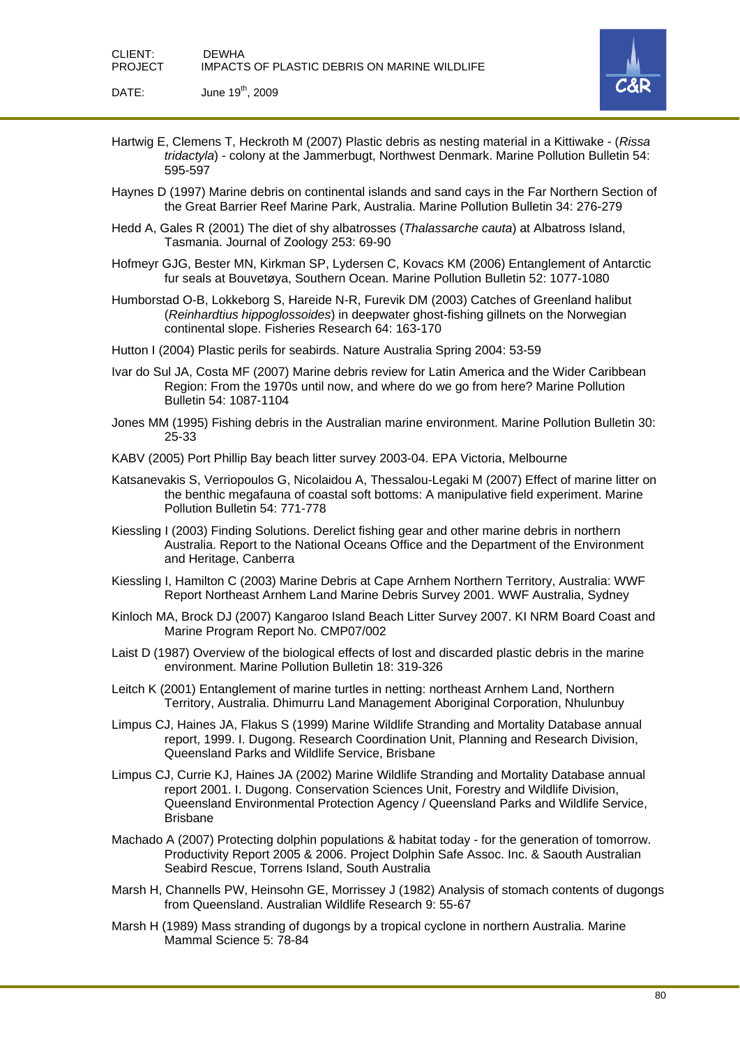Hartwig E, Clemens T, Heckroth M (2007) Plastic debris as nesting material in a Kittiwake - (*Rissa tridactyla*) - colony at the Jammerbugt, Northwest Denmark. Marine Pollution Bulletin 54: 595-597

Haynes D (1997) Marine debris on continental islands and sand cays in the Far Northern Section of the Great Barrier Reef Marine Park, Australia. Marine Pollution Bulletin 34: 276-279

Hedd A, Gales R (2001) The diet of shy albatrosses (*Thalassarche cauta*) at Albatross Island, Tasmania. Journal of Zoology 253: 69-90

Hofmeyr GJG, Bester MN, Kirkman SP, Lydersen C, Kovacs KM (2006) Entanglement of Antarctic fur seals at Bouvetøya, Southern Ocean. Marine Pollution Bulletin 52: 1077-1080

Humborstad O-B, Lokkeborg S, Hareide N-R, Furevik DM (2003) Catches of Greenland halibut (*Reinhardtius hippoglossoides*) in deepwater ghost-fishing gillnets on the Norwegian continental slope. Fisheries Research 64: 163-170

Hutton I (2004) Plastic perils for seabirds. Nature Australia Spring 2004: 53-59

Ivar do Sul JA, Costa MF (2007) Marine debris review for Latin America and the Wider Caribbean Region: From the 1970s until now, and where do we go from here? Marine Pollution Bulletin 54: 1087-1104

Jones MM (1995) Fishing debris in the Australian marine environment. Marine Pollution Bulletin 30: 25-33

KABV (2005) Port Phillip Bay beach litter survey 2003-04. EPA Victoria, Melbourne

Katsanevakis S, Verriopoulos G, Nicolaidou A, Thessalou-Legaki M (2007) Effect of marine litter on the benthic megafauna of coastal soft bottoms: A manipulative field experiment. Marine Pollution Bulletin 54: 771-778

Kiessling I (2003) Finding Solutions. Derelict fishing gear and other marine debris in northern Australia. Report to the National Oceans Office and the Department of the Environment and Heritage, Canberra

Kiessling I, Hamilton C (2003) Marine Debris at Cape Arnhem Northern Territory, Australia: WWF Report Northeast Arnhem Land Marine Debris Survey 2001. WWF Australia, Sydney

Kinloch MA, Brock DJ (2007) Kangaroo Island Beach Litter Survey 2007. KI NRM Board Coast and Marine Program Report No. CMP07/002

Laist D (1987) Overview of the biological effects of lost and discarded plastic debris in the marine environment. Marine Pollution Bulletin 18: 319-326

Leitch K (2001) Entanglement of marine turtles in netting: northeast Arnhem Land, Northern Territory, Australia. Dhimurru Land Management Aboriginal Corporation, Nhulunbuy

Limpus CJ, Haines JA, Flakus S (1999) Marine Wildlife Stranding and Mortality Database annual report, 1999. I. Dugong. Research Coordination Unit, Planning and Research Division, Queensland Parks and Wildlife Service, Brisbane

Limpus CJ, Currie KJ, Haines JA (2002) Marine Wildlife Stranding and Mortality Database annual report 2001. I. Dugong. Conservation Sciences Unit, Forestry and Wildlife Division, Queensland Environmental Protection Agency / Queensland Parks and Wildlife Service, Brisbane

Machado A (2007) Protecting dolphin populations & habitat today - for the generation of tomorrow. Productivity Report 2005 & 2006. Project Dolphin Safe Assoc. Inc. & Saouth Australian Seabird Rescue, Torrens Island, South Australia

Marsh H, Channells PW, Heinsohn GE, Morrissey J (1982) Analysis of stomach contents of dugongs from Queensland. Australian Wildlife Research 9: 55-67

Marsh H (1989) Mass stranding of dugongs by a tropical cyclone in northern Australia. Marine Mammal Science 5: 78-84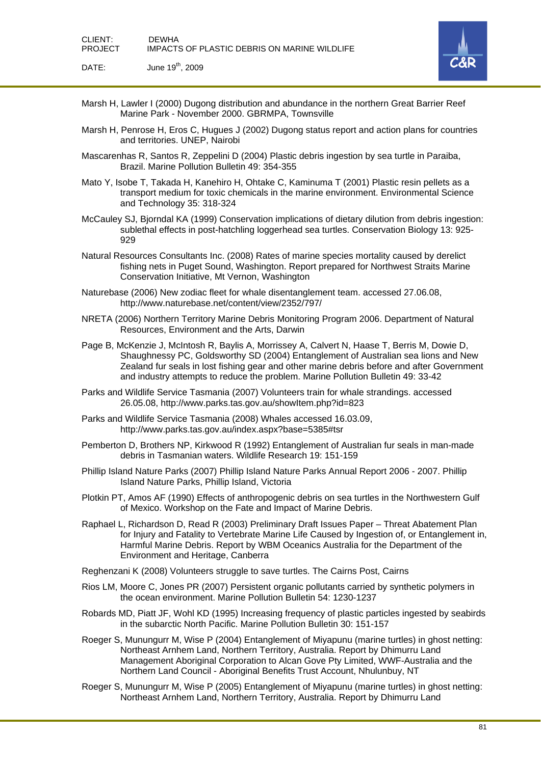Marsh H, Lawler I (2000) Dugong distribution and abundance in the northern Great Barrier Reef Marine Park - November 2000. GBRMPA, Townsville

Marsh H, Penrose H, Eros C, Hugues J (2002) Dugong status report and action plans for countries and territories. UNEP, Nairobi

Mascarenhas R, Santos R, Zeppelini D (2004) Plastic debris ingestion by sea turtle in Paraiba, Brazil. Marine Pollution Bulletin 49: 354-355

Mato Y, Isobe T, Takada H, Kanehiro H, Ohtake C, Kaminuma T (2001) Plastic resin pellets as a transport medium for toxic chemicals in the marine environment. Environmental Science and Technology 35: 318-324

McCauley SJ, Bjorndal KA (1999) Conservation implications of dietary dilution from debris ingestion: sublethal effects in post-hatchling loggerhead sea turtles. Conservation Biology 13: 925-929

Natural Resources Consultants Inc. (2008) Rates of marine species mortality caused by derelict fishing nets in Puget Sound, Washington. Report prepared for Northwest Straits Marine Conservation Initiative, Mt Vernon, Washington

Naturebase (2006) New zodiac fleet for whale disentanglement team. accessed 27.06.08, http://www.naturebase.net/content/view/2352/797/

NRETA (2006) Northern Territory Marine Debris Monitoring Program 2006. Department of Natural Resources, Environment and the Arts, Darwin

Page B, McKenzie J, McIntosh R, Baylis A, Morrissey A, Calvert N, Haase T, Berris M, Dowie D, Shaughnessy PC, Goldsworthy SD (2004) Entanglement of Australian sea lions and New Zealand fur seals in lost fishing gear and other marine debris before and after Government and industry attempts to reduce the problem. Marine Pollution Bulletin 49: 33-42

Parks and Wildlife Service Tasmania (2007) Volunteers train for whale strandings. accessed 26.05.08, http://www.parks.tas.gov.au/showItem.php?id=823

Parks and Wildlife Service Tasmania (2008) Whales accessed 16.03.09, http://www.parks.tas.gov.au/index.aspx?base=5385#tsr

Pemberton D, Brothers NP, Kirkwood R (1992) Entanglement of Australian fur seals in man-made debris in Tasmanian waters. Wildlife Research 19: 151-159

Phillip Island Nature Parks (2007) Phillip Island Nature Parks Annual Report 2006 - 2007. Phillip Island Nature Parks, Phillip Island, Victoria

Plotkin PT, Amos AF (1990) Effects of anthropogenic debris on sea turtles in the Northwestern Gulf of Mexico. Workshop on the Fate and Impact of Marine Debris.

Raphael L, Richardson D, Read R (2003) Preliminary Draft Issues Paper – Threat Abatement Plan for Injury and Fatality to Vertebrate Marine Life Caused by Ingestion of, or Entanglement in, Harmful Marine Debris. Report by WBM Oceanics Australia for the Department of the Environment and Heritage, Canberra

Reghenzani K (2008) Volunteers struggle to save turtles. The Cairns Post, Cairns

Rios LM, Moore C, Jones PR (2007) Persistent organic pollutants carried by synthetic polymers in the ocean environment. Marine Pollution Bulletin 54: 1230-1237

Robards MD, Piatt JF, Wohl KD (1995) Increasing frequency of plastic particles ingested by seabirds in the subarctic North Pacific. Marine Pollution Bulletin 30: 151-157

Roeger S, Munungurr M, Wise P (2004) Entanglement of Miyapunu (marine turtles) in ghost netting: Northeast Arnhem Land, Northern Territory, Australia. Report by Dhimurru Land Management Aboriginal Corporation to Alcan Gove Pty Limited, WWF-Australia and the Northern Land Council - Aboriginal Benefits Trust Account, Nhulunbuy, NT

Roeger S, Munungurr M, Wise P (2005) Entanglement of Miyapunu (marine turtles) in ghost netting: Northeast Arnhem Land, Northern Territory, Australia. Report by Dhimurru Land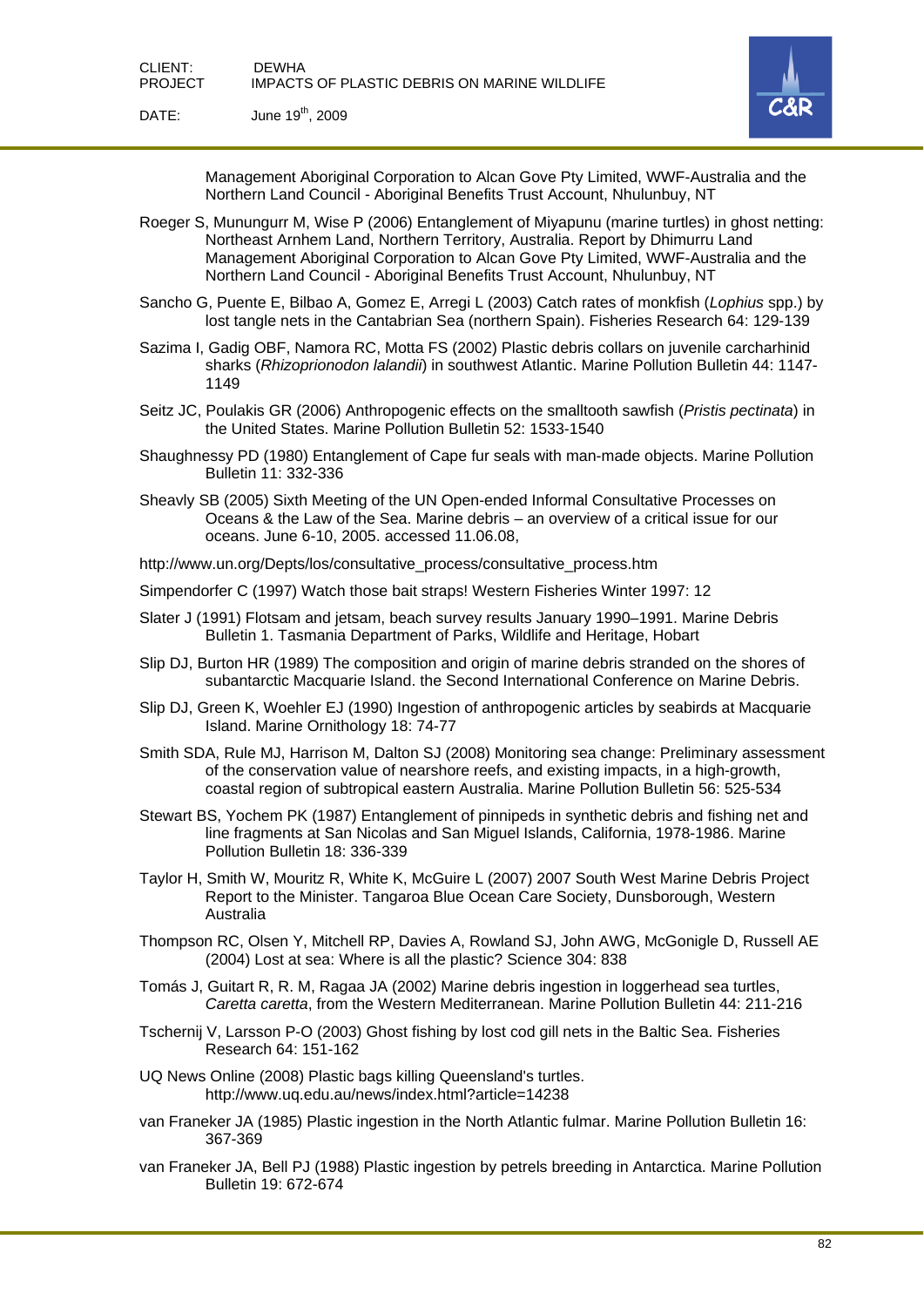Management Aboriginal Corporation to Alcan Gove Pty Limited, WWF-Australia and the Northern Land Council - Aboriginal Benefits Trust Account, Nhulunbuy, NT

Roeger S, Munungurr M, Wise P (2006) Entanglement of Miyapunu (marine turtles) in ghost netting: Northeast Arnhem Land, Northern Territory, Australia. Report by Dhimurru Land Management Aboriginal Corporation to Alcan Gove Pty Limited, WWF-Australia and the Northern Land Council - Aboriginal Benefits Trust Account, Nhulunbuy, NT

Sancho G, Puente E, Bilbao A, Gomez E, Arregi L (2003) Catch rates of monkfish (*Lophius* spp.) by lost tangle nets in the Cantabrian Sea (northern Spain). Fisheries Research 64: 129-139

Sazima I, Gadig OBF, Namora RC, Motta FS (2002) Plastic debris collars on juvenile carcharhinid sharks (*Rhizoprionodon lalandii*) in southwest Atlantic. Marine Pollution Bulletin 44: 1147-1149

Seitz JC, Poulakis GR (2006) Anthropogenic effects on the smalltooth sawfish (*Pristis pectinata*) in the United States. Marine Pollution Bulletin 52: 1533-1540

Shaughnessy PD (1980) Entanglement of Cape fur seals with man-made objects. Marine Pollution Bulletin 11: 332-336

Sheavly SB (2005) Sixth Meeting of the UN Open-ended Informal Consultative Processes on Oceans & the Law of the Sea. Marine debris – an overview of a critical issue for our oceans. June 6-10, 2005. accessed 11.06.08,

http://www.un.org/Depts/los/consultative_process/consultative_process.htm

Simpendorfer C (1997) Watch those bait straps! Western Fisheries Winter 1997: 12

Slater J (1991) Flotsam and jetsam, beach survey results January 1990–1991. Marine Debris Bulletin 1. Tasmania Department of Parks, Wildlife and Heritage, Hobart

Slip DJ, Burton HR (1989) The composition and origin of marine debris stranded on the shores of subantarctic Macquarie Island. the Second International Conference on Marine Debris.

Slip DJ, Green K, Woehler EJ (1990) Ingestion of anthropogenic articles by seabirds at Macquarie Island. Marine Ornithology 18: 74-77

Smith SDA, Rule MJ, Harrison M, Dalton SJ (2008) Monitoring sea change: Preliminary assessment of the conservation value of nearshore reefs, and existing impacts, in a high-growth, coastal region of subtropical eastern Australia. Marine Pollution Bulletin 56: 525-534

Stewart BS, Yochem PK (1987) Entanglement of pinnipeds in synthetic debris and fishing net and line fragments at San Nicolas and San Miguel Islands, California, 1978-1986. Marine Pollution Bulletin 18: 336-339

Taylor H, Smith W, Mouritz R, White K, McGuire L (2007) 2007 South West Marine Debris Project Report to the Minister. Tangaroa Blue Ocean Care Society, Dunsborough, Western Australia

Thompson RC, Olsen Y, Mitchell RP, Davies A, Rowland SJ, John AWG, McGonigle D, Russell AE (2004) Lost at sea: Where is all the plastic? Science 304: 838

Tomás J, Guitart R, R. M, Ragaa JA (2002) Marine debris ingestion in loggerhead sea turtles, *Caretta caretta*, from the Western Mediterranean. Marine Pollution Bulletin 44: 211-216

Tschernij V, Larsson P-O (2003) Ghost fishing by lost cod gill nets in the Baltic Sea. Fisheries Research 64: 151-162

UQ News Online (2008) Plastic bags killing Queensland's turtles. http://www.uq.edu.au/news/index.html?article=14238

van Franeker JA (1985) Plastic ingestion in the North Atlantic fulmar. Marine Pollution Bulletin 16: 367-369

van Franeker JA, Bell PJ (1988) Plastic ingestion by petrels breeding in Antarctica. Marine Pollution Bulletin 19: 672-674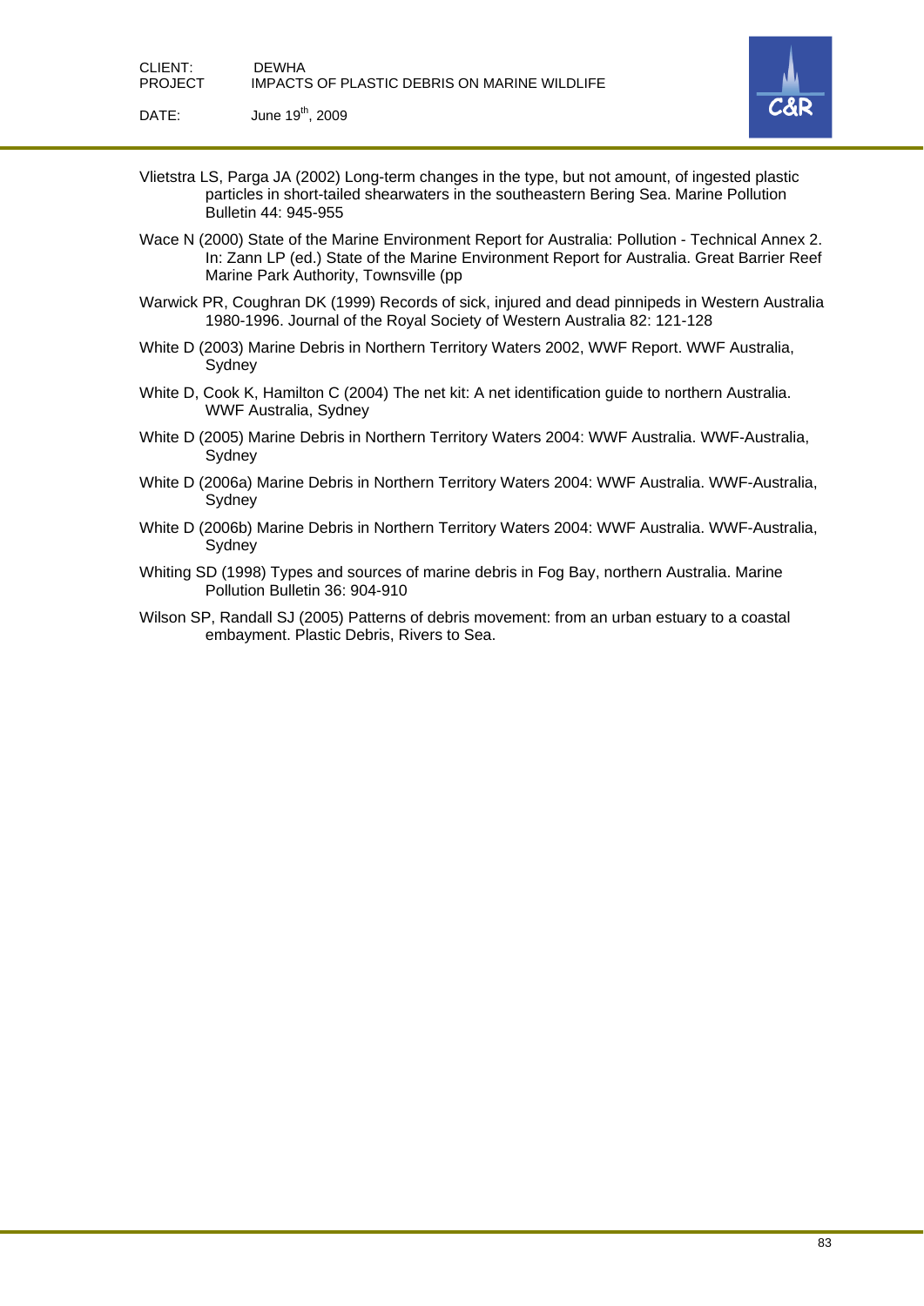Vlietstra LS, Parga JA (2002) Long-term changes in the type, but not amount, of ingested plastic particles in short-tailed shearwaters in the southeastern Bering Sea. Marine Pollution Bulletin 44: 945-955

Wace N (2000) State of the Marine Environment Report for Australia: Pollution - Technical Annex 2. In: Zann LP (ed.) State of the Marine Environment Report for Australia. Great Barrier Reef Marine Park Authority, Townsville (pp

Warwick PR, Coughran DK (1999) Records of sick, injured and dead pinnipeds in Western Australia 1980-1996. Journal of the Royal Society of Western Australia 82: 121-128

White D (2003) Marine Debris in Northern Territory Waters 2002, WWF Report. WWF Australia, Sydney

White D, Cook K, Hamilton C (2004) The net kit: A net identification guide to northern Australia. WWF Australia, Sydney

White D (2005) Marine Debris in Northern Territory Waters 2004: WWF Australia. WWF-Australia, Sydney

White D (2006a) Marine Debris in Northern Territory Waters 2004: WWF Australia. WWF-Australia, Sydney

White D (2006b) Marine Debris in Northern Territory Waters 2004: WWF Australia. WWF-Australia, Sydney

Whiting SD (1998) Types and sources of marine debris in Fog Bay, northern Australia. Marine Pollution Bulletin 36: 904-910

Wilson SP, Randall SJ (2005) Patterns of debris movement: from an urban estuary to a coastal embayment. Plastic Debris, Rivers to Sea.